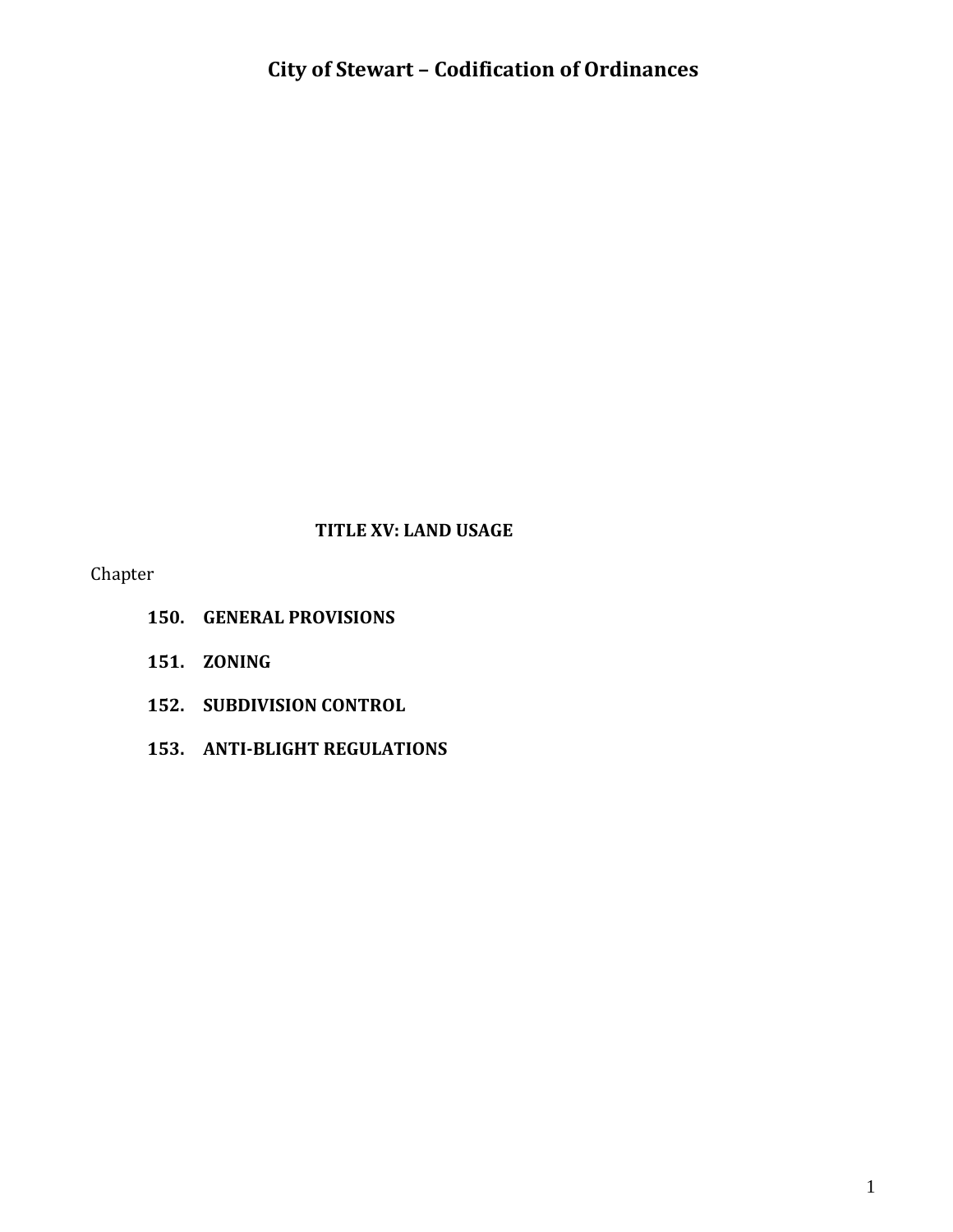# City of Stewart – Codification of Ordinances

## TITLE XV: LAND USAGE

Chapter

**150. GENERAL PROVISIONS**

**151. ZONING**

**152. SUBDIVISION CONTROL**

**153. ANTI-BLIGHT REGULATIONS**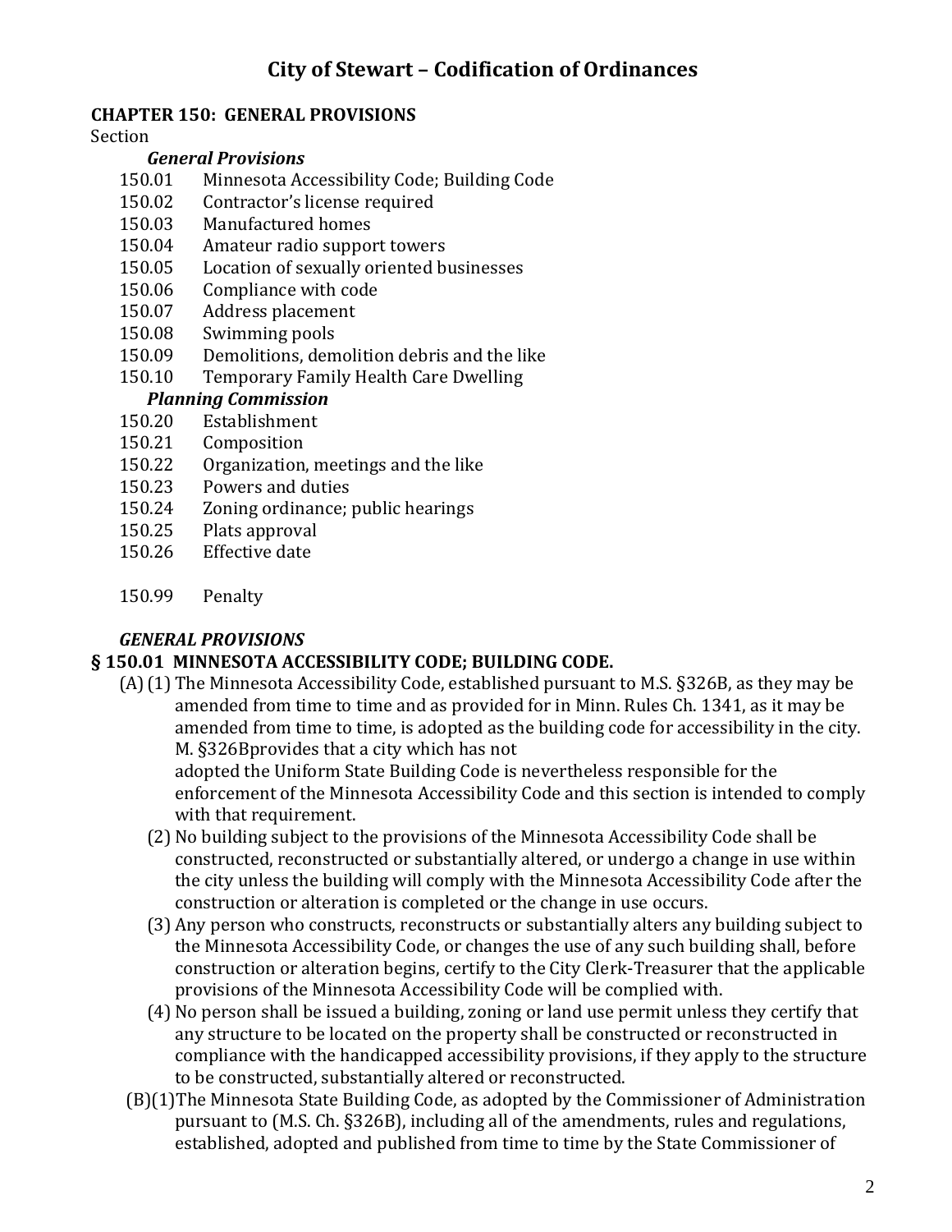# City of Stewart – Codification of Ordinances

## CHAPTER 150: GENERAL PROVISIONS

Section

***General Provisions***

150.01 Minnesota Accessibility Code; Building Code
150.02 Contractor's license required
150.03 Manufactured homes
150.04 Amateur radio support towers
150.05 Location of sexually oriented businesses
150.06 Compliance with code
150.07 Address placement
150.08 Swimming pools
150.09 Demolitions, demolition debris and the like
150.10 Temporary Family Health Care Dwelling

***Planning Commission***

150.20 Establishment
150.21 Composition
150.22 Organization, meetings and the like
150.23 Powers and duties
150.24 Zoning ordinance; public hearings
150.25 Plats approval
150.26 Effective date

150.99 Penalty

***GENERAL PROVISIONS***

### § 150.01 MINNESOTA ACCESSIBILITY CODE; BUILDING CODE.

(A) (1) The Minnesota Accessibility Code, established pursuant to M.S. §326B, as they may be amended from time to time and as provided for in Minn. Rules Ch. 1341, as it may be amended from time to time, is adopted as the building code for accessibility in the city. M. §326Bprovides that a city which has not adopted the Uniform State Building Code is nevertheless responsible for the enforcement of the Minnesota Accessibility Code and this section is intended to comply with that requirement.

(2) No building subject to the provisions of the Minnesota Accessibility Code shall be constructed, reconstructed or substantially altered, or undergo a change in use within the city unless the building will comply with the Minnesota Accessibility Code after the construction or alteration is completed or the change in use occurs.

(3) Any person who constructs, reconstructs or substantially alters any building subject to the Minnesota Accessibility Code, or changes the use of any such building shall, before construction or alteration begins, certify to the City Clerk-Treasurer that the applicable provisions of the Minnesota Accessibility Code will be complied with.

(4) No person shall be issued a building, zoning or land use permit unless they certify that any structure to be located on the property shall be constructed or reconstructed in compliance with the handicapped accessibility provisions, if they apply to the structure to be constructed, substantially altered or reconstructed.

(B)(1)The Minnesota State Building Code, as adopted by the Commissioner of Administration pursuant to (M.S. Ch. §326B), including all of the amendments, rules and regulations, established, adopted and published from time to time by the State Commissioner of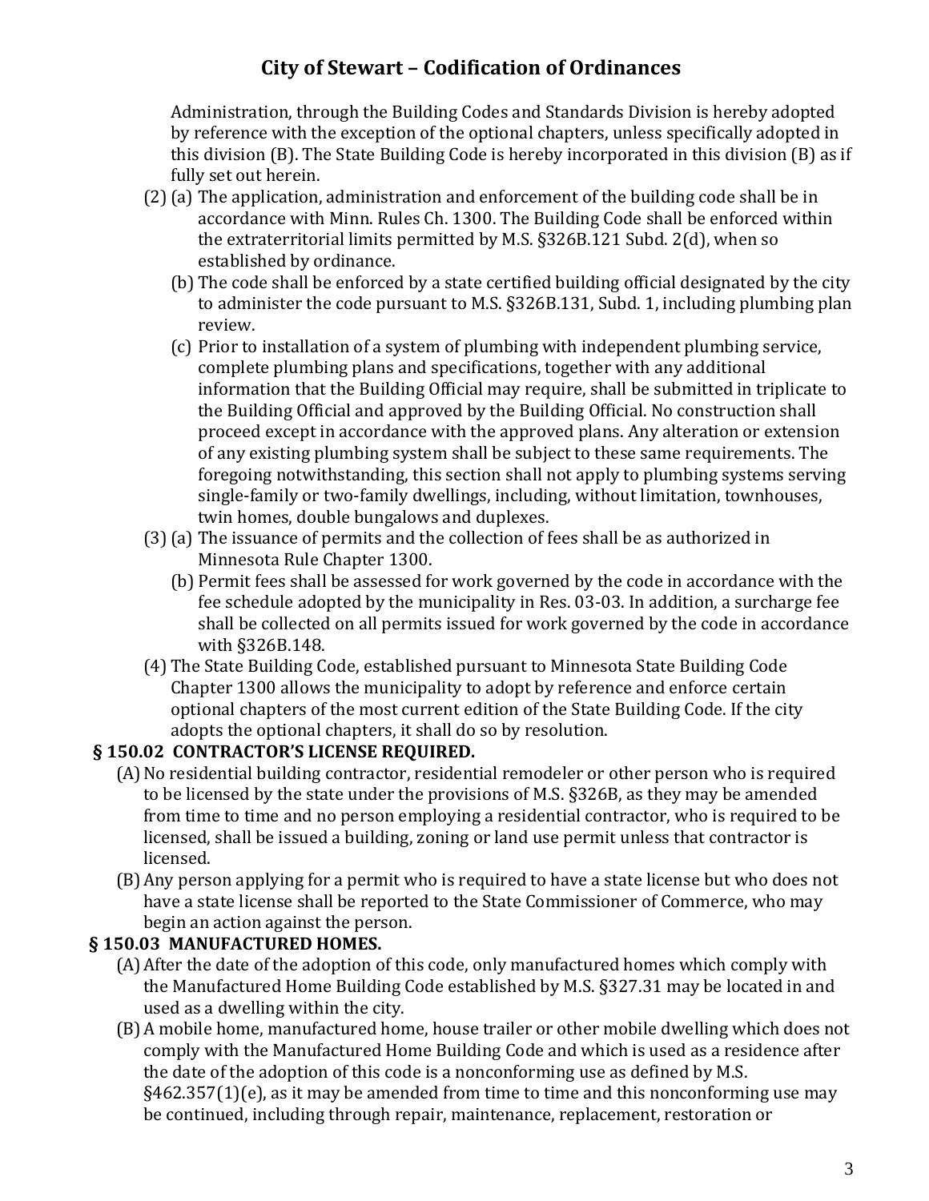Administration, through the Building Codes and Standards Division is hereby adopted by reference with the exception of the optional chapters, unless specifically adopted in this division (B). The State Building Code is hereby incorporated in this division (B) as if fully set out herein.

(2) (a) The application, administration and enforcement of the building code shall be in accordance with Minn. Rules Ch. 1300. The Building Code shall be enforced within the extraterritorial limits permitted by M.S. §326B.121 Subd. 2(d), when so established by ordinance.

(b) The code shall be enforced by a state certified building official designated by the city to administer the code pursuant to M.S. §326B.131, Subd. 1, including plumbing plan review.

(c) Prior to installation of a system of plumbing with independent plumbing service, complete plumbing plans and specifications, together with any additional information that the Building Official may require, shall be submitted in triplicate to the Building Official and approved by the Building Official. No construction shall proceed except in accordance with the approved plans. Any alteration or extension of any existing plumbing system shall be subject to these same requirements. The foregoing notwithstanding, this section shall not apply to plumbing systems serving single-family or two-family dwellings, including, without limitation, townhouses, twin homes, double bungalows and duplexes.

(3) (a) The issuance of permits and the collection of fees shall be as authorized in Minnesota Rule Chapter 1300.

(b) Permit fees shall be assessed for work governed by the code in accordance with the fee schedule adopted by the municipality in Res. 03-03. In addition, a surcharge fee shall be collected on all permits issued for work governed by the code in accordance with §326B.148.

(4) The State Building Code, established pursuant to Minnesota State Building Code Chapter 1300 allows the municipality to adopt by reference and enforce certain optional chapters of the most current edition of the State Building Code. If the city adopts the optional chapters, it shall do so by resolution.

### § 150.02 CONTRACTOR'S LICENSE REQUIRED.

(A) No residential building contractor, residential remodeler or other person who is required to be licensed by the state under the provisions of M.S. §326B, as they may be amended from time to time and no person employing a residential contractor, who is required to be licensed, shall be issued a building, zoning or land use permit unless that contractor is licensed.

(B) Any person applying for a permit who is required to have a state license but who does not have a state license shall be reported to the State Commissioner of Commerce, who may begin an action against the person.

### § 150.03 MANUFACTURED HOMES.

(A) After the date of the adoption of this code, only manufactured homes which comply with the Manufactured Home Building Code established by M.S. §327.31 may be located in and used as a dwelling within the city.

(B) A mobile home, manufactured home, house trailer or other mobile dwelling which does not comply with the Manufactured Home Building Code and which is used as a residence after the date of the adoption of this code is a nonconforming use as defined by M.S. §462.357(1)(e), as it may be amended from time to time and this nonconforming use may be continued, including through repair, maintenance, replacement, restoration or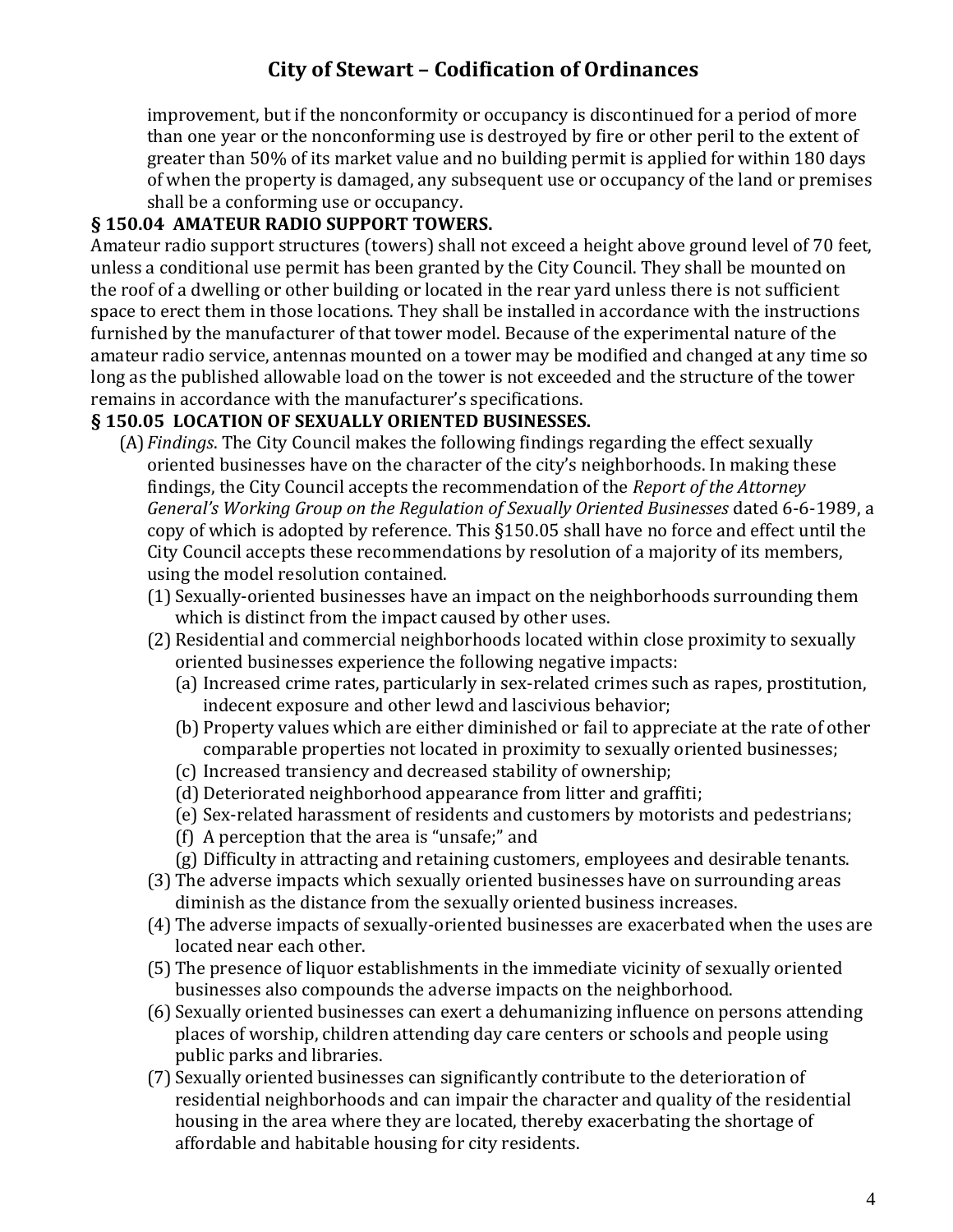improvement, but if the nonconformity or occupancy is discontinued for a period of more than one year or the nonconforming use is destroyed by fire or other peril to the extent of greater than 50% of its market value and no building permit is applied for within 180 days of when the property is damaged, any subsequent use or occupancy of the land or premises shall be a conforming use or occupancy.

### § 150.04 AMATEUR RADIO SUPPORT TOWERS.

Amateur radio support structures (towers) shall not exceed a height above ground level of 70 feet, unless a conditional use permit has been granted by the City Council. They shall be mounted on the roof of a dwelling or other building or located in the rear yard unless there is not sufficient space to erect them in those locations. They shall be installed in accordance with the instructions furnished by the manufacturer of that tower model. Because of the experimental nature of the amateur radio service, antennas mounted on a tower may be modified and changed at any time so long as the published allowable load on the tower is not exceeded and the structure of the tower remains in accordance with the manufacturer's specifications.

### § 150.05 LOCATION OF SEXUALLY ORIENTED BUSINESSES.

(A) *Findings*. The City Council makes the following findings regarding the effect sexually oriented businesses have on the character of the city's neighborhoods. In making these findings, the City Council accepts the recommendation of the *Report of the Attorney General's Working Group on the Regulation of Sexually Oriented Businesses* dated 6-6-1989, a copy of which is adopted by reference. This §150.05 shall have no force and effect until the City Council accepts these recommendations by resolution of a majority of its members, using the model resolution contained.

(1) Sexually-oriented businesses have an impact on the neighborhoods surrounding them which is distinct from the impact caused by other uses.

(2) Residential and commercial neighborhoods located within close proximity to sexually oriented businesses experience the following negative impacts:

(a) Increased crime rates, particularly in sex-related crimes such as rapes, prostitution, indecent exposure and other lewd and lascivious behavior;

(b) Property values which are either diminished or fail to appreciate at the rate of other comparable properties not located in proximity to sexually oriented businesses;

(c) Increased transiency and decreased stability of ownership;

(d) Deteriorated neighborhood appearance from litter and graffiti;

(e) Sex-related harassment of residents and customers by motorists and pedestrians;

(f) A perception that the area is "unsafe;" and

(g) Difficulty in attracting and retaining customers, employees and desirable tenants.

(3) The adverse impacts which sexually oriented businesses have on surrounding areas diminish as the distance from the sexually oriented business increases.

(4) The adverse impacts of sexually-oriented businesses are exacerbated when the uses are located near each other.

(5) The presence of liquor establishments in the immediate vicinity of sexually oriented businesses also compounds the adverse impacts on the neighborhood.

(6) Sexually oriented businesses can exert a dehumanizing influence on persons attending places of worship, children attending day care centers or schools and people using public parks and libraries.

(7) Sexually oriented businesses can significantly contribute to the deterioration of residential neighborhoods and can impair the character and quality of the residential housing in the area where they are located, thereby exacerbating the shortage of affordable and habitable housing for city residents.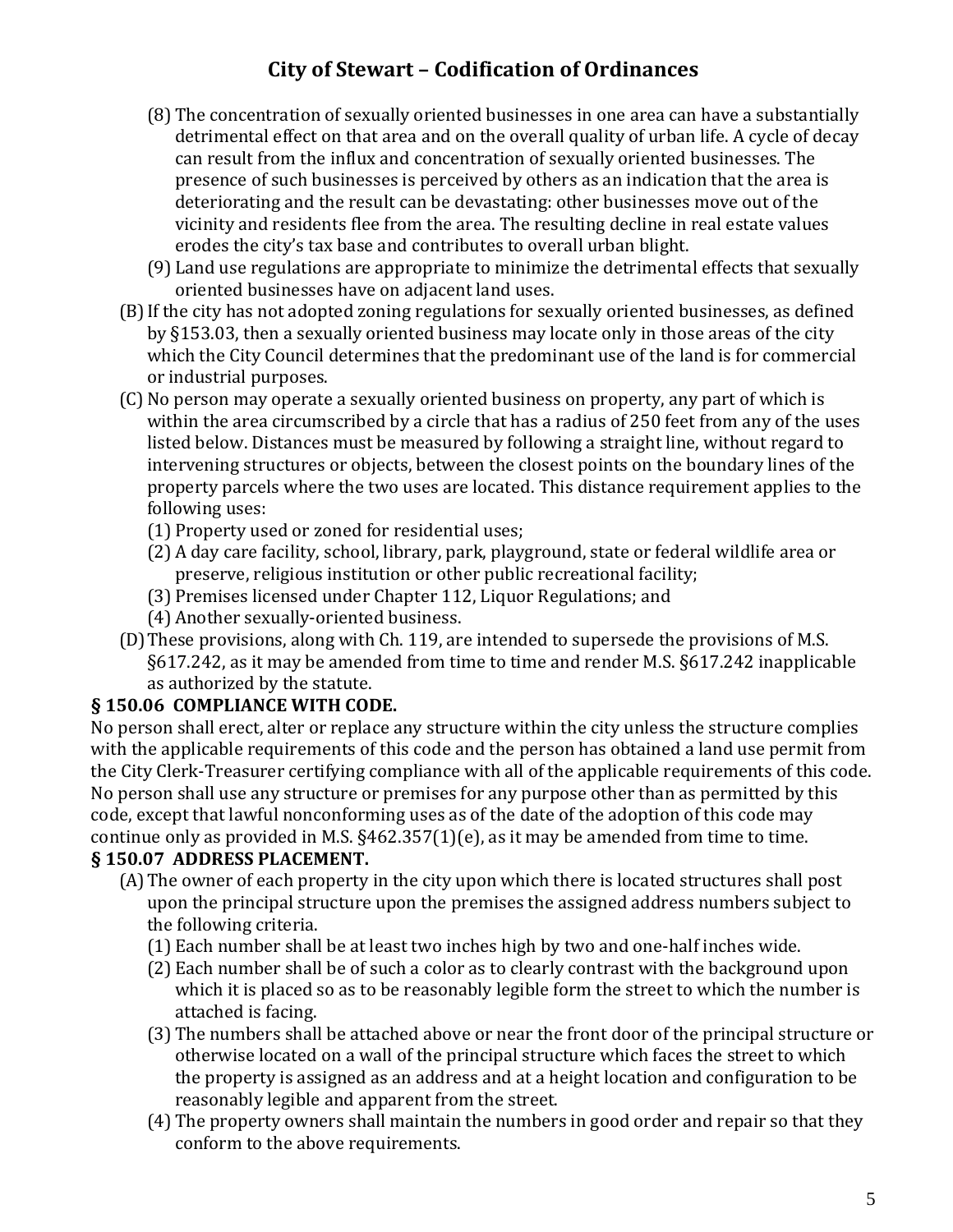(8) The concentration of sexually oriented businesses in one area can have a substantially detrimental effect on that area and on the overall quality of urban life. A cycle of decay can result from the influx and concentration of sexually oriented businesses. The presence of such businesses is perceived by others as an indication that the area is deteriorating and the result can be devastating: other businesses move out of the vicinity and residents flee from the area. The resulting decline in real estate values erodes the city's tax base and contributes to overall urban blight.

(9) Land use regulations are appropriate to minimize the detrimental effects that sexually oriented businesses have on adjacent land uses.

(B) If the city has not adopted zoning regulations for sexually oriented businesses, as defined by §153.03, then a sexually oriented business may locate only in those areas of the city which the City Council determines that the predominant use of the land is for commercial or industrial purposes.

(C) No person may operate a sexually oriented business on property, any part of which is within the area circumscribed by a circle that has a radius of 250 feet from any of the uses listed below. Distances must be measured by following a straight line, without regard to intervening structures or objects, between the closest points on the boundary lines of the property parcels where the two uses are located. This distance requirement applies to the following uses:

(1) Property used or zoned for residential uses;

(2) A day care facility, school, library, park, playground, state or federal wildlife area or preserve, religious institution or other public recreational facility;

(3) Premises licensed under Chapter 112, Liquor Regulations; and

(4) Another sexually-oriented business.

(D) These provisions, along with Ch. 119, are intended to supersede the provisions of M.S. §617.242, as it may be amended from time to time and render M.S. §617.242 inapplicable as authorized by the statute.

**§ 150.06 COMPLIANCE WITH CODE.**

No person shall erect, alter or replace any structure within the city unless the structure complies with the applicable requirements of this code and the person has obtained a land use permit from the City Clerk-Treasurer certifying compliance with all of the applicable requirements of this code. No person shall use any structure or premises for any purpose other than as permitted by this code, except that lawful nonconforming uses as of the date of the adoption of this code may continue only as provided in M.S. §462.357(1)(e), as it may be amended from time to time.

**§ 150.07 ADDRESS PLACEMENT.**

(A) The owner of each property in the city upon which there is located structures shall post upon the principal structure upon the premises the assigned address numbers subject to the following criteria.

(1) Each number shall be at least two inches high by two and one-half inches wide.

(2) Each number shall be of such a color as to clearly contrast with the background upon which it is placed so as to be reasonably legible form the street to which the number is attached is facing.

(3) The numbers shall be attached above or near the front door of the principal structure or otherwise located on a wall of the principal structure which faces the street to which the property is assigned as an address and at a height location and configuration to be reasonably legible and apparent from the street.

(4) The property owners shall maintain the numbers in good order and repair so that they conform to the above requirements.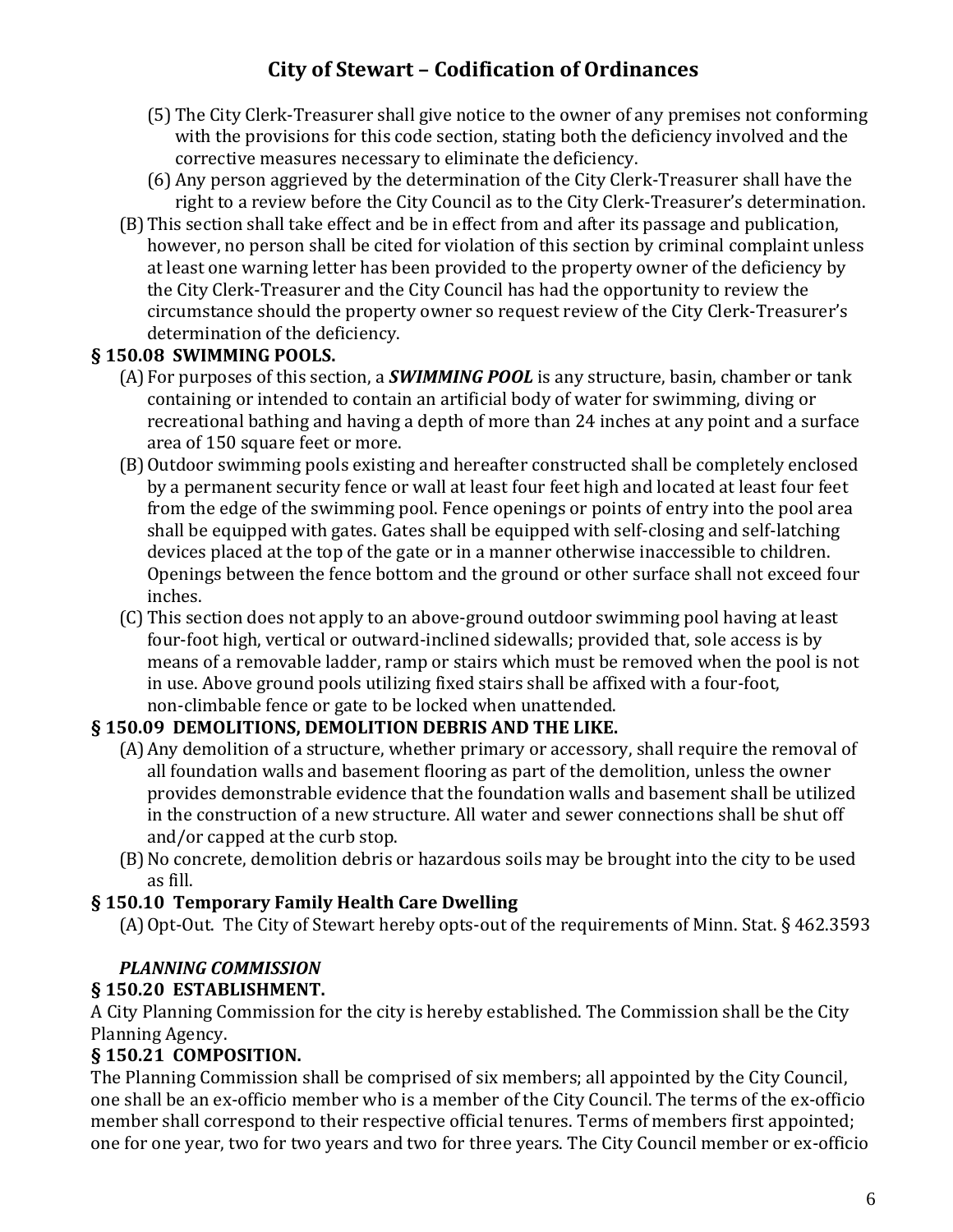(5) The City Clerk-Treasurer shall give notice to the owner of any premises not conforming with the provisions for this code section, stating both the deficiency involved and the corrective measures necessary to eliminate the deficiency.

(6) Any person aggrieved by the determination of the City Clerk-Treasurer shall have the right to a review before the City Council as to the City Clerk-Treasurer's determination.

(B) This section shall take effect and be in effect from and after its passage and publication, however, no person shall be cited for violation of this section by criminal complaint unless at least one warning letter has been provided to the property owner of the deficiency by the City Clerk-Treasurer and the City Council has had the opportunity to review the circumstance should the property owner so request review of the City Clerk-Treasurer's determination of the deficiency.

**§ 150.08 SWIMMING POOLS.**

(A) For purposes of this section, a ***SWIMMING POOL*** is any structure, basin, chamber or tank containing or intended to contain an artificial body of water for swimming, diving or recreational bathing and having a depth of more than 24 inches at any point and a surface area of 150 square feet or more.

(B) Outdoor swimming pools existing and hereafter constructed shall be completely enclosed by a permanent security fence or wall at least four feet high and located at least four feet from the edge of the swimming pool. Fence openings or points of entry into the pool area shall be equipped with gates. Gates shall be equipped with self-closing and self-latching devices placed at the top of the gate or in a manner otherwise inaccessible to children. Openings between the fence bottom and the ground or other surface shall not exceed four inches.

(C) This section does not apply to an above-ground outdoor swimming pool having at least four-foot high, vertical or outward-inclined sidewalls; provided that, sole access is by means of a removable ladder, ramp or stairs which must be removed when the pool is not in use. Above ground pools utilizing fixed stairs shall be affixed with a four-foot, non-climbable fence or gate to be locked when unattended.

**§ 150.09 DEMOLITIONS, DEMOLITION DEBRIS AND THE LIKE.**

(A) Any demolition of a structure, whether primary or accessory, shall require the removal of all foundation walls and basement flooring as part of the demolition, unless the owner provides demonstrable evidence that the foundation walls and basement shall be utilized in the construction of a new structure. All water and sewer connections shall be shut off and/or capped at the curb stop.

(B) No concrete, demolition debris or hazardous soils may be brought into the city to be used as fill.

**§ 150.10 Temporary Family Health Care Dwelling**

(A) Opt-Out. The City of Stewart hereby opts-out of the requirements of Minn. Stat. § 462.3593

***PLANNING COMMISSION***

**§ 150.20 ESTABLISHMENT.**

A City Planning Commission for the city is hereby established. The Commission shall be the City Planning Agency.

**§ 150.21 COMPOSITION.**

The Planning Commission shall be comprised of six members; all appointed by the City Council, one shall be an ex-officio member who is a member of the City Council. The terms of the ex-officio member shall correspond to their respective official tenures. Terms of members first appointed; one for one year, two for two years and two for three years. The City Council member or ex-officio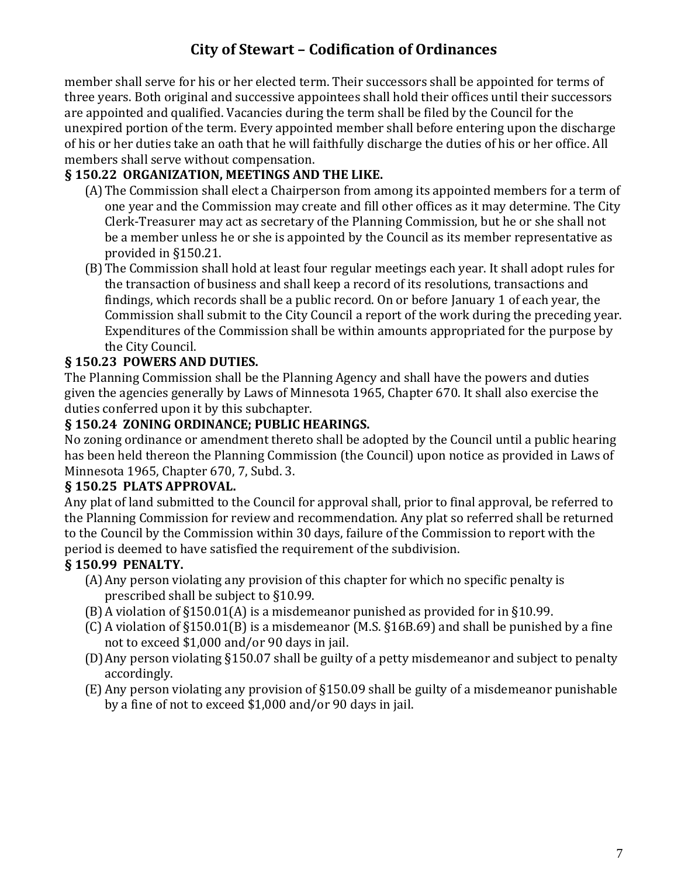member shall serve for his or her elected term. Their successors shall be appointed for terms of three years. Both original and successive appointees shall hold their offices until their successors are appointed and qualified. Vacancies during the term shall be filed by the Council for the unexpired portion of the term. Every appointed member shall before entering upon the discharge of his or her duties take an oath that he will faithfully discharge the duties of his or her office. All members shall serve without compensation.

**§ 150.22 ORGANIZATION, MEETINGS AND THE LIKE.**

(A) The Commission shall elect a Chairperson from among its appointed members for a term of one year and the Commission may create and fill other offices as it may determine. The City Clerk-Treasurer may act as secretary of the Planning Commission, but he or she shall not be a member unless he or she is appointed by the Council as its member representative as provided in §150.21.

(B) The Commission shall hold at least four regular meetings each year. It shall adopt rules for the transaction of business and shall keep a record of its resolutions, transactions and findings, which records shall be a public record. On or before January 1 of each year, the Commission shall submit to the City Council a report of the work during the preceding year. Expenditures of the Commission shall be within amounts appropriated for the purpose by the City Council.

**§ 150.23 POWERS AND DUTIES.**

The Planning Commission shall be the Planning Agency and shall have the powers and duties given the agencies generally by Laws of Minnesota 1965, Chapter 670. It shall also exercise the duties conferred upon it by this subchapter.

**§ 150.24 ZONING ORDINANCE; PUBLIC HEARINGS.**

No zoning ordinance or amendment thereto shall be adopted by the Council until a public hearing has been held thereon the Planning Commission (the Council) upon notice as provided in Laws of Minnesota 1965, Chapter 670, 7, Subd. 3.

**§ 150.25 PLATS APPROVAL.**

Any plat of land submitted to the Council for approval shall, prior to final approval, be referred to the Planning Commission for review and recommendation. Any plat so referred shall be returned to the Council by the Commission within 30 days, failure of the Commission to report with the period is deemed to have satisfied the requirement of the subdivision.

**§ 150.99 PENALTY.**

(A) Any person violating any provision of this chapter for which no specific penalty is prescribed shall be subject to §10.99.

(B) A violation of §150.01(A) is a misdemeanor punished as provided for in §10.99.

(C) A violation of §150.01(B) is a misdemeanor (M.S. §16B.69) and shall be punished by a fine not to exceed $1,000 and/or 90 days in jail.

(D) Any person violating §150.07 shall be guilty of a petty misdemeanor and subject to penalty accordingly.

(E) Any person violating any provision of §150.09 shall be guilty of a misdemeanor punishable by a fine of not to exceed $1,000 and/or 90 days in jail.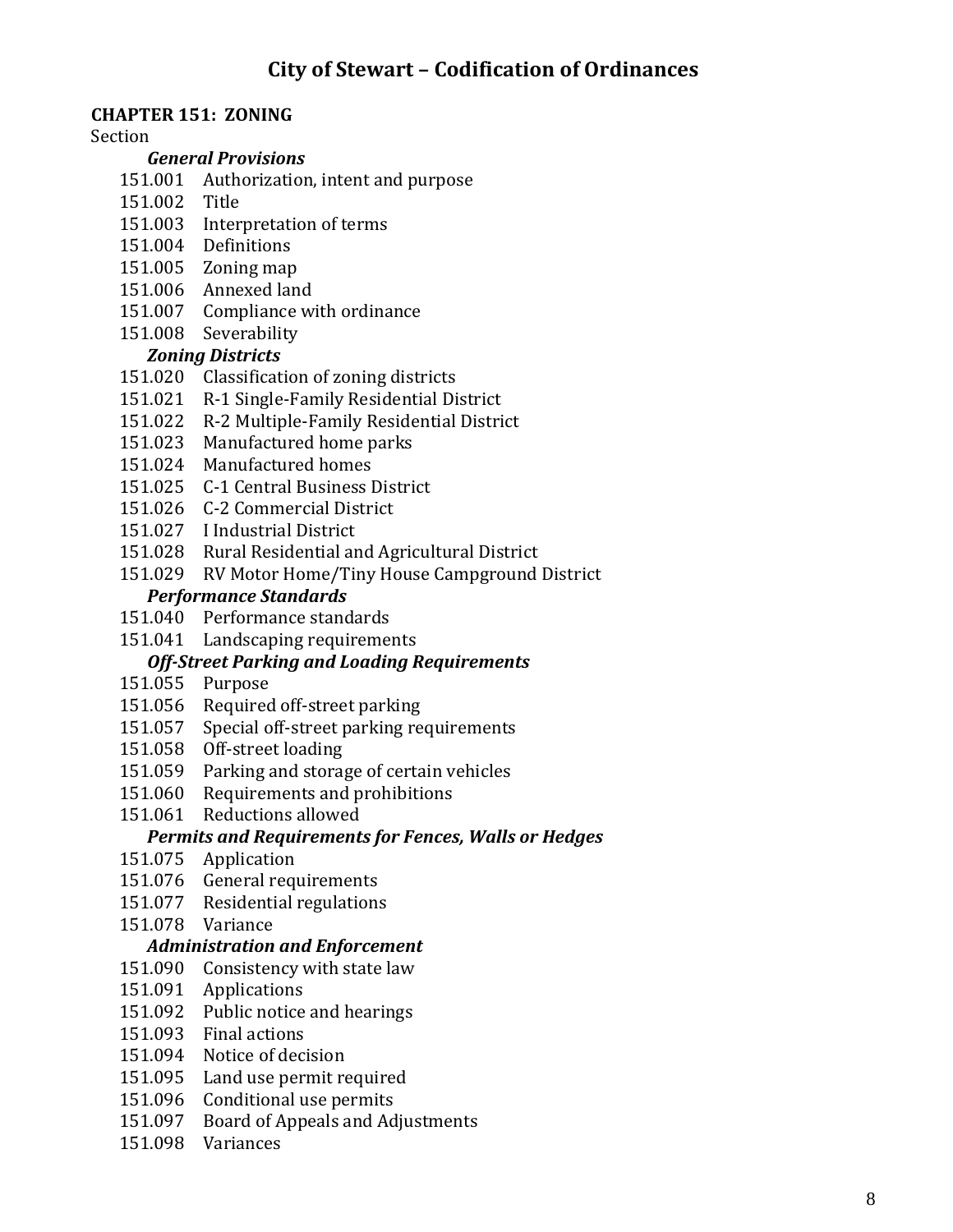# City of Stewart – Codification of Ordinances

**CHAPTER 151: ZONING**

Section

***General Provisions***

151.001 Authorization, intent and purpose
151.002 Title
151.003 Interpretation of terms
151.004 Definitions
151.005 Zoning map
151.006 Annexed land
151.007 Compliance with ordinance
151.008 Severability

***Zoning Districts***

151.020 Classification of zoning districts
151.021 R-1 Single-Family Residential District
151.022 R-2 Multiple-Family Residential District
151.023 Manufactured home parks
151.024 Manufactured homes
151.025 C-1 Central Business District
151.026 C-2 Commercial District
151.027 I Industrial District
151.028 Rural Residential and Agricultural District
151.029 RV Motor Home/Tiny House Campground District

***Performance Standards***

151.040 Performance standards
151.041 Landscaping requirements

***Off-Street Parking and Loading Requirements***

151.055 Purpose
151.056 Required off-street parking
151.057 Special off-street parking requirements
151.058 Off-street loading
151.059 Parking and storage of certain vehicles
151.060 Requirements and prohibitions
151.061 Reductions allowed

***Permits and Requirements for Fences, Walls or Hedges***

151.075 Application
151.076 General requirements
151.077 Residential regulations
151.078 Variance

***Administration and Enforcement***

151.090 Consistency with state law
151.091 Applications
151.092 Public notice and hearings
151.093 Final actions
151.094 Notice of decision
151.095 Land use permit required
151.096 Conditional use permits
151.097 Board of Appeals and Adjustments
151.098 Variances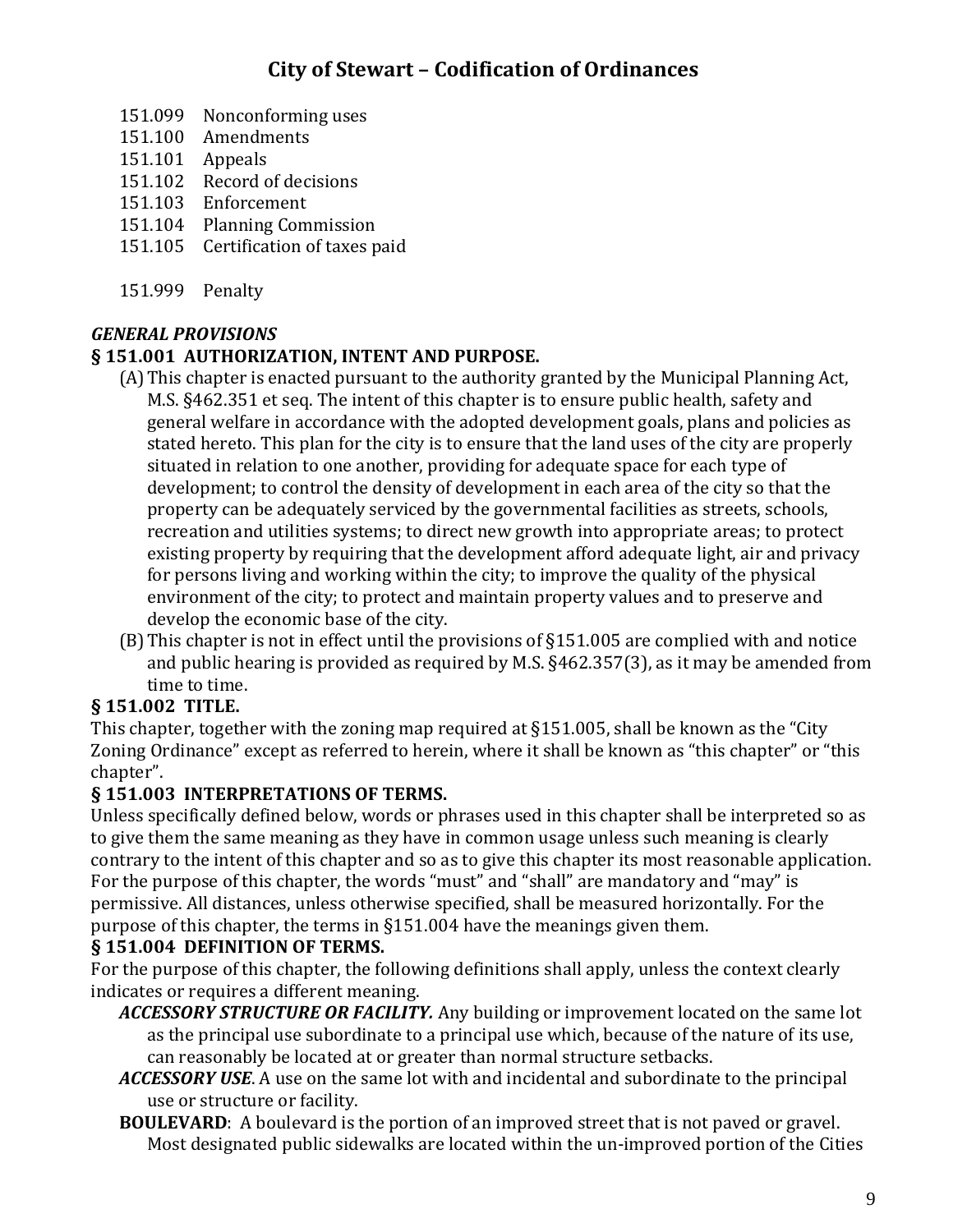151.099 Nonconforming uses
151.100 Amendments
151.101 Appeals
151.102 Record of decisions
151.103 Enforcement
151.104 Planning Commission
151.105 Certification of taxes paid

151.999 Penalty

***GENERAL PROVISIONS***

**§ 151.001 AUTHORIZATION, INTENT AND PURPOSE.**

(A) This chapter is enacted pursuant to the authority granted by the Municipal Planning Act, M.S. §462.351 et seq. The intent of this chapter is to ensure public health, safety and general welfare in accordance with the adopted development goals, plans and policies as stated hereto. This plan for the city is to ensure that the land uses of the city are properly situated in relation to one another, providing for adequate space for each type of development; to control the density of development in each area of the city so that the property can be adequately serviced by the governmental facilities as streets, schools, recreation and utilities systems; to direct new growth into appropriate areas; to protect existing property by requiring that the development afford adequate light, air and privacy for persons living and working within the city; to improve the quality of the physical environment of the city; to protect and maintain property values and to preserve and develop the economic base of the city.

(B) This chapter is not in effect until the provisions of §151.005 are complied with and notice and public hearing is provided as required by M.S. §462.357(3), as it may be amended from time to time.

**§ 151.002 TITLE.**

This chapter, together with the zoning map required at §151.005, shall be known as the "City Zoning Ordinance" except as referred to herein, where it shall be known as "this chapter" or "this chapter".

**§ 151.003 INTERPRETATIONS OF TERMS.**

Unless specifically defined below, words or phrases used in this chapter shall be interpreted so as to give them the same meaning as they have in common usage unless such meaning is clearly contrary to the intent of this chapter and so as to give this chapter its most reasonable application. For the purpose of this chapter, the words "must" and "shall" are mandatory and "may" is permissive. All distances, unless otherwise specified, shall be measured horizontally. For the purpose of this chapter, the terms in §151.004 have the meanings given them.

**§ 151.004 DEFINITION OF TERMS.**

For the purpose of this chapter, the following definitions shall apply, unless the context clearly indicates or requires a different meaning.

***ACCESSORY STRUCTURE OR FACILITY.*** Any building or improvement located on the same lot as the principal use subordinate to a principal use which, because of the nature of its use, can reasonably be located at or greater than normal structure setbacks.

***ACCESSORY USE***. A use on the same lot with and incidental and subordinate to the principal use or structure or facility.

**BOULEVARD**: A boulevard is the portion of an improved street that is not paved or gravel. Most designated public sidewalks are located within the un-improved portion of the Cities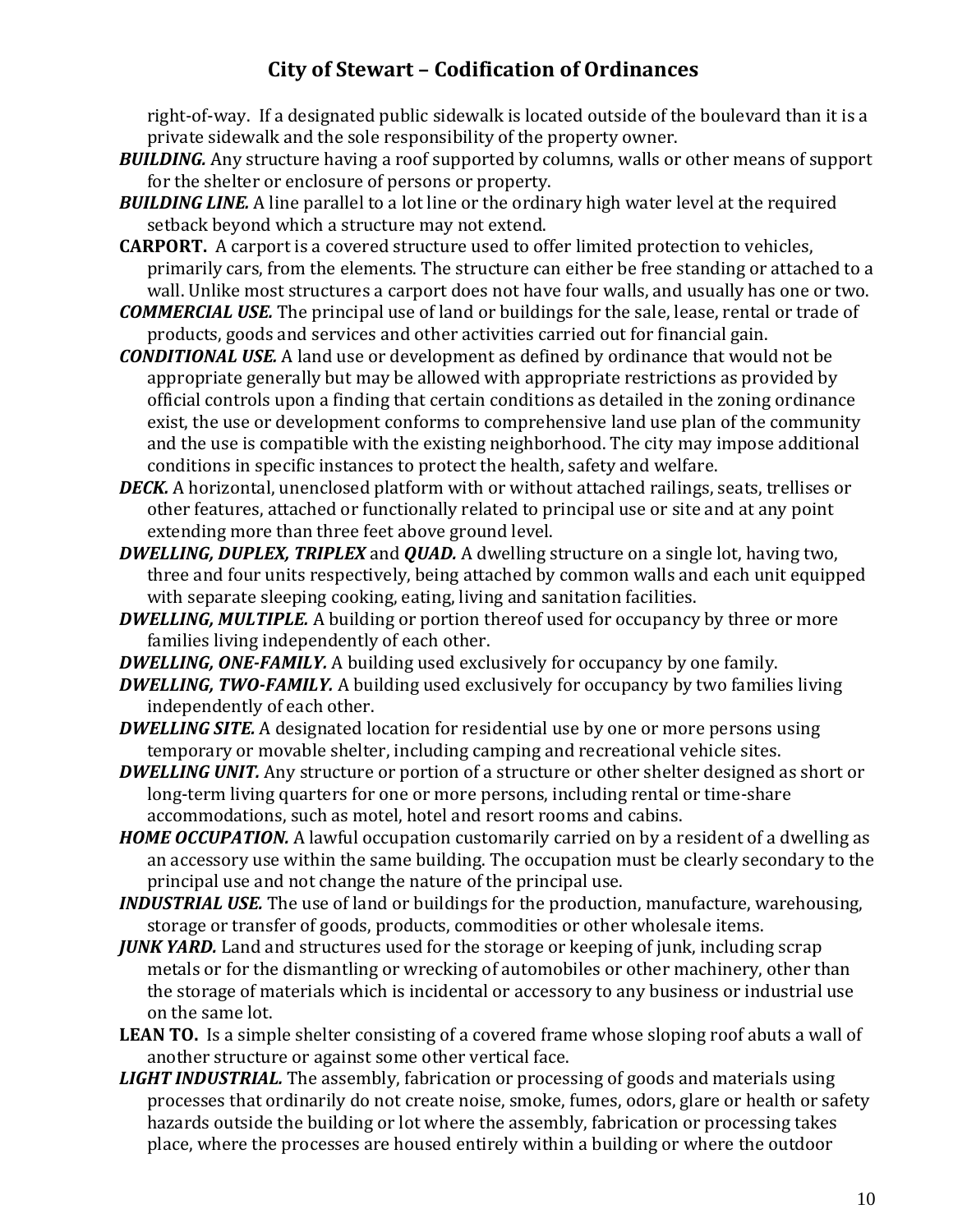right-of-way. If a designated public sidewalk is located outside of the boulevard than it is a private sidewalk and the sole responsibility of the property owner.

***BUILDING.*** Any structure having a roof supported by columns, walls or other means of support for the shelter or enclosure of persons or property.

***BUILDING LINE.*** A line parallel to a lot line or the ordinary high water level at the required setback beyond which a structure may not extend.

**CARPORT.** A carport is a covered structure used to offer limited protection to vehicles, primarily cars, from the elements. The structure can either be free standing or attached to a wall. Unlike most structures a carport does not have four walls, and usually has one or two.

***COMMERCIAL USE.*** The principal use of land or buildings for the sale, lease, rental or trade of products, goods and services and other activities carried out for financial gain.

***CONDITIONAL USE.*** A land use or development as defined by ordinance that would not be appropriate generally but may be allowed with appropriate restrictions as provided by official controls upon a finding that certain conditions as detailed in the zoning ordinance exist, the use or development conforms to comprehensive land use plan of the community and the use is compatible with the existing neighborhood. The city may impose additional conditions in specific instances to protect the health, safety and welfare.

***DECK.*** A horizontal, unenclosed platform with or without attached railings, seats, trellises or other features, attached or functionally related to principal use or site and at any point extending more than three feet above ground level.

***DWELLING, DUPLEX, TRIPLEX*** and ***QUAD.*** A dwelling structure on a single lot, having two, three and four units respectively, being attached by common walls and each unit equipped with separate sleeping cooking, eating, living and sanitation facilities.

***DWELLING, MULTIPLE.*** A building or portion thereof used for occupancy by three or more families living independently of each other.

***DWELLING, ONE-FAMILY.*** A building used exclusively for occupancy by one family.

***DWELLING, TWO-FAMILY.*** A building used exclusively for occupancy by two families living independently of each other.

***DWELLING SITE.*** A designated location for residential use by one or more persons using temporary or movable shelter, including camping and recreational vehicle sites.

***DWELLING UNIT.*** Any structure or portion of a structure or other shelter designed as short or long-term living quarters for one or more persons, including rental or time-share accommodations, such as motel, hotel and resort rooms and cabins.

***HOME OCCUPATION.*** A lawful occupation customarily carried on by a resident of a dwelling as an accessory use within the same building. The occupation must be clearly secondary to the principal use and not change the nature of the principal use.

***INDUSTRIAL USE.*** The use of land or buildings for the production, manufacture, warehousing, storage or transfer of goods, products, commodities or other wholesale items.

***JUNK YARD.*** Land and structures used for the storage or keeping of junk, including scrap metals or for the dismantling or wrecking of automobiles or other machinery, other than the storage of materials which is incidental or accessory to any business or industrial use on the same lot.

**LEAN TO.** Is a simple shelter consisting of a covered frame whose sloping roof abuts a wall of another structure or against some other vertical face.

***LIGHT INDUSTRIAL.*** The assembly, fabrication or processing of goods and materials using processes that ordinarily do not create noise, smoke, fumes, odors, glare or health or safety hazards outside the building or lot where the assembly, fabrication or processing takes place, where the processes are housed entirely within a building or where the outdoor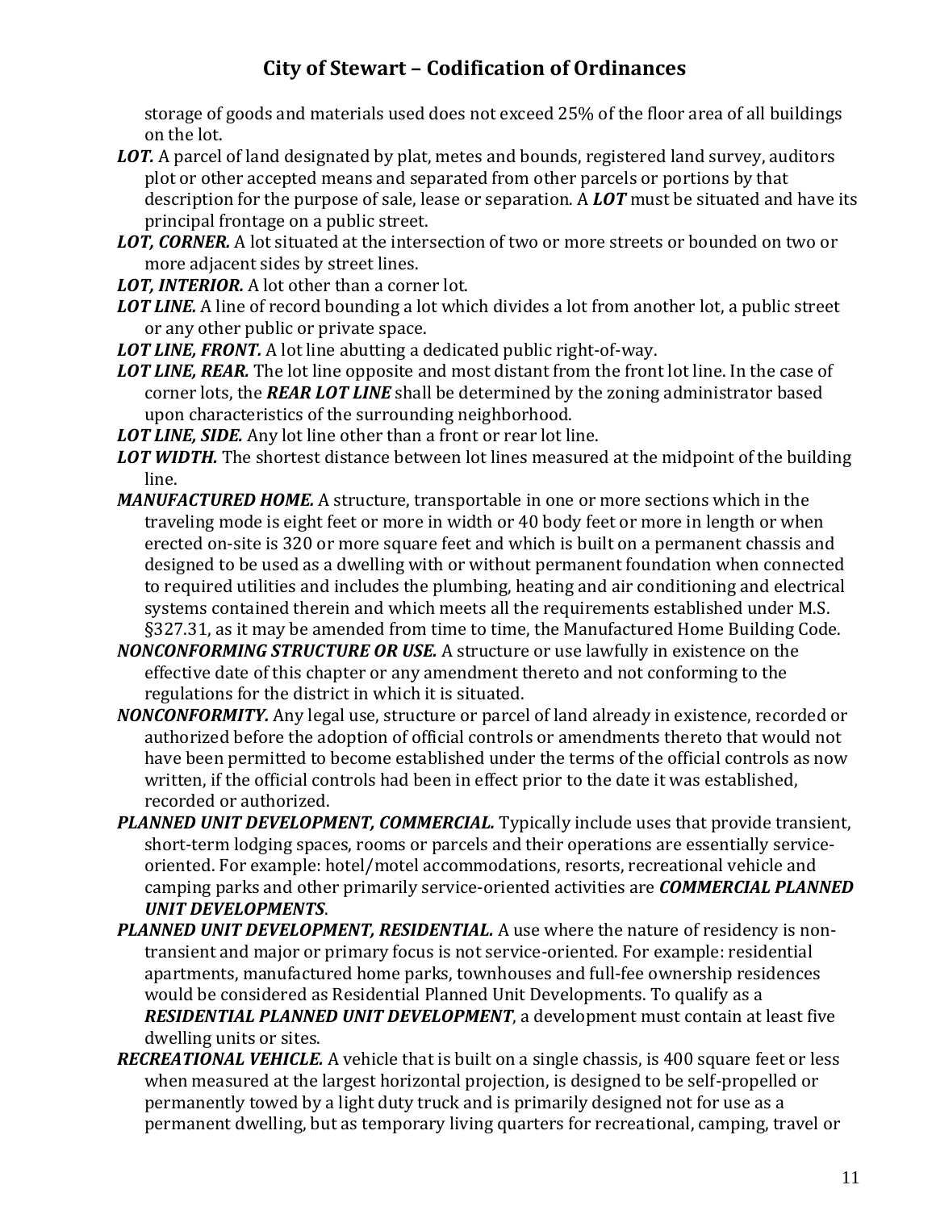storage of goods and materials used does not exceed 25% of the floor area of all buildings on the lot.

***LOT.*** A parcel of land designated by plat, metes and bounds, registered land survey, auditors plot or other accepted means and separated from other parcels or portions by that description for the purpose of sale, lease or separation. A ***LOT*** must be situated and have its principal frontage on a public street.

***LOT, CORNER.*** A lot situated at the intersection of two or more streets or bounded on two or more adjacent sides by street lines.

***LOT, INTERIOR.*** A lot other than a corner lot.

***LOT LINE.*** A line of record bounding a lot which divides a lot from another lot, a public street or any other public or private space.

***LOT LINE, FRONT.*** A lot line abutting a dedicated public right-of-way.

***LOT LINE, REAR.*** The lot line opposite and most distant from the front lot line. In the case of corner lots, the ***REAR LOT LINE*** shall be determined by the zoning administrator based upon characteristics of the surrounding neighborhood.

***LOT LINE, SIDE.*** Any lot line other than a front or rear lot line.

***LOT WIDTH.*** The shortest distance between lot lines measured at the midpoint of the building line.

***MANUFACTURED HOME.*** A structure, transportable in one or more sections which in the traveling mode is eight feet or more in width or 40 body feet or more in length or when erected on-site is 320 or more square feet and which is built on a permanent chassis and designed to be used as a dwelling with or without permanent foundation when connected to required utilities and includes the plumbing, heating and air conditioning and electrical systems contained therein and which meets all the requirements established under M.S. §327.31, as it may be amended from time to time, the Manufactured Home Building Code.

***NONCONFORMING STRUCTURE OR USE.*** A structure or use lawfully in existence on the effective date of this chapter or any amendment thereto and not conforming to the regulations for the district in which it is situated.

***NONCONFORMITY.*** Any legal use, structure or parcel of land already in existence, recorded or authorized before the adoption of official controls or amendments thereto that would not have been permitted to become established under the terms of the official controls as now written, if the official controls had been in effect prior to the date it was established, recorded or authorized.

***PLANNED UNIT DEVELOPMENT, COMMERCIAL.*** Typically include uses that provide transient, short-term lodging spaces, rooms or parcels and their operations are essentially service-oriented. For example: hotel/motel accommodations, resorts, recreational vehicle and camping parks and other primarily service-oriented activities are ***COMMERCIAL PLANNED UNIT DEVELOPMENTS***.

***PLANNED UNIT DEVELOPMENT, RESIDENTIAL.*** A use where the nature of residency is non-transient and major or primary focus is not service-oriented. For example: residential apartments, manufactured home parks, townhouses and full-fee ownership residences would be considered as Residential Planned Unit Developments. To qualify as a ***RESIDENTIAL PLANNED UNIT DEVELOPMENT***, a development must contain at least five dwelling units or sites.

***RECREATIONAL VEHICLE.*** A vehicle that is built on a single chassis, is 400 square feet or less when measured at the largest horizontal projection, is designed to be self-propelled or permanently towed by a light duty truck and is primarily designed not for use as a permanent dwelling, but as temporary living quarters for recreational, camping, travel or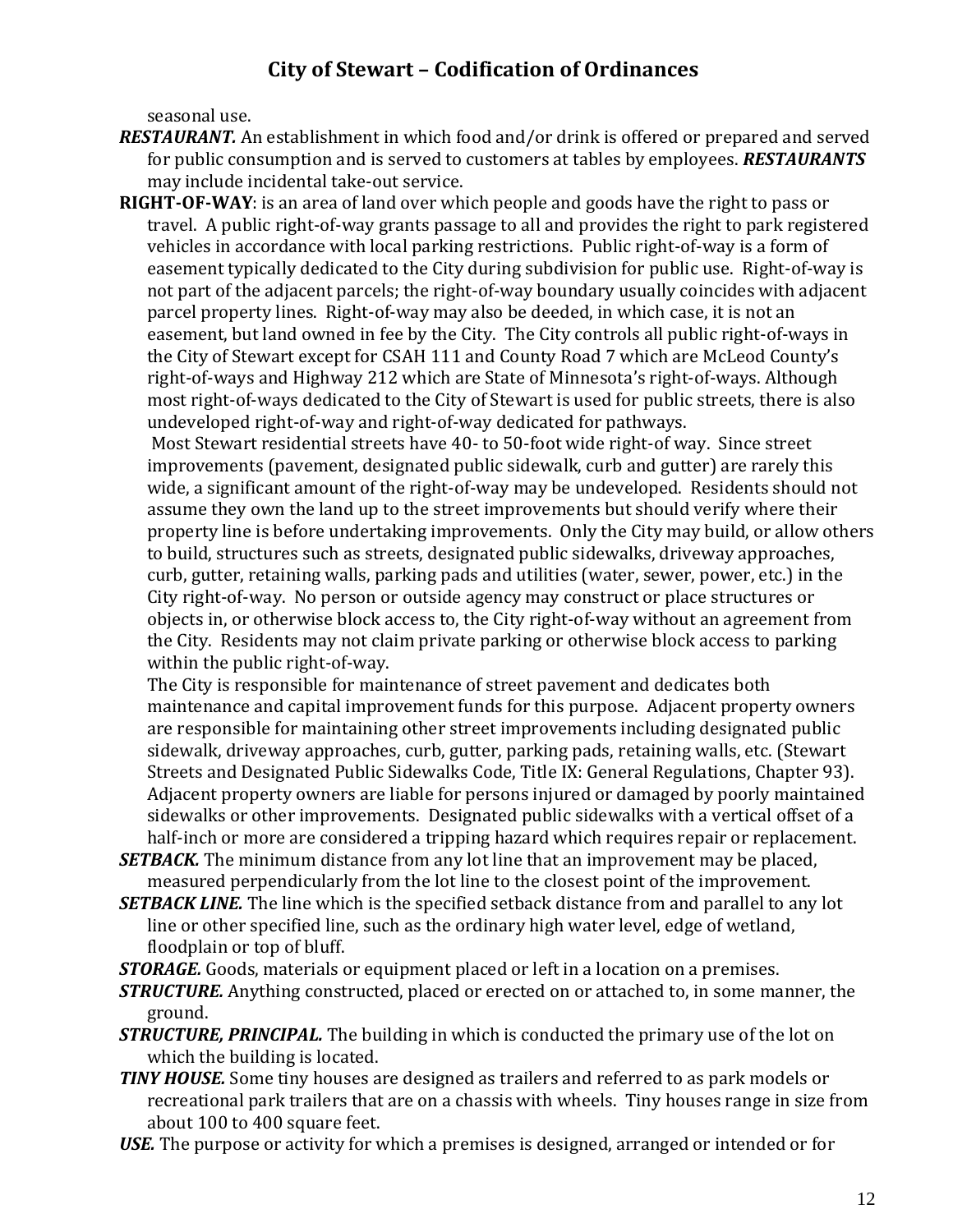seasonal use.

***RESTAURANT.*** An establishment in which food and/or drink is offered or prepared and served for public consumption and is served to customers at tables by employees. ***RESTAURANTS*** may include incidental take-out service.

**RIGHT-OF-WAY**: is an area of land over which people and goods have the right to pass or travel. A public right-of-way grants passage to all and provides the right to park registered vehicles in accordance with local parking restrictions. Public right-of-way is a form of easement typically dedicated to the City during subdivision for public use. Right-of-way is not part of the adjacent parcels; the right-of-way boundary usually coincides with adjacent parcel property lines. Right-of-way may also be deeded, in which case, it is not an easement, but land owned in fee by the City. The City controls all public right-of-ways in the City of Stewart except for CSAH 111 and County Road 7 which are McLeod County's right-of-ways and Highway 212 which are State of Minnesota's right-of-ways. Although most right-of-ways dedicated to the City of Stewart is used for public streets, there is also undeveloped right-of-way and right-of-way dedicated for pathways.

Most Stewart residential streets have 40- to 50-foot wide right-of way. Since street improvements (pavement, designated public sidewalk, curb and gutter) are rarely this wide, a significant amount of the right-of-way may be undeveloped. Residents should not assume they own the land up to the street improvements but should verify where their property line is before undertaking improvements. Only the City may build, or allow others to build, structures such as streets, designated public sidewalks, driveway approaches, curb, gutter, retaining walls, parking pads and utilities (water, sewer, power, etc.) in the City right-of-way. No person or outside agency may construct or place structures or objects in, or otherwise block access to, the City right-of-way without an agreement from the City. Residents may not claim private parking or otherwise block access to parking within the public right-of-way.

The City is responsible for maintenance of street pavement and dedicates both maintenance and capital improvement funds for this purpose. Adjacent property owners are responsible for maintaining other street improvements including designated public sidewalk, driveway approaches, curb, gutter, parking pads, retaining walls, etc. (Stewart Streets and Designated Public Sidewalks Code, Title IX: General Regulations, Chapter 93). Adjacent property owners are liable for persons injured or damaged by poorly maintained sidewalks or other improvements. Designated public sidewalks with a vertical offset of a half-inch or more are considered a tripping hazard which requires repair or replacement.

***SETBACK.*** The minimum distance from any lot line that an improvement may be placed, measured perpendicularly from the lot line to the closest point of the improvement.

***SETBACK LINE.*** The line which is the specified setback distance from and parallel to any lot line or other specified line, such as the ordinary high water level, edge of wetland, floodplain or top of bluff.

***STORAGE.*** Goods, materials or equipment placed or left in a location on a premises.

***STRUCTURE.*** Anything constructed, placed or erected on or attached to, in some manner, the ground.

***STRUCTURE, PRINCIPAL.*** The building in which is conducted the primary use of the lot on which the building is located.

***TINY HOUSE.*** Some tiny houses are designed as trailers and referred to as park models or recreational park trailers that are on a chassis with wheels. Tiny houses range in size from about 100 to 400 square feet.

***USE.*** The purpose or activity for which a premises is designed, arranged or intended or for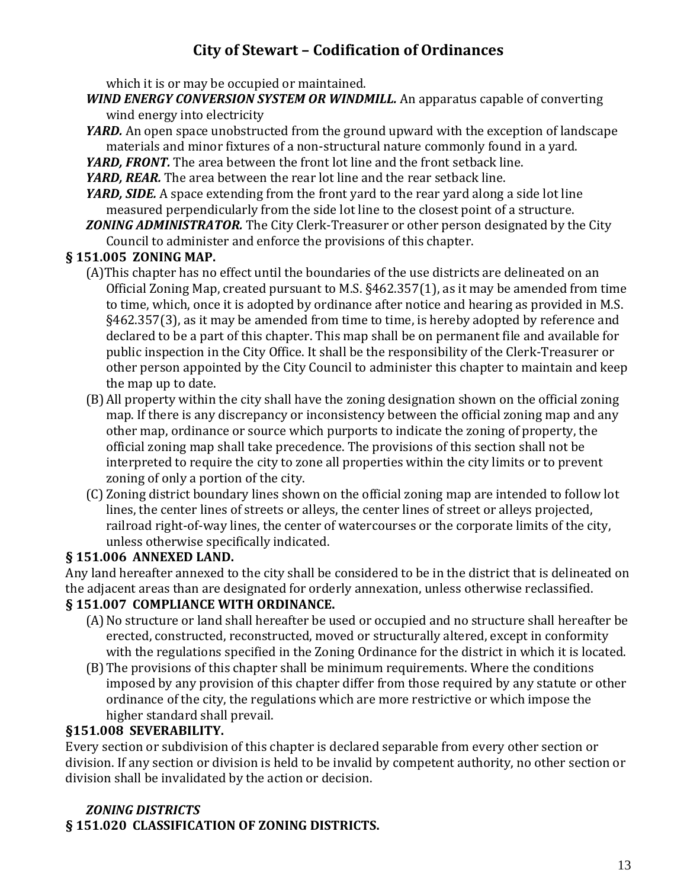which it is or may be occupied or maintained.

***WIND ENERGY CONVERSION SYSTEM OR WINDMILL.*** An apparatus capable of converting wind energy into electricity

***YARD.*** An open space unobstructed from the ground upward with the exception of landscape materials and minor fixtures of a non-structural nature commonly found in a yard.

***YARD, FRONT.*** The area between the front lot line and the front setback line.

***YARD, REAR.*** The area between the rear lot line and the rear setback line.

***YARD, SIDE.*** A space extending from the front yard to the rear yard along a side lot line measured perpendicularly from the side lot line to the closest point of a structure.

***ZONING ADMINISTRATOR.*** The City Clerk-Treasurer or other person designated by the City Council to administer and enforce the provisions of this chapter.

**§ 151.005 ZONING MAP.**

(A) This chapter has no effect until the boundaries of the use districts are delineated on an Official Zoning Map, created pursuant to M.S. §462.357(1), as it may be amended from time to time, which, once it is adopted by ordinance after notice and hearing as provided in M.S. §462.357(3), as it may be amended from time to time, is hereby adopted by reference and declared to be a part of this chapter. This map shall be on permanent file and available for public inspection in the City Office. It shall be the responsibility of the Clerk-Treasurer or other person appointed by the City Council to administer this chapter to maintain and keep the map up to date.

(B) All property within the city shall have the zoning designation shown on the official zoning map. If there is any discrepancy or inconsistency between the official zoning map and any other map, ordinance or source which purports to indicate the zoning of property, the official zoning map shall take precedence. The provisions of this section shall not be interpreted to require the city to zone all properties within the city limits or to prevent zoning of only a portion of the city.

(C) Zoning district boundary lines shown on the official zoning map are intended to follow lot lines, the center lines of streets or alleys, the center lines of street or alleys projected, railroad right-of-way lines, the center of watercourses or the corporate limits of the city, unless otherwise specifically indicated.

**§ 151.006 ANNEXED LAND.**

Any land hereafter annexed to the city shall be considered to be in the district that is delineated on the adjacent areas than are designated for orderly annexation, unless otherwise reclassified.

**§ 151.007 COMPLIANCE WITH ORDINANCE.**

(A) No structure or land shall hereafter be used or occupied and no structure shall hereafter be erected, constructed, reconstructed, moved or structurally altered, except in conformity with the regulations specified in the Zoning Ordinance for the district in which it is located.

(B) The provisions of this chapter shall be minimum requirements. Where the conditions imposed by any provision of this chapter differ from those required by any statute or other ordinance of the city, the regulations which are more restrictive or which impose the higher standard shall prevail.

**§151.008 SEVERABILITY.**

Every section or subdivision of this chapter is declared separable from every other section or division. If any section or division is held to be invalid by competent authority, no other section or division shall be invalidated by the action or decision.

***ZONING DISTRICTS***

**§ 151.020 CLASSIFICATION OF ZONING DISTRICTS.**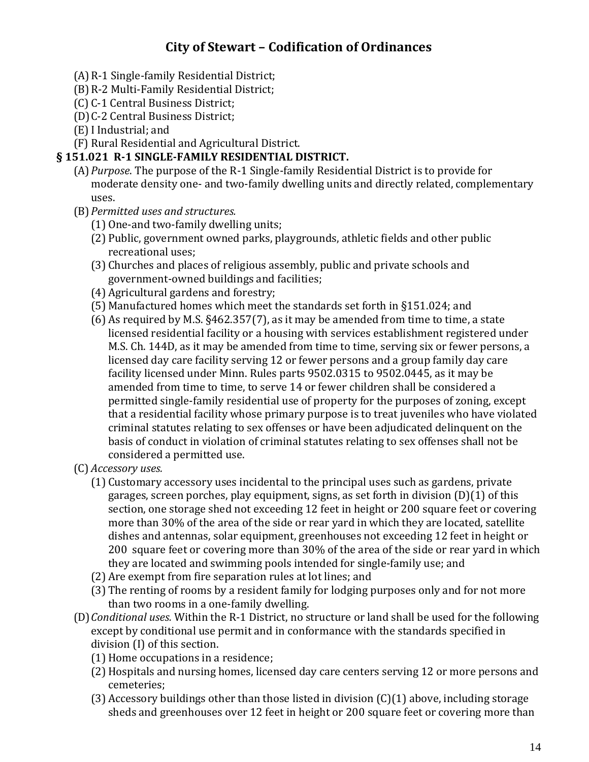(A) R-1 Single-family Residential District;
(B) R-2 Multi-Family Residential District;
(C) C-1 Central Business District;
(D) C-2 Central Business District;
(E) I Industrial; and
(F) Rural Residential and Agricultural District.

### § 151.021 R-1 SINGLE-FAMILY RESIDENTIAL DISTRICT.

(A) *Purpose*. The purpose of the R-1 Single-family Residential District is to provide for moderate density one- and two-family dwelling units and directly related, complementary uses.

(B) *Permitted uses and structures.*

(1) One-and two-family dwelling units;

(2) Public, government owned parks, playgrounds, athletic fields and other public recreational uses;

(3) Churches and places of religious assembly, public and private schools and government-owned buildings and facilities;

(4) Agricultural gardens and forestry;

(5) Manufactured homes which meet the standards set forth in §151.024; and

(6) As required by M.S. §462.357(7), as it may be amended from time to time, a state licensed residential facility or a housing with services establishment registered under M.S. Ch. 144D, as it may be amended from time to time, serving six or fewer persons, a licensed day care facility serving 12 or fewer persons and a group family day care facility licensed under Minn. Rules parts 9502.0315 to 9502.0445, as it may be amended from time to time, to serve 14 or fewer children shall be considered a permitted single-family residential use of property for the purposes of zoning, except that a residential facility whose primary purpose is to treat juveniles who have violated criminal statutes relating to sex offenses or have been adjudicated delinquent on the basis of conduct in violation of criminal statutes relating to sex offenses shall not be considered a permitted use.

(C) *Accessory uses.*

(1) Customary accessory uses incidental to the principal uses such as gardens, private garages, screen porches, play equipment, signs, as set forth in division (D)(1) of this section, one storage shed not exceeding 12 feet in height or 200 square feet or covering more than 30% of the area of the side or rear yard in which they are located, satellite dishes and antennas, solar equipment, greenhouses not exceeding 12 feet in height or 200 square feet or covering more than 30% of the area of the side or rear yard in which they are located and swimming pools intended for single-family use; and

(2) Are exempt from fire separation rules at lot lines; and

(3) The renting of rooms by a resident family for lodging purposes only and for not more than two rooms in a one-family dwelling.

(D) *Conditional uses.* Within the R-1 District, no structure or land shall be used for the following except by conditional use permit and in conformance with the standards specified in division (I) of this section.

(1) Home occupations in a residence;

(2) Hospitals and nursing homes, licensed day care centers serving 12 or more persons and cemeteries;

(3) Accessory buildings other than those listed in division (C)(1) above, including storage sheds and greenhouses over 12 feet in height or 200 square feet or covering more than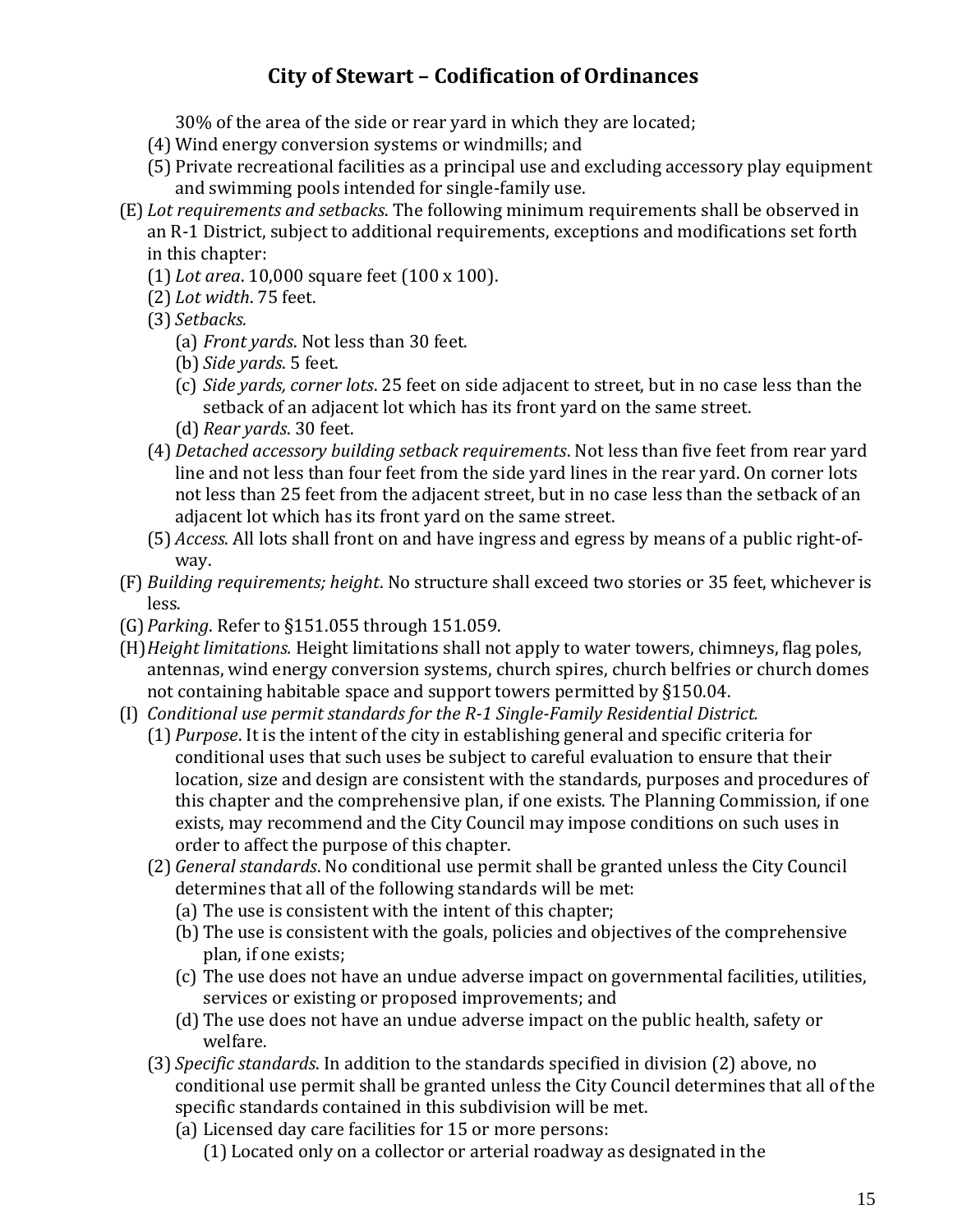30% of the area of the side or rear yard in which they are located;

(4) Wind energy conversion systems or windmills; and

(5) Private recreational facilities as a principal use and excluding accessory play equipment and swimming pools intended for single-family use.

(E) *Lot requirements and setbacks*. The following minimum requirements shall be observed in an R-1 District, subject to additional requirements, exceptions and modifications set forth in this chapter:

(1) *Lot area*. 10,000 square feet (100 x 100).

(2) *Lot width*. 75 feet.

(3) *Setbacks.*

(a) *Front yards*. Not less than 30 feet.

(b) *Side yards*. 5 feet.

(c) *Side yards, corner lots*. 25 feet on side adjacent to street, but in no case less than the setback of an adjacent lot which has its front yard on the same street.

(d) *Rear yards*. 30 feet.

(4) *Detached accessory building setback requirements*. Not less than five feet from rear yard line and not less than four feet from the side yard lines in the rear yard. On corner lots not less than 25 feet from the adjacent street, but in no case less than the setback of an adjacent lot which has its front yard on the same street.

(5) *Access*. All lots shall front on and have ingress and egress by means of a public right-of-way.

(F) *Building requirements; height*. No structure shall exceed two stories or 35 feet, whichever is less.

(G) *Parking*. Refer to §151.055 through 151.059.

(H) *Height limitations.* Height limitations shall not apply to water towers, chimneys, flag poles, antennas, wind energy conversion systems, church spires, church belfries or church domes not containing habitable space and support towers permitted by §150.04.

(I) *Conditional use permit standards for the R-1 Single-Family Residential District.*

(1) *Purpose*. It is the intent of the city in establishing general and specific criteria for conditional uses that such uses be subject to careful evaluation to ensure that their location, size and design are consistent with the standards, purposes and procedures of this chapter and the comprehensive plan, if one exists. The Planning Commission, if one exists, may recommend and the City Council may impose conditions on such uses in order to affect the purpose of this chapter.

(2) *General standards*. No conditional use permit shall be granted unless the City Council determines that all of the following standards will be met:

(a) The use is consistent with the intent of this chapter;

(b) The use is consistent with the goals, policies and objectives of the comprehensive plan, if one exists;

(c) The use does not have an undue adverse impact on governmental facilities, utilities, services or existing or proposed improvements; and

(d) The use does not have an undue adverse impact on the public health, safety or welfare.

(3) *Specific standards*. In addition to the standards specified in division (2) above, no conditional use permit shall be granted unless the City Council determines that all of the specific standards contained in this subdivision will be met.

(a) Licensed day care facilities for 15 or more persons:

(1) Located only on a collector or arterial roadway as designated in the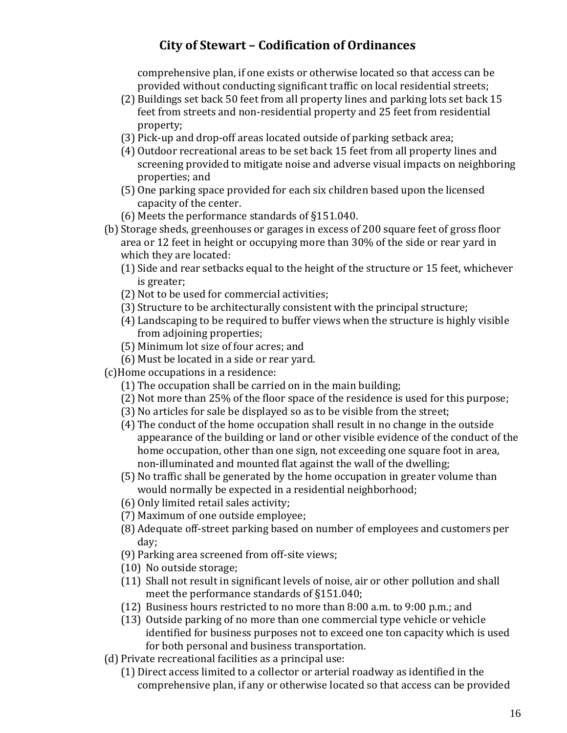comprehensive plan, if one exists or otherwise located so that access can be provided without conducting significant traffic on local residential streets;

(2) Buildings set back 50 feet from all property lines and parking lots set back 15 feet from streets and non-residential property and 25 feet from residential property;

(3) Pick-up and drop-off areas located outside of parking setback area;

(4) Outdoor recreational areas to be set back 15 feet from all property lines and screening provided to mitigate noise and adverse visual impacts on neighboring properties; and

(5) One parking space provided for each six children based upon the licensed capacity of the center.

(6) Meets the performance standards of §151.040.

(b) Storage sheds, greenhouses or garages in excess of 200 square feet of gross floor area or 12 feet in height or occupying more than 30% of the side or rear yard in which they are located:

(1) Side and rear setbacks equal to the height of the structure or 15 feet, whichever is greater;

(2) Not to be used for commercial activities;

(3) Structure to be architecturally consistent with the principal structure;

(4) Landscaping to be required to buffer views when the structure is highly visible from adjoining properties;

(5) Minimum lot size of four acres; and

(6) Must be located in a side or rear yard.

(c) Home occupations in a residence:

(1) The occupation shall be carried on in the main building;

(2) Not more than 25% of the floor space of the residence is used for this purpose;

(3) No articles for sale be displayed so as to be visible from the street;

(4) The conduct of the home occupation shall result in no change in the outside appearance of the building or land or other visible evidence of the conduct of the home occupation, other than one sign, not exceeding one square foot in area, non-illuminated and mounted flat against the wall of the dwelling;

(5) No traffic shall be generated by the home occupation in greater volume than would normally be expected in a residential neighborhood;

(6) Only limited retail sales activity;

(7) Maximum of one outside employee;

(8) Adequate off-street parking based on number of employees and customers per day;

(9) Parking area screened from off-site views;

(10) No outside storage;

(11) Shall not result in significant levels of noise, air or other pollution and shall meet the performance standards of §151.040;

(12) Business hours restricted to no more than 8:00 a.m. to 9:00 p.m.; and

(13) Outside parking of no more than one commercial type vehicle or vehicle identified for business purposes not to exceed one ton capacity which is used for both personal and business transportation.

(d) Private recreational facilities as a principal use:

(1) Direct access limited to a collector or arterial roadway as identified in the comprehensive plan, if any or otherwise located so that access can be provided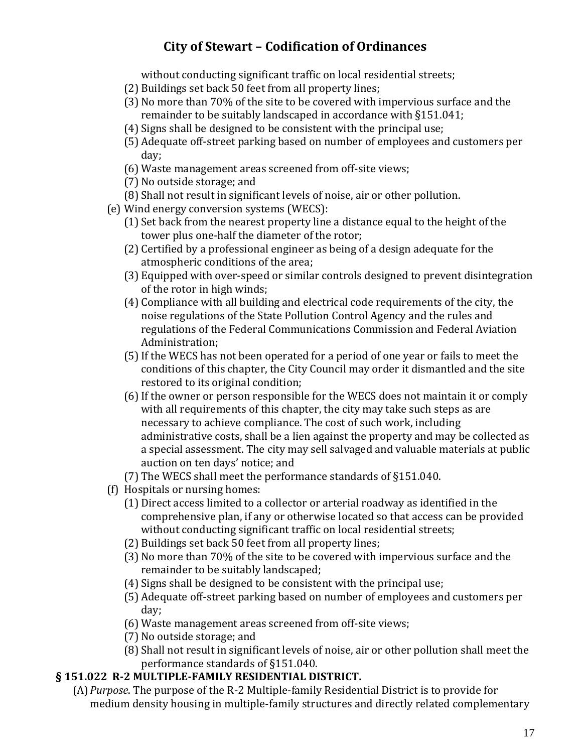without conducting significant traffic on local residential streets;

(2) Buildings set back 50 feet from all property lines;

(3) No more than 70% of the site to be covered with impervious surface and the remainder to be suitably landscaped in accordance with §151.041;

(4) Signs shall be designed to be consistent with the principal use;

(5) Adequate off-street parking based on number of employees and customers per day;

(6) Waste management areas screened from off-site views;

(7) No outside storage; and

(8) Shall not result in significant levels of noise, air or other pollution.

(e) Wind energy conversion systems (WECS):

(1) Set back from the nearest property line a distance equal to the height of the tower plus one-half the diameter of the rotor;

(2) Certified by a professional engineer as being of a design adequate for the atmospheric conditions of the area;

(3) Equipped with over-speed or similar controls designed to prevent disintegration of the rotor in high winds;

(4) Compliance with all building and electrical code requirements of the city, the noise regulations of the State Pollution Control Agency and the rules and regulations of the Federal Communications Commission and Federal Aviation Administration;

(5) If the WECS has not been operated for a period of one year or fails to meet the conditions of this chapter, the City Council may order it dismantled and the site restored to its original condition;

(6) If the owner or person responsible for the WECS does not maintain it or comply with all requirements of this chapter, the city may take such steps as are necessary to achieve compliance. The cost of such work, including administrative costs, shall be a lien against the property and may be collected as a special assessment. The city may sell salvaged and valuable materials at public auction on ten days' notice; and

(7) The WECS shall meet the performance standards of §151.040.

(f) Hospitals or nursing homes:

(1) Direct access limited to a collector or arterial roadway as identified in the comprehensive plan, if any or otherwise located so that access can be provided without conducting significant traffic on local residential streets;

(2) Buildings set back 50 feet from all property lines;

(3) No more than 70% of the site to be covered with impervious surface and the remainder to be suitably landscaped;

(4) Signs shall be designed to be consistent with the principal use;

(5) Adequate off-street parking based on number of employees and customers per day;

(6) Waste management areas screened from off-site views;

(7) No outside storage; and

(8) Shall not result in significant levels of noise, air or other pollution shall meet the performance standards of §151.040.

## § 151.022 R-2 MULTIPLE-FAMILY RESIDENTIAL DISTRICT.

(A) *Purpose*. The purpose of the R-2 Multiple-family Residential District is to provide for medium density housing in multiple-family structures and directly related complementary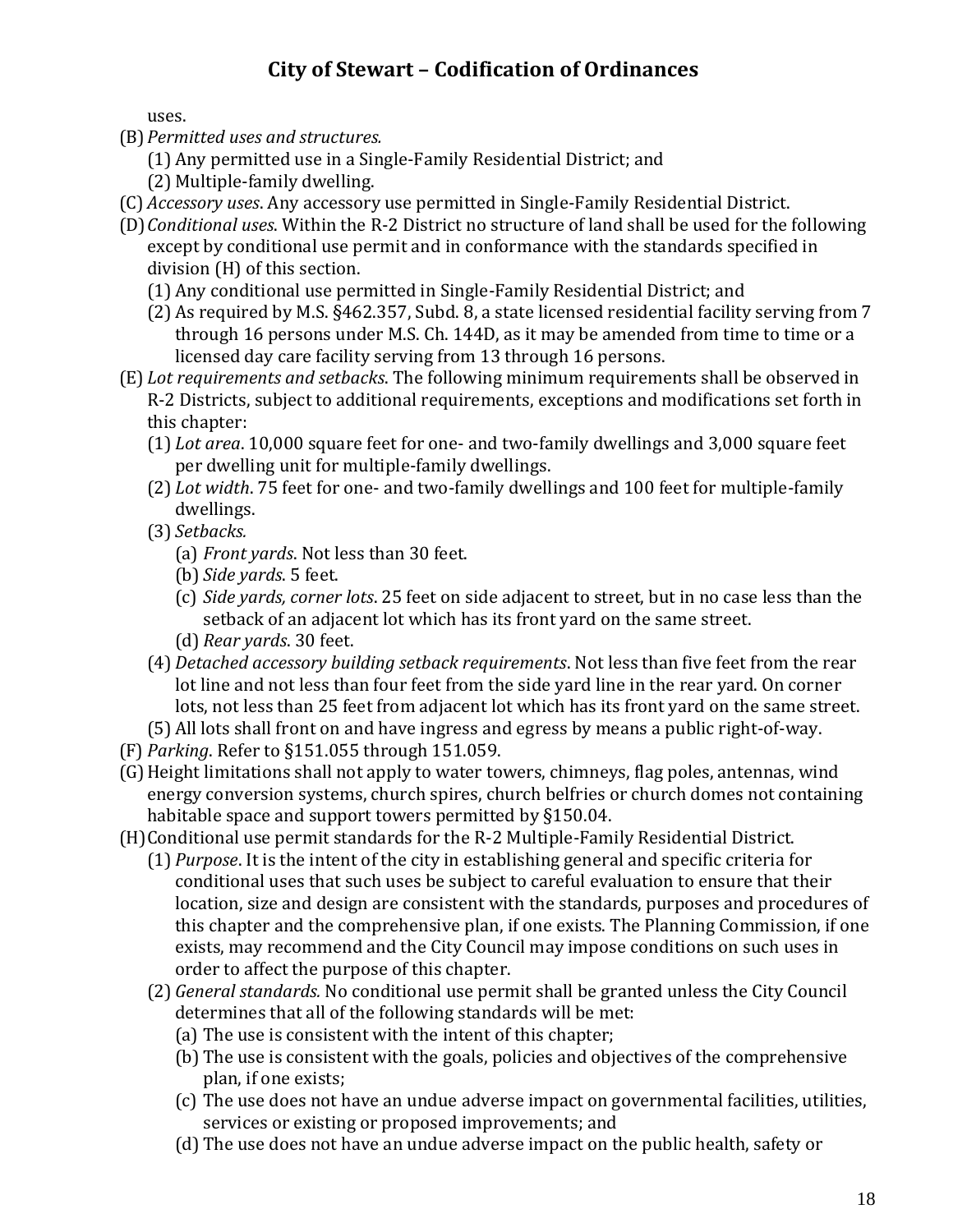uses.

(B) *Permitted uses and structures.*

(1) Any permitted use in a Single-Family Residential District; and

(2) Multiple-family dwelling.

(C) *Accessory uses*. Any accessory use permitted in Single-Family Residential District.

(D) *Conditional uses*. Within the R-2 District no structure of land shall be used for the following except by conditional use permit and in conformance with the standards specified in division (H) of this section.

(1) Any conditional use permitted in Single-Family Residential District; and

(2) As required by M.S. §462.357, Subd. 8, a state licensed residential facility serving from 7 through 16 persons under M.S. Ch. 144D, as it may be amended from time to time or a licensed day care facility serving from 13 through 16 persons.

(E) *Lot requirements and setbacks*. The following minimum requirements shall be observed in R-2 Districts, subject to additional requirements, exceptions and modifications set forth in this chapter:

(1) *Lot area*. 10,000 square feet for one- and two-family dwellings and 3,000 square feet per dwelling unit for multiple-family dwellings.

(2) *Lot width*. 75 feet for one- and two-family dwellings and 100 feet for multiple-family dwellings.

(3) *Setbacks.*

(a) *Front yards*. Not less than 30 feet.

(b) *Side yards*. 5 feet.

(c) *Side yards, corner lots*. 25 feet on side adjacent to street, but in no case less than the setback of an adjacent lot which has its front yard on the same street.

(d) *Rear yards*. 30 feet.

(4) *Detached accessory building setback requirements*. Not less than five feet from the rear lot line and not less than four feet from the side yard line in the rear yard. On corner lots, not less than 25 feet from adjacent lot which has its front yard on the same street.

(5) All lots shall front on and have ingress and egress by means a public right-of-way.

(F) *Parking*. Refer to §151.055 through 151.059.

(G) Height limitations shall not apply to water towers, chimneys, flag poles, antennas, wind energy conversion systems, church spires, church belfries or church domes not containing habitable space and support towers permitted by §150.04.

(H) Conditional use permit standards for the R-2 Multiple-Family Residential District.

(1) *Purpose*. It is the intent of the city in establishing general and specific criteria for conditional uses that such uses be subject to careful evaluation to ensure that their location, size and design are consistent with the standards, purposes and procedures of this chapter and the comprehensive plan, if one exists. The Planning Commission, if one exists, may recommend and the City Council may impose conditions on such uses in order to affect the purpose of this chapter.

(2) *General standards.* No conditional use permit shall be granted unless the City Council determines that all of the following standards will be met:

(a) The use is consistent with the intent of this chapter;

(b) The use is consistent with the goals, policies and objectives of the comprehensive plan, if one exists;

(c) The use does not have an undue adverse impact on governmental facilities, utilities, services or existing or proposed improvements; and

(d) The use does not have an undue adverse impact on the public health, safety or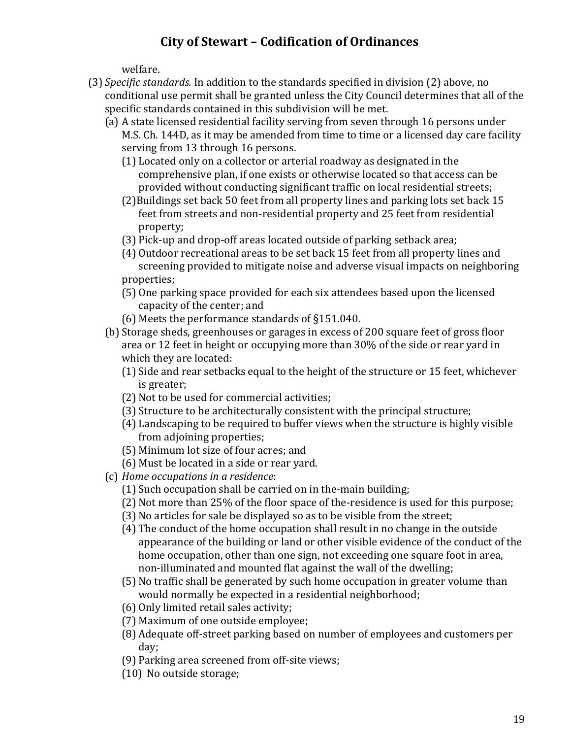welfare.

(3) *Specific standards.* In addition to the standards specified in division (2) above, no conditional use permit shall be granted unless the City Council determines that all of the specific standards contained in this subdivision will be met.

   (a) A state licensed residential facility serving from seven through 16 persons under M.S. Ch. 144D, as it may be amended from time to time or a licensed day care facility serving from 13 through 16 persons.

      (1) Located only on a collector or arterial roadway as designated in the comprehensive plan, if one exists or otherwise located so that access can be provided without conducting significant traffic on local residential streets;

      (2)Buildings set back 50 feet from all property lines and parking lots set back 15 feet from streets and non-residential property and 25 feet from residential property;

      (3) Pick-up and drop-off areas located outside of parking setback area;

      (4) Outdoor recreational areas to be set back 15 feet from all property lines and screening provided to mitigate noise and adverse visual impacts on neighboring properties;

      (5) One parking space provided for each six attendees based upon the licensed capacity of the center; and

      (6) Meets the performance standards of §151.040.

   (b) Storage sheds, greenhouses or garages in excess of 200 square feet of gross floor area or 12 feet in height or occupying more than 30% of the side or rear yard in which they are located:

      (1) Side and rear setbacks equal to the height of the structure or 15 feet, whichever is greater;

      (2) Not to be used for commercial activities;

      (3) Structure to be architecturally consistent with the principal structure;

      (4) Landscaping to be required to buffer views when the structure is highly visible from adjoining properties;

      (5) Minimum lot size of four acres; and

      (6) Must be located in a side or rear yard.

   (c) *Home occupations in a residence*:

      (1) Such occupation shall be carried on in the-main building;

      (2) Not more than 25% of the floor space of the-residence is used for this purpose;

      (3) No articles for sale be displayed so as to be visible from the street;

      (4) The conduct of the home occupation shall result in no change in the outside appearance of the building or land or other visible evidence of the conduct of the home occupation, other than one sign, not exceeding one square foot in area, non-illuminated and mounted flat against the wall of the dwelling;

      (5) No traffic shall be generated by such home occupation in greater volume than would normally be expected in a residential neighborhood;

      (6) Only limited retail sales activity;

      (7) Maximum of one outside employee;

      (8) Adequate off-street parking based on number of employees and customers per day;

      (9) Parking area screened from off-site views;

      (10) No outside storage;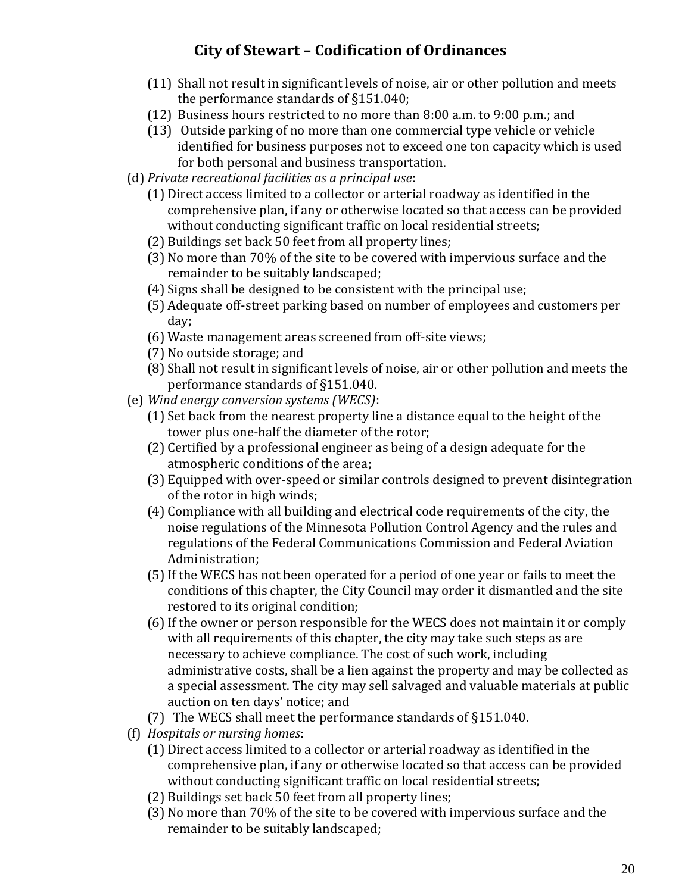(11) Shall not result in significant levels of noise, air or other pollution and meets the performance standards of §151.040;

(12) Business hours restricted to no more than 8:00 a.m. to 9:00 p.m.; and

(13) Outside parking of no more than one commercial type vehicle or vehicle identified for business purposes not to exceed one ton capacity which is used for both personal and business transportation.

(d) *Private recreational facilities as a principal use*:

(1) Direct access limited to a collector or arterial roadway as identified in the comprehensive plan, if any or otherwise located so that access can be provided without conducting significant traffic on local residential streets;

(2) Buildings set back 50 feet from all property lines;

(3) No more than 70% of the site to be covered with impervious surface and the remainder to be suitably landscaped;

(4) Signs shall be designed to be consistent with the principal use;

(5) Adequate off-street parking based on number of employees and customers per day;

(6) Waste management areas screened from off-site views;

(7) No outside storage; and

(8) Shall not result in significant levels of noise, air or other pollution and meets the performance standards of §151.040.

(e) *Wind energy conversion systems (WECS)*:

(1) Set back from the nearest property line a distance equal to the height of the tower plus one-half the diameter of the rotor;

(2) Certified by a professional engineer as being of a design adequate for the atmospheric conditions of the area;

(3) Equipped with over-speed or similar controls designed to prevent disintegration of the rotor in high winds;

(4) Compliance with all building and electrical code requirements of the city, the noise regulations of the Minnesota Pollution Control Agency and the rules and regulations of the Federal Communications Commission and Federal Aviation Administration;

(5) If the WECS has not been operated for a period of one year or fails to meet the conditions of this chapter, the City Council may order it dismantled and the site restored to its original condition;

(6) If the owner or person responsible for the WECS does not maintain it or comply with all requirements of this chapter, the city may take such steps as are necessary to achieve compliance. The cost of such work, including administrative costs, shall be a lien against the property and may be collected as a special assessment. The city may sell salvaged and valuable materials at public auction on ten days' notice; and

(7) The WECS shall meet the performance standards of §151.040.

(f) *Hospitals or nursing homes*:

(1) Direct access limited to a collector or arterial roadway as identified in the comprehensive plan, if any or otherwise located so that access can be provided without conducting significant traffic on local residential streets;

(2) Buildings set back 50 feet from all property lines;

(3) No more than 70% of the site to be covered with impervious surface and the remainder to be suitably landscaped;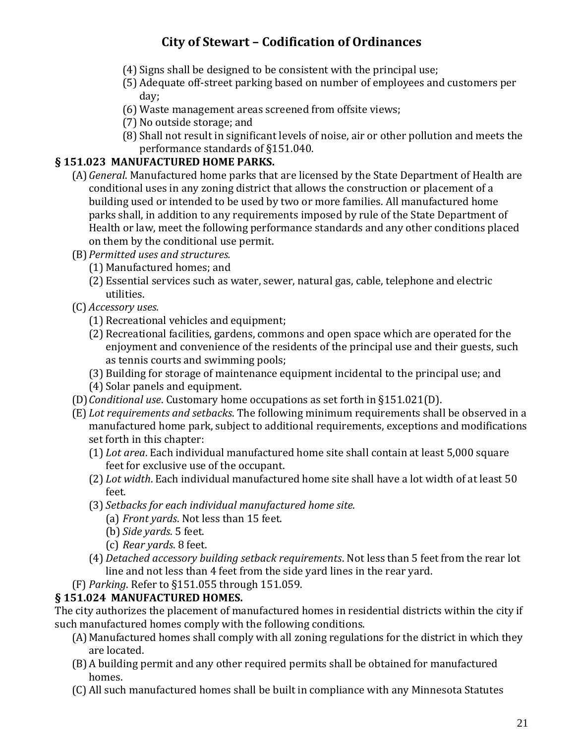(4) Signs shall be designed to be consistent with the principal use;
(5) Adequate off-street parking based on number of employees and customers per day;
(6) Waste management areas screened from offsite views;
(7) No outside storage; and
(8) Shall not result in significant levels of noise, air or other pollution and meets the performance standards of §151.040.

**§ 151.023 MANUFACTURED HOME PARKS.**

(A) *General*. Manufactured home parks that are licensed by the State Department of Health are conditional uses in any zoning district that allows the construction or placement of a building used or intended to be used by two or more families. All manufactured home parks shall, in addition to any requirements imposed by rule of the State Department of Health or law, meet the following performance standards and any other conditions placed on them by the conditional use permit.

(B) *Permitted uses and structures.*
(1) Manufactured homes; and
(2) Essential services such as water, sewer, natural gas, cable, telephone and electric utilities.

(C) *Accessory uses.*
(1) Recreational vehicles and equipment;
(2) Recreational facilities, gardens, commons and open space which are operated for the enjoyment and convenience of the residents of the principal use and their guests, such as tennis courts and swimming pools;
(3) Building for storage of maintenance equipment incidental to the principal use; and
(4) Solar panels and equipment.

(D) *Conditional use*. Customary home occupations as set forth in §151.021(D).

(E) *Lot requirements and setbacks*. The following minimum requirements shall be observed in a manufactured home park, subject to additional requirements, exceptions and modifications set forth in this chapter:
(1) *Lot area*. Each individual manufactured home site shall contain at least 5,000 square feet for exclusive use of the occupant.
(2) *Lot width*. Each individual manufactured home site shall have a lot width of at least 50 feet.
(3) *Setbacks for each individual manufactured home site.*
(a) *Front yards*. Not less than 15 feet.
(b) *Side yards*. 5 feet.
(c) *Rear yards*. 8 feet.
(4) *Detached accessory building setback requirements*. Not less than 5 feet from the rear lot line and not less than 4 feet from the side yard lines in the rear yard.

(F) *Parking*. Refer to §151.055 through 151.059.

**§ 151.024 MANUFACTURED HOMES.**

The city authorizes the placement of manufactured homes in residential districts within the city if such manufactured homes comply with the following conditions.

(A) Manufactured homes shall comply with all zoning regulations for the district in which they are located.
(B) A building permit and any other required permits shall be obtained for manufactured homes.
(C) All such manufactured homes shall be built in compliance with any Minnesota Statutes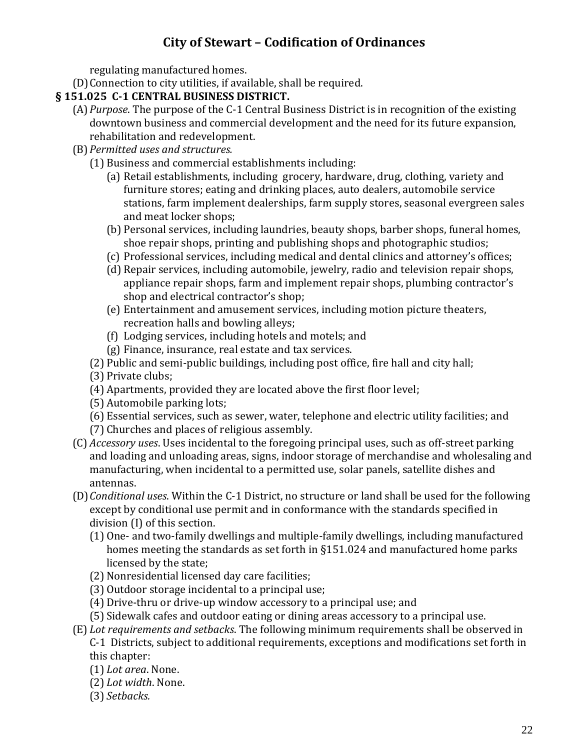regulating manufactured homes.

(D) Connection to city utilities, if available, shall be required.

**§ 151.025 C-1 CENTRAL BUSINESS DISTRICT.**

(A) *Purpose*. The purpose of the C-1 Central Business District is in recognition of the existing downtown business and commercial development and the need for its future expansion, rehabilitation and redevelopment.

(B) *Permitted uses and structures.*

(1) Business and commercial establishments including:

(a) Retail establishments, including grocery, hardware, drug, clothing, variety and furniture stores; eating and drinking places, auto dealers, automobile service stations, farm implement dealerships, farm supply stores, seasonal evergreen sales and meat locker shops;

(b) Personal services, including laundries, beauty shops, barber shops, funeral homes, shoe repair shops, printing and publishing shops and photographic studios;

(c) Professional services, including medical and dental clinics and attorney's offices;

(d) Repair services, including automobile, jewelry, radio and television repair shops, appliance repair shops, farm and implement repair shops, plumbing contractor's shop and electrical contractor's shop;

(e) Entertainment and amusement services, including motion picture theaters, recreation halls and bowling alleys;

(f) Lodging services, including hotels and motels; and

(g) Finance, insurance, real estate and tax services.

(2) Public and semi-public buildings, including post office, fire hall and city hall;

(3) Private clubs;

(4) Apartments, provided they are located above the first floor level;

(5) Automobile parking lots;

(6) Essential services, such as sewer, water, telephone and electric utility facilities; and

(7) Churches and places of religious assembly.

(C) *Accessory uses*. Uses incidental to the foregoing principal uses, such as off-street parking and loading and unloading areas, signs, indoor storage of merchandise and wholesaling and manufacturing, when incidental to a permitted use, solar panels, satellite dishes and antennas.

(D) *Conditional uses*. Within the C-1 District, no structure or land shall be used for the following except by conditional use permit and in conformance with the standards specified in division (I) of this section.

(1) One- and two-family dwellings and multiple-family dwellings, including manufactured homes meeting the standards as set forth in §151.024 and manufactured home parks licensed by the state;

(2) Nonresidential licensed day care facilities;

(3) Outdoor storage incidental to a principal use;

(4) Drive-thru or drive-up window accessory to a principal use; and

(5) Sidewalk cafes and outdoor eating or dining areas accessory to a principal use.

(E) *Lot requirements and setbacks*. The following minimum requirements shall be observed in C-1 Districts, subject to additional requirements, exceptions and modifications set forth in this chapter:

(1) *Lot area*. None.

(2) *Lot width*. None.

(3) *Setbacks.*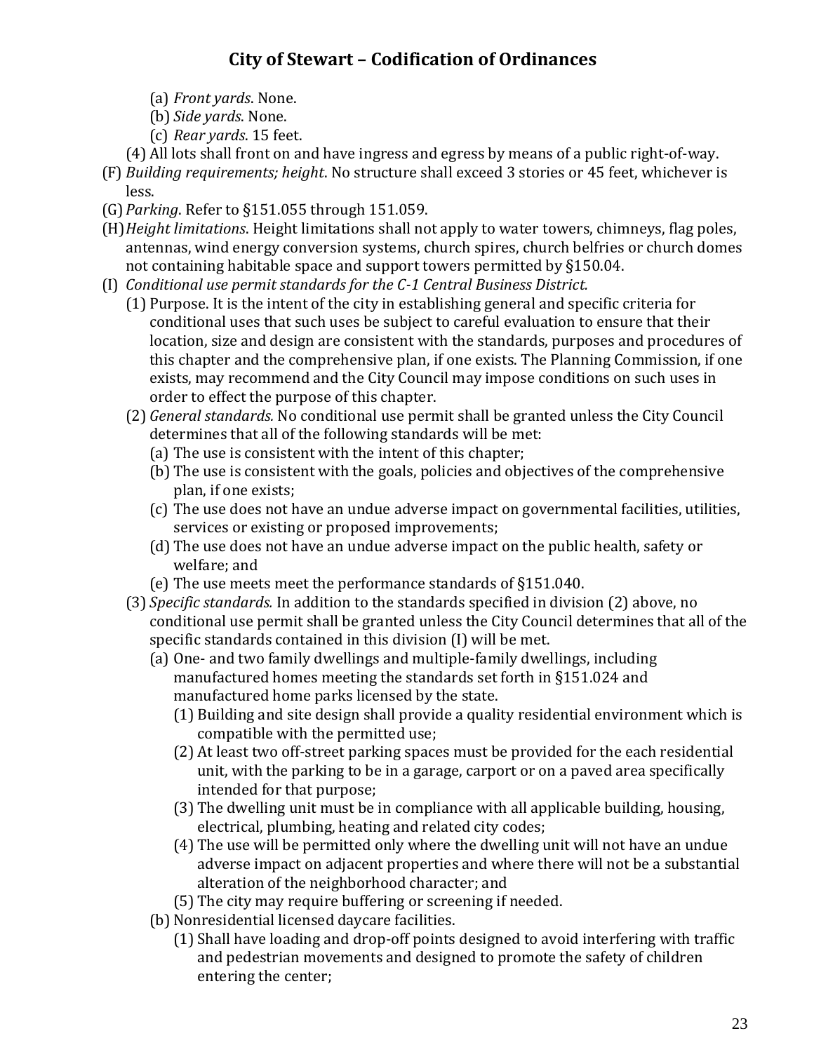(a) *Front yards*. None.

(b) *Side yards*. None.

(c) *Rear yards*. 15 feet.

(4) All lots shall front on and have ingress and egress by means of a public right-of-way.

(F) *Building requirements; height*. No structure shall exceed 3 stories or 45 feet, whichever is less.

(G) *Parking*. Refer to §151.055 through 151.059.

(H) *Height limitations*. Height limitations shall not apply to water towers, chimneys, flag poles, antennas, wind energy conversion systems, church spires, church belfries or church domes not containing habitable space and support towers permitted by §150.04.

(I) *Conditional use permit standards for the C-1 Central Business District.*

(1) Purpose. It is the intent of the city in establishing general and specific criteria for conditional uses that such uses be subject to careful evaluation to ensure that their location, size and design are consistent with the standards, purposes and procedures of this chapter and the comprehensive plan, if one exists. The Planning Commission, if one exists, may recommend and the City Council may impose conditions on such uses in order to effect the purpose of this chapter.

(2) *General standards.* No conditional use permit shall be granted unless the City Council determines that all of the following standards will be met:

(a) The use is consistent with the intent of this chapter;

(b) The use is consistent with the goals, policies and objectives of the comprehensive plan, if one exists;

(c) The use does not have an undue adverse impact on governmental facilities, utilities, services or existing or proposed improvements;

(d) The use does not have an undue adverse impact on the public health, safety or welfare; and

(e) The use meets meet the performance standards of §151.040.

(3) *Specific standards.* In addition to the standards specified in division (2) above, no conditional use permit shall be granted unless the City Council determines that all of the specific standards contained in this division (I) will be met.

(a) One- and two family dwellings and multiple-family dwellings, including manufactured homes meeting the standards set forth in §151.024 and manufactured home parks licensed by the state.

(1) Building and site design shall provide a quality residential environment which is compatible with the permitted use;

(2) At least two off-street parking spaces must be provided for the each residential unit, with the parking to be in a garage, carport or on a paved area specifically intended for that purpose;

(3) The dwelling unit must be in compliance with all applicable building, housing, electrical, plumbing, heating and related city codes;

(4) The use will be permitted only where the dwelling unit will not have an undue adverse impact on adjacent properties and where there will not be a substantial alteration of the neighborhood character; and

(5) The city may require buffering or screening if needed.

(b) Nonresidential licensed daycare facilities.

(1) Shall have loading and drop-off points designed to avoid interfering with traffic and pedestrian movements and designed to promote the safety of children entering the center;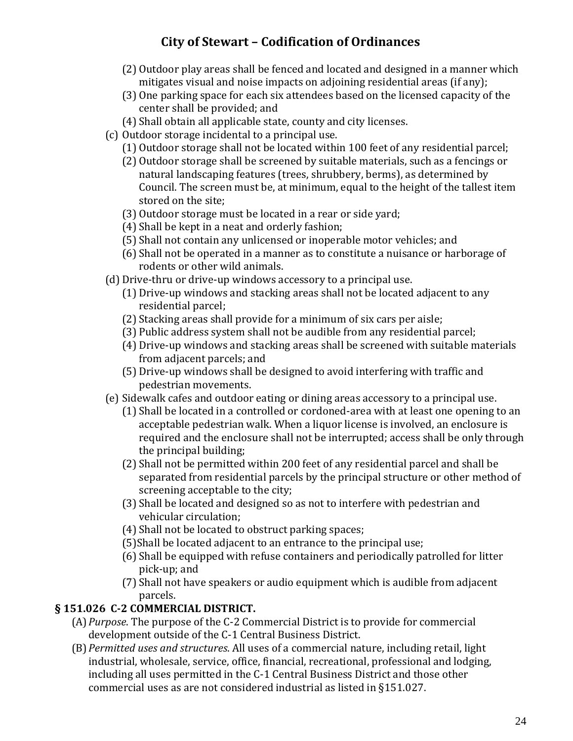(2) Outdoor play areas shall be fenced and located and designed in a manner which mitigates visual and noise impacts on adjoining residential areas (if any);
(3) One parking space for each six attendees based on the licensed capacity of the center shall be provided; and
(4) Shall obtain all applicable state, county and city licenses.

(c) Outdoor storage incidental to a principal use.
(1) Outdoor storage shall not be located within 100 feet of any residential parcel;
(2) Outdoor storage shall be screened by suitable materials, such as a fencings or natural landscaping features (trees, shrubbery, berms), as determined by Council. The screen must be, at minimum, equal to the height of the tallest item stored on the site;
(3) Outdoor storage must be located in a rear or side yard;
(4) Shall be kept in a neat and orderly fashion;
(5) Shall not contain any unlicensed or inoperable motor vehicles; and
(6) Shall not be operated in a manner as to constitute a nuisance or harborage of rodents or other wild animals.

(d) Drive-thru or drive-up windows accessory to a principal use.
(1) Drive-up windows and stacking areas shall not be located adjacent to any residential parcel;
(2) Stacking areas shall provide for a minimum of six cars per aisle;
(3) Public address system shall not be audible from any residential parcel;
(4) Drive-up windows and stacking areas shall be screened with suitable materials from adjacent parcels; and
(5) Drive-up windows shall be designed to avoid interfering with traffic and pedestrian movements.

(e) Sidewalk cafes and outdoor eating or dining areas accessory to a principal use.
(1) Shall be located in a controlled or cordoned-area with at least one opening to an acceptable pedestrian walk. When a liquor license is involved, an enclosure is required and the enclosure shall not be interrupted; access shall be only through the principal building;
(2) Shall not be permitted within 200 feet of any residential parcel and shall be separated from residential parcels by the principal structure or other method of screening acceptable to the city;
(3) Shall be located and designed so as not to interfere with pedestrian and vehicular circulation;
(4) Shall not be located to obstruct parking spaces;
(5)Shall be located adjacent to an entrance to the principal use;
(6) Shall be equipped with refuse containers and periodically patrolled for litter pick-up; and
(7) Shall not have speakers or audio equipment which is audible from adjacent parcels.

**§ 151.026 C-2 COMMERCIAL DISTRICT.**

(A) *Purpose*. The purpose of the C-2 Commercial District is to provide for commercial development outside of the C-1 Central Business District.

(B) *Permitted uses and structures*. All uses of a commercial nature, including retail, light industrial, wholesale, service, office, financial, recreational, professional and lodging, including all uses permitted in the C-1 Central Business District and those other commercial uses as are not considered industrial as listed in §151.027.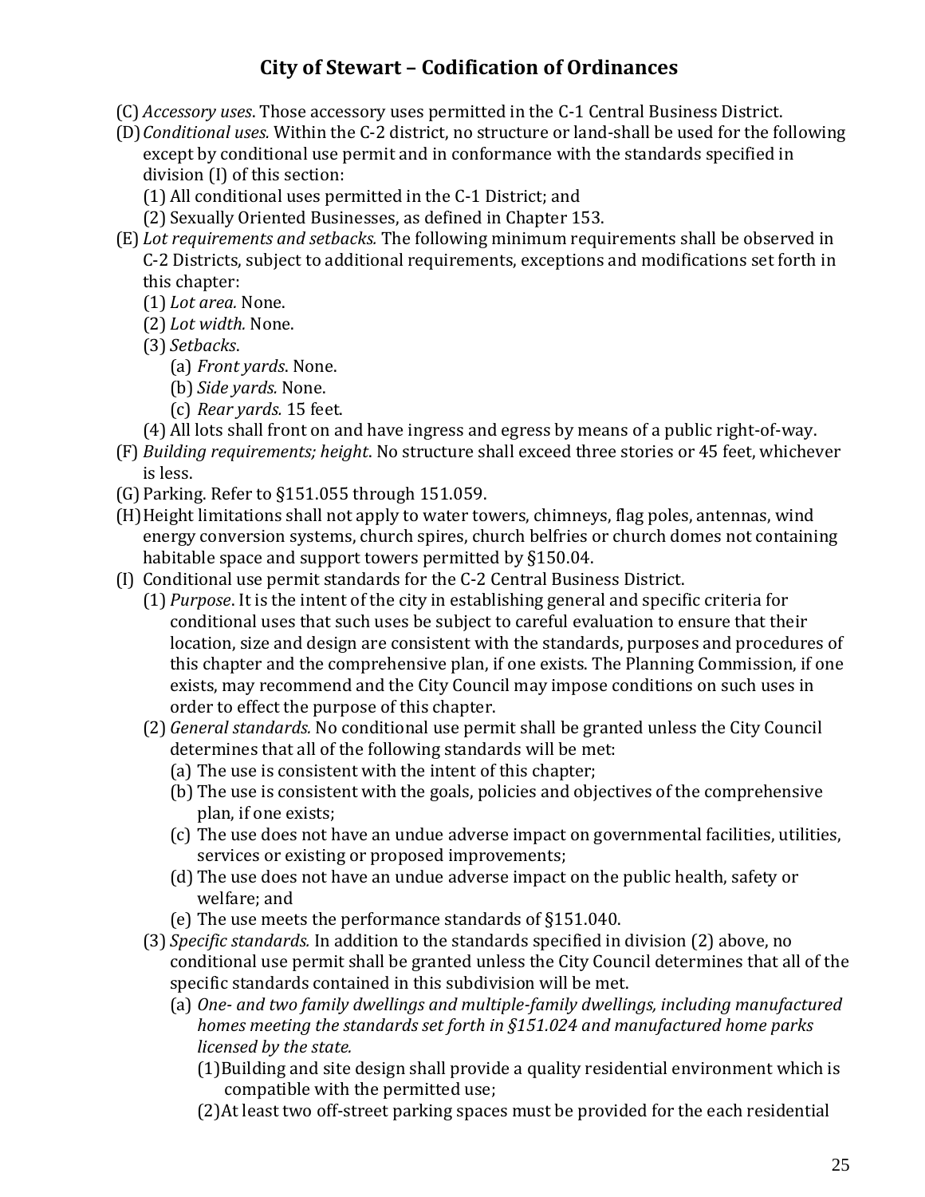(C) *Accessory uses*. Those accessory uses permitted in the C-1 Central Business District.

(D) *Conditional uses.* Within the C-2 district, no structure or land-shall be used for the following except by conditional use permit and in conformance with the standards specified in division (I) of this section:

(1) All conditional uses permitted in the C-1 District; and

(2) Sexually Oriented Businesses, as defined in Chapter 153.

(E) *Lot requirements and setbacks.* The following minimum requirements shall be observed in C-2 Districts, subject to additional requirements, exceptions and modifications set forth in this chapter:

(1) *Lot area.* None.

(2) *Lot width.* None.

(3) *Setbacks*.

(a) *Front yards*. None.

(b) *Side yards.* None.

(c) *Rear yards.* 15 feet.

(4) All lots shall front on and have ingress and egress by means of a public right-of-way.

(F) *Building requirements; height*. No structure shall exceed three stories or 45 feet, whichever is less.

(G) Parking. Refer to §151.055 through 151.059.

(H) Height limitations shall not apply to water towers, chimneys, flag poles, antennas, wind energy conversion systems, church spires, church belfries or church domes not containing habitable space and support towers permitted by §150.04.

(I) Conditional use permit standards for the C-2 Central Business District.

(1) *Purpose*. It is the intent of the city in establishing general and specific criteria for conditional uses that such uses be subject to careful evaluation to ensure that their location, size and design are consistent with the standards, purposes and procedures of this chapter and the comprehensive plan, if one exists. The Planning Commission, if one exists, may recommend and the City Council may impose conditions on such uses in order to effect the purpose of this chapter.

(2) *General standards.* No conditional use permit shall be granted unless the City Council determines that all of the following standards will be met:

(a) The use is consistent with the intent of this chapter;

(b) The use is consistent with the goals, policies and objectives of the comprehensive plan, if one exists;

(c) The use does not have an undue adverse impact on governmental facilities, utilities, services or existing or proposed improvements;

(d) The use does not have an undue adverse impact on the public health, safety or welfare; and

(e) The use meets the performance standards of §151.040.

(3) *Specific standards.* In addition to the standards specified in division (2) above, no conditional use permit shall be granted unless the City Council determines that all of the specific standards contained in this subdivision will be met.

(a) *One- and two family dwellings and multiple-family dwellings, including manufactured homes meeting the standards set forth in §151.024 and manufactured home parks licensed by the state.*

(1) Building and site design shall provide a quality residential environment which is compatible with the permitted use;

(2) At least two off-street parking spaces must be provided for the each residential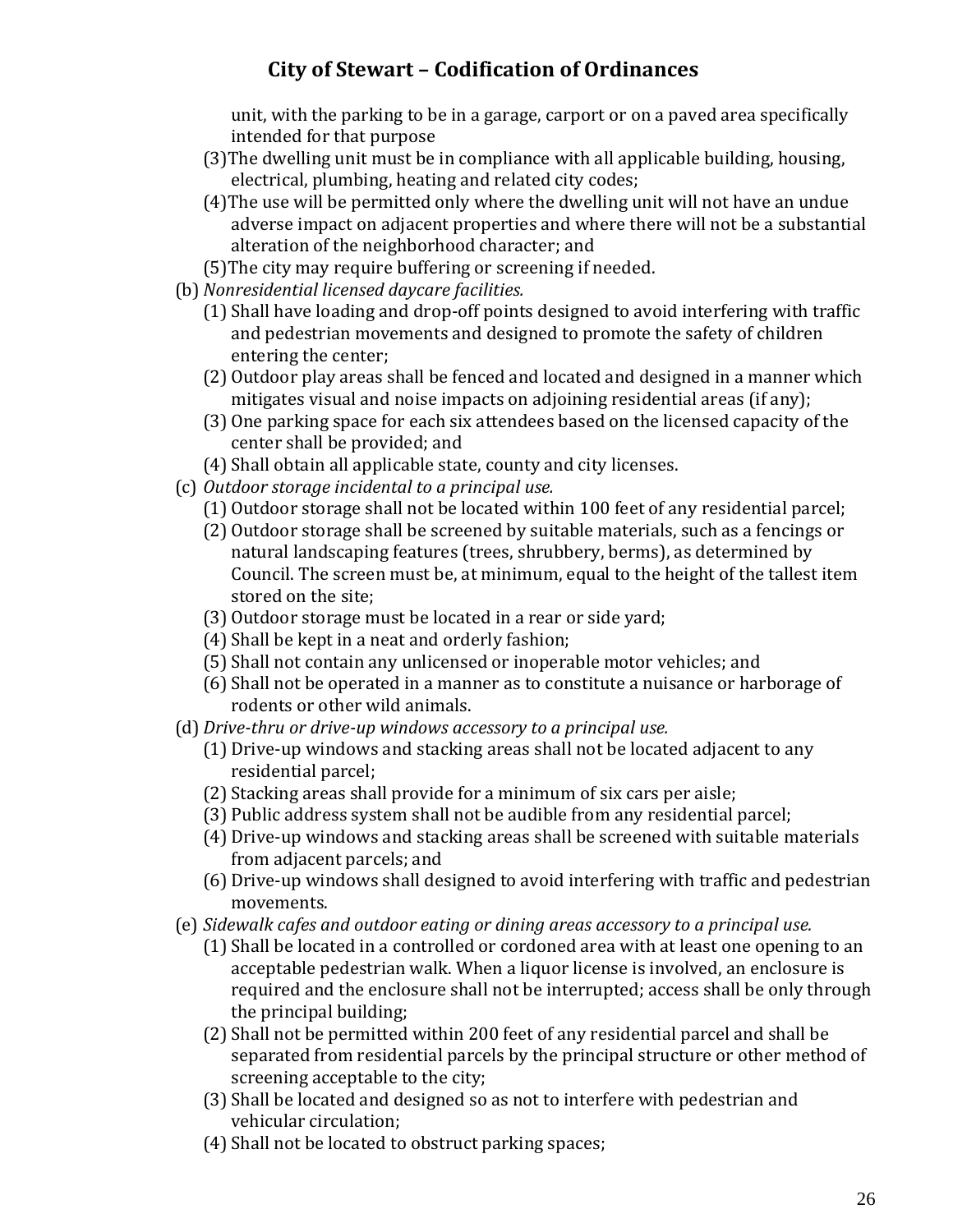unit, with the parking to be in a garage, carport or on a paved area specifically intended for that purpose

(3) The dwelling unit must be in compliance with all applicable building, housing, electrical, plumbing, heating and related city codes;

(4) The use will be permitted only where the dwelling unit will not have an undue adverse impact on adjacent properties and where there will not be a substantial alteration of the neighborhood character; and

(5) The city may require buffering or screening if needed.

(b) *Nonresidential licensed daycare facilities.*

(1) Shall have loading and drop-off points designed to avoid interfering with traffic and pedestrian movements and designed to promote the safety of children entering the center;

(2) Outdoor play areas shall be fenced and located and designed in a manner which mitigates visual and noise impacts on adjoining residential areas (if any);

(3) One parking space for each six attendees based on the licensed capacity of the center shall be provided; and

(4) Shall obtain all applicable state, county and city licenses.

(c) *Outdoor storage incidental to a principal use.*

(1) Outdoor storage shall not be located within 100 feet of any residential parcel;

(2) Outdoor storage shall be screened by suitable materials, such as a fencings or natural landscaping features (trees, shrubbery, berms), as determined by Council. The screen must be, at minimum, equal to the height of the tallest item stored on the site;

(3) Outdoor storage must be located in a rear or side yard;

(4) Shall be kept in a neat and orderly fashion;

(5) Shall not contain any unlicensed or inoperable motor vehicles; and

(6) Shall not be operated in a manner as to constitute a nuisance or harborage of rodents or other wild animals.

(d) *Drive-thru or drive-up windows accessory to a principal use.*

(1) Drive-up windows and stacking areas shall not be located adjacent to any residential parcel;

(2) Stacking areas shall provide for a minimum of six cars per aisle;

(3) Public address system shall not be audible from any residential parcel;

(4) Drive-up windows and stacking areas shall be screened with suitable materials from adjacent parcels; and

(6) Drive-up windows shall designed to avoid interfering with traffic and pedestrian movements.

(e) *Sidewalk cafes and outdoor eating or dining areas accessory to a principal use.*

(1) Shall be located in a controlled or cordoned area with at least one opening to an acceptable pedestrian walk. When a liquor license is involved, an enclosure is required and the enclosure shall not be interrupted; access shall be only through the principal building;

(2) Shall not be permitted within 200 feet of any residential parcel and shall be separated from residential parcels by the principal structure or other method of screening acceptable to the city;

(3) Shall be located and designed so as not to interfere with pedestrian and vehicular circulation;

(4) Shall not be located to obstruct parking spaces;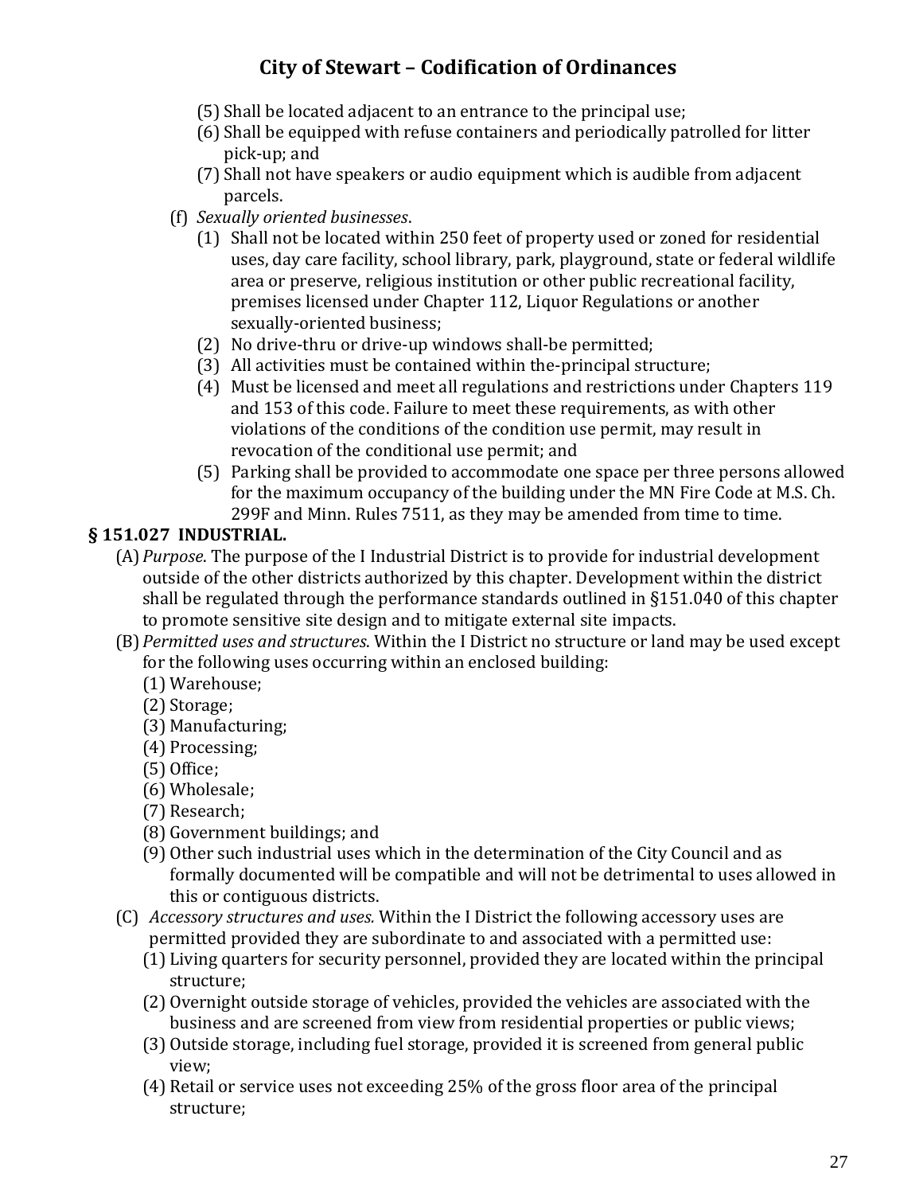(5) Shall be located adjacent to an entrance to the principal use;
(6) Shall be equipped with refuse containers and periodically patrolled for litter pick-up; and
(7) Shall not have speakers or audio equipment which is audible from adjacent parcels.

(f) *Sexually oriented businesses*.
(1) Shall not be located within 250 feet of property used or zoned for residential uses, day care facility, school library, park, playground, state or federal wildlife area or preserve, religious institution or other public recreational facility, premises licensed under Chapter 112, Liquor Regulations or another sexually-oriented business;
(2) No drive-thru or drive-up windows shall-be permitted;
(3) All activities must be contained within the-principal structure;
(4) Must be licensed and meet all regulations and restrictions under Chapters 119 and 153 of this code. Failure to meet these requirements, as with other violations of the conditions of the condition use permit, may result in revocation of the conditional use permit; and
(5) Parking shall be provided to accommodate one space per three persons allowed for the maximum occupancy of the building under the MN Fire Code at M.S. Ch. 299F and Minn. Rules 7511, as they may be amended from time to time.

**§ 151.027 INDUSTRIAL.**

(A) *Purpose*. The purpose of the I Industrial District is to provide for industrial development outside of the other districts authorized by this chapter. Development within the district shall be regulated through the performance standards outlined in §151.040 of this chapter to promote sensitive site design and to mitigate external site impacts.

(B) *Permitted uses and structures.* Within the I District no structure or land may be used except for the following uses occurring within an enclosed building:
(1) Warehouse;
(2) Storage;
(3) Manufacturing;
(4) Processing;
(5) Office;
(6) Wholesale;
(7) Research;
(8) Government buildings; and
(9) Other such industrial uses which in the determination of the City Council and as formally documented will be compatible and will not be detrimental to uses allowed in this or contiguous districts.

(C) *Accessory structures and uses.* Within the I District the following accessory uses are permitted provided they are subordinate to and associated with a permitted use:
(1) Living quarters for security personnel, provided they are located within the principal structure;
(2) Overnight outside storage of vehicles, provided the vehicles are associated with the business and are screened from view from residential properties or public views;
(3) Outside storage, including fuel storage, provided it is screened from general public view;
(4) Retail or service uses not exceeding 25% of the gross floor area of the principal structure;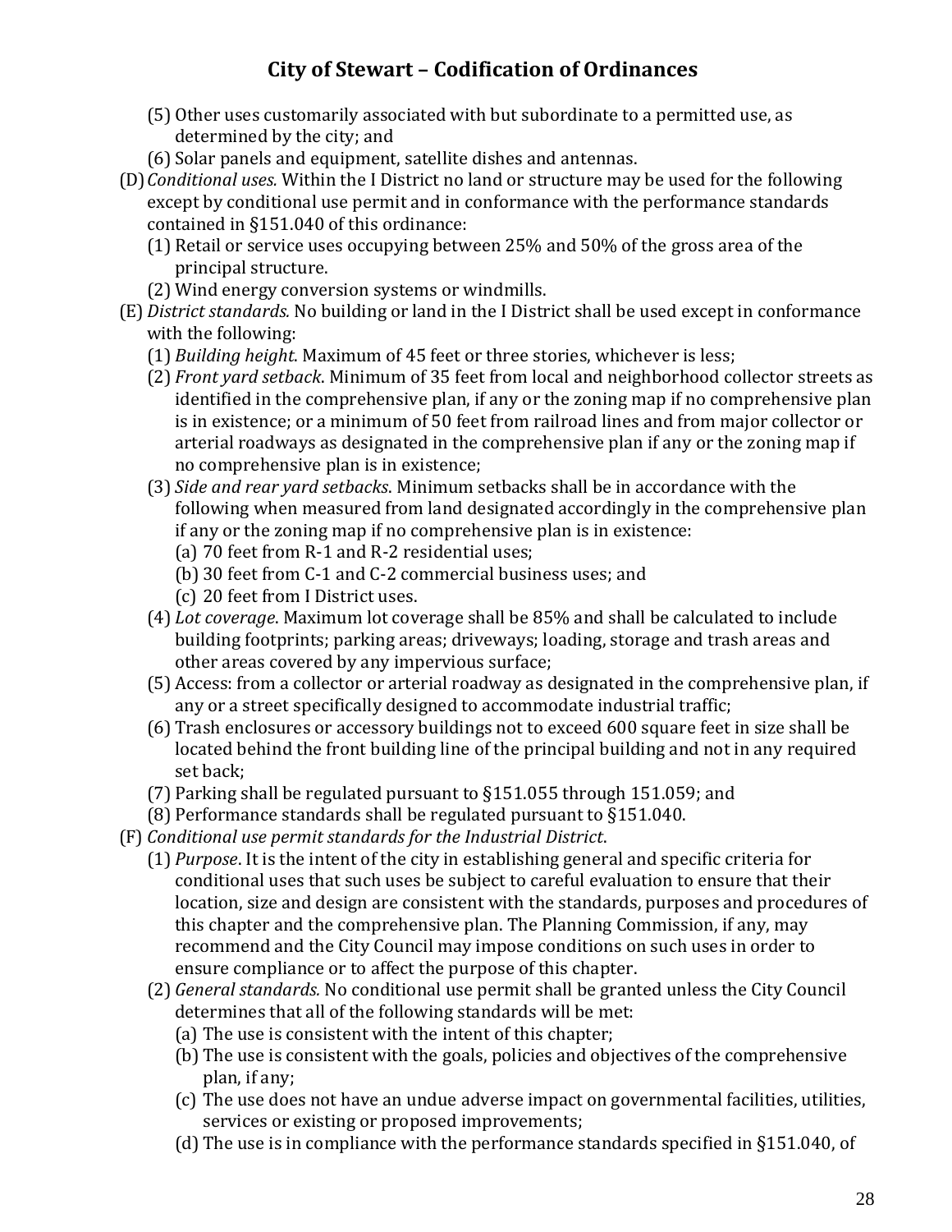(5) Other uses customarily associated with but subordinate to a permitted use, as determined by the city; and

(6) Solar panels and equipment, satellite dishes and antennas.

(D) *Conditional uses.* Within the I District no land or structure may be used for the following except by conditional use permit and in conformance with the performance standards contained in §151.040 of this ordinance:

(1) Retail or service uses occupying between 25% and 50% of the gross area of the principal structure.

(2) Wind energy conversion systems or windmills.

(E) *District standards.* No building or land in the I District shall be used except in conformance with the following:

(1) *Building height*. Maximum of 45 feet or three stories, whichever is less;

(2) *Front yard setback*. Minimum of 35 feet from local and neighborhood collector streets as identified in the comprehensive plan, if any or the zoning map if no comprehensive plan is in existence; or a minimum of 50 feet from railroad lines and from major collector or arterial roadways as designated in the comprehensive plan if any or the zoning map if no comprehensive plan is in existence;

(3) *Side and rear yard setbacks*. Minimum setbacks shall be in accordance with the following when measured from land designated accordingly in the comprehensive plan if any or the zoning map if no comprehensive plan is in existence:

(a) 70 feet from R-1 and R-2 residential uses;

(b) 30 feet from C-1 and C-2 commercial business uses; and

(c) 20 feet from I District uses.

(4) *Lot coverage*. Maximum lot coverage shall be 85% and shall be calculated to include building footprints; parking areas; driveways; loading, storage and trash areas and other areas covered by any impervious surface;

(5) Access: from a collector or arterial roadway as designated in the comprehensive plan, if any or a street specifically designed to accommodate industrial traffic;

(6) Trash enclosures or accessory buildings not to exceed 600 square feet in size shall be located behind the front building line of the principal building and not in any required set back;

(7) Parking shall be regulated pursuant to §151.055 through 151.059; and

(8) Performance standards shall be regulated pursuant to §151.040.

(F) *Conditional use permit standards for the Industrial District*.

(1) *Purpose*. It is the intent of the city in establishing general and specific criteria for conditional uses that such uses be subject to careful evaluation to ensure that their location, size and design are consistent with the standards, purposes and procedures of this chapter and the comprehensive plan. The Planning Commission, if any, may recommend and the City Council may impose conditions on such uses in order to ensure compliance or to affect the purpose of this chapter.

(2) *General standards.* No conditional use permit shall be granted unless the City Council determines that all of the following standards will be met:

(a) The use is consistent with the intent of this chapter;

(b) The use is consistent with the goals, policies and objectives of the comprehensive plan, if any;

(c) The use does not have an undue adverse impact on governmental facilities, utilities, services or existing or proposed improvements;

(d) The use is in compliance with the performance standards specified in §151.040, of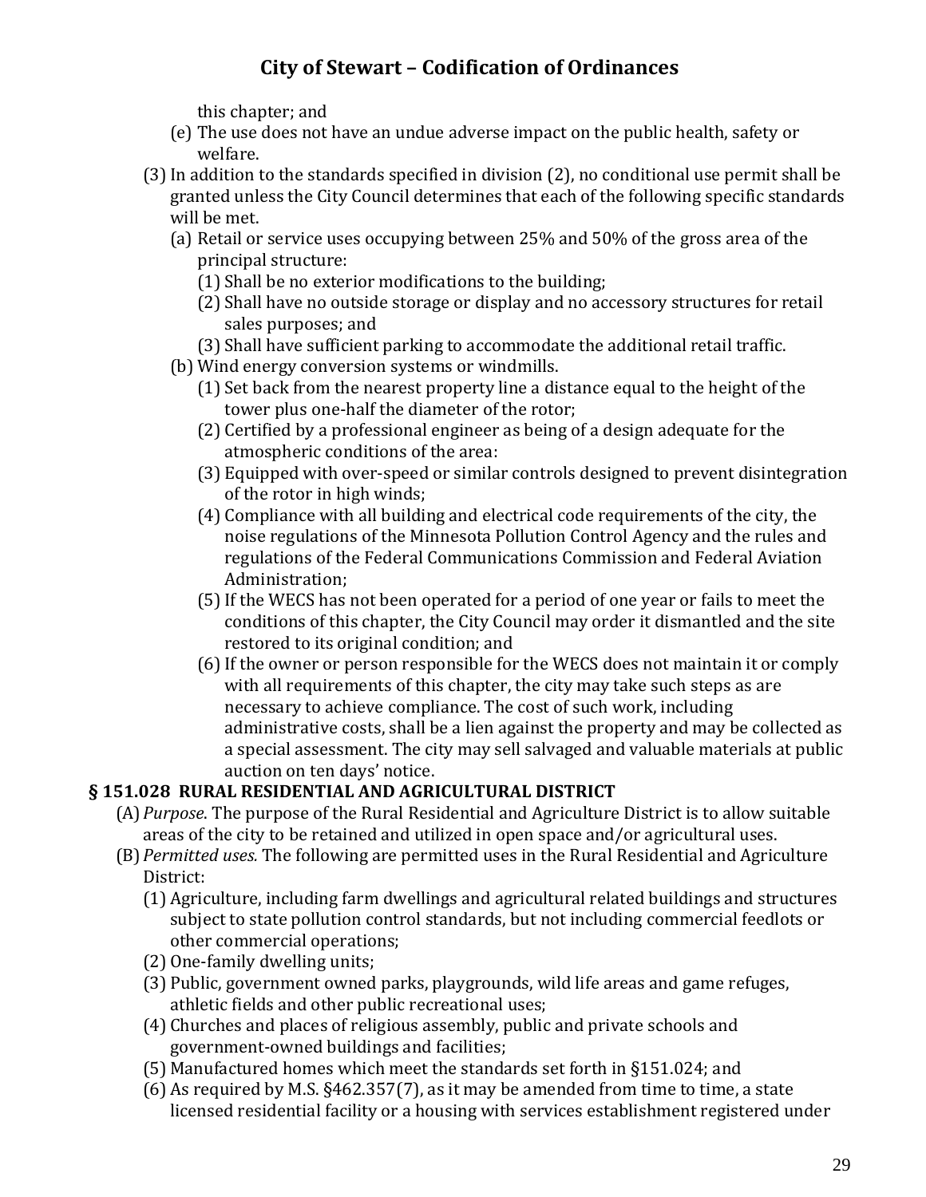this chapter; and

- (e) The use does not have an undue adverse impact on the public health, safety or welfare.

(3) In addition to the standards specified in division (2), no conditional use permit shall be granted unless the City Council determines that each of the following specific standards will be met.

- (a) Retail or service uses occupying between 25% and 50% of the gross area of the principal structure:
  - (1) Shall be no exterior modifications to the building;
  - (2) Shall have no outside storage or display and no accessory structures for retail sales purposes; and
  - (3) Shall have sufficient parking to accommodate the additional retail traffic.
- (b) Wind energy conversion systems or windmills.
  - (1) Set back from the nearest property line a distance equal to the height of the tower plus one-half the diameter of the rotor;
  - (2) Certified by a professional engineer as being of a design adequate for the atmospheric conditions of the area:
  - (3) Equipped with over-speed or similar controls designed to prevent disintegration of the rotor in high winds;
  - (4) Compliance with all building and electrical code requirements of the city, the noise regulations of the Minnesota Pollution Control Agency and the rules and regulations of the Federal Communications Commission and Federal Aviation Administration;
  - (5) If the WECS has not been operated for a period of one year or fails to meet the conditions of this chapter, the City Council may order it dismantled and the site restored to its original condition; and
  - (6) If the owner or person responsible for the WECS does not maintain it or comply with all requirements of this chapter, the city may take such steps as are necessary to achieve compliance. The cost of such work, including administrative costs, shall be a lien against the property and may be collected as a special assessment. The city may sell salvaged and valuable materials at public auction on ten days' notice.

### § 151.028 RURAL RESIDENTIAL AND AGRICULTURAL DISTRICT

(A) *Purpose*. The purpose of the Rural Residential and Agriculture District is to allow suitable areas of the city to be retained and utilized in open space and/or agricultural uses.

(B) *Permitted uses.* The following are permitted uses in the Rural Residential and Agriculture District:

- (1) Agriculture, including farm dwellings and agricultural related buildings and structures subject to state pollution control standards, but not including commercial feedlots or other commercial operations;
- (2) One-family dwelling units;
- (3) Public, government owned parks, playgrounds, wild life areas and game refuges, athletic fields and other public recreational uses;
- (4) Churches and places of religious assembly, public and private schools and government-owned buildings and facilities;
- (5) Manufactured homes which meet the standards set forth in §151.024; and
- (6) As required by M.S. §462.357(7), as it may be amended from time to time, a state licensed residential facility or a housing with services establishment registered under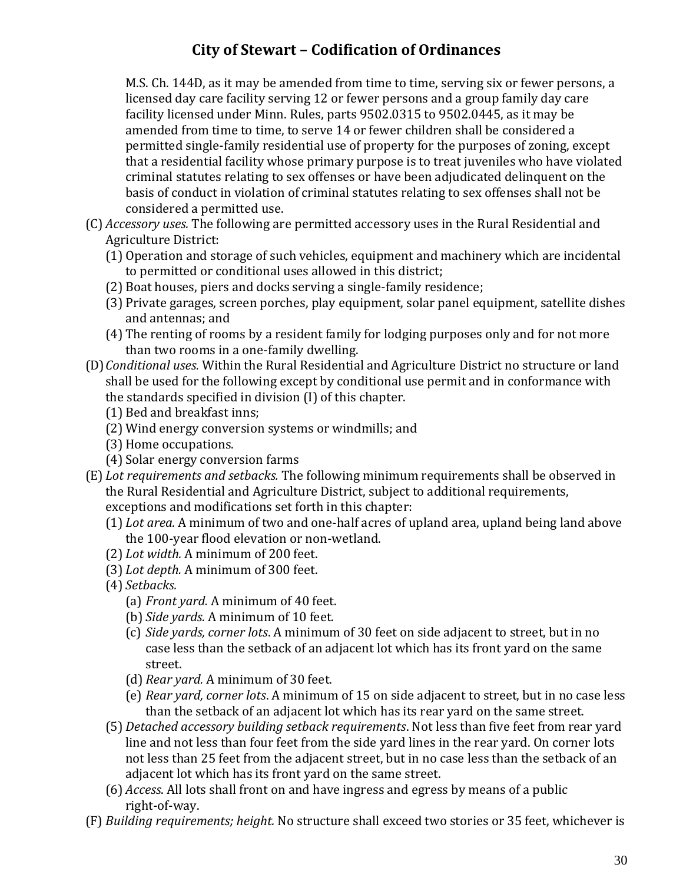M.S. Ch. 144D, as it may be amended from time to time, serving six or fewer persons, a licensed day care facility serving 12 or fewer persons and a group family day care facility licensed under Minn. Rules, parts 9502.0315 to 9502.0445, as it may be amended from time to time, to serve 14 or fewer children shall be considered a permitted single-family residential use of property for the purposes of zoning, except that a residential facility whose primary purpose is to treat juveniles who have violated criminal statutes relating to sex offenses or have been adjudicated delinquent on the basis of conduct in violation of criminal statutes relating to sex offenses shall not be considered a permitted use.

(C) *Accessory uses.* The following are permitted accessory uses in the Rural Residential and Agriculture District:

(1) Operation and storage of such vehicles, equipment and machinery which are incidental to permitted or conditional uses allowed in this district;

(2) Boat houses, piers and docks serving a single-family residence;

(3) Private garages, screen porches, play equipment, solar panel equipment, satellite dishes and antennas; and

(4) The renting of rooms by a resident family for lodging purposes only and for not more than two rooms in a one-family dwelling.

(D) *Conditional uses.* Within the Rural Residential and Agriculture District no structure or land shall be used for the following except by conditional use permit and in conformance with the standards specified in division (I) of this chapter.

(1) Bed and breakfast inns;

(2) Wind energy conversion systems or windmills; and

(3) Home occupations.

(4) Solar energy conversion farms

(E) *Lot requirements and setbacks.* The following minimum requirements shall be observed in the Rural Residential and Agriculture District, subject to additional requirements, exceptions and modifications set forth in this chapter:

(1) *Lot area.* A minimum of two and one-half acres of upland area, upland being land above the 100-year flood elevation or non-wetland.

(2) *Lot width.* A minimum of 200 feet.

(3) *Lot depth.* A minimum of 300 feet.

(4) *Setbacks.*

(a) *Front yard.* A minimum of 40 feet.

(b) *Side yards.* A minimum of 10 feet.

(c) *Side yards, corner lots*. A minimum of 30 feet on side adjacent to street, but in no case less than the setback of an adjacent lot which has its front yard on the same street.

(d) *Rear yard.* A minimum of 30 feet.

(e) *Rear yard, corner lots*. A minimum of 15 on side adjacent to street, but in no case less than the setback of an adjacent lot which has its rear yard on the same street.

(5) *Detached accessory building setback requirements*. Not less than five feet from rear yard line and not less than four feet from the side yard lines in the rear yard. On corner lots not less than 25 feet from the adjacent street, but in no case less than the setback of an adjacent lot which has its front yard on the same street.

(6) *Access.* All lots shall front on and have ingress and egress by means of a public right-of-way.

(F) *Building requirements; height.* No structure shall exceed two stories or 35 feet, whichever is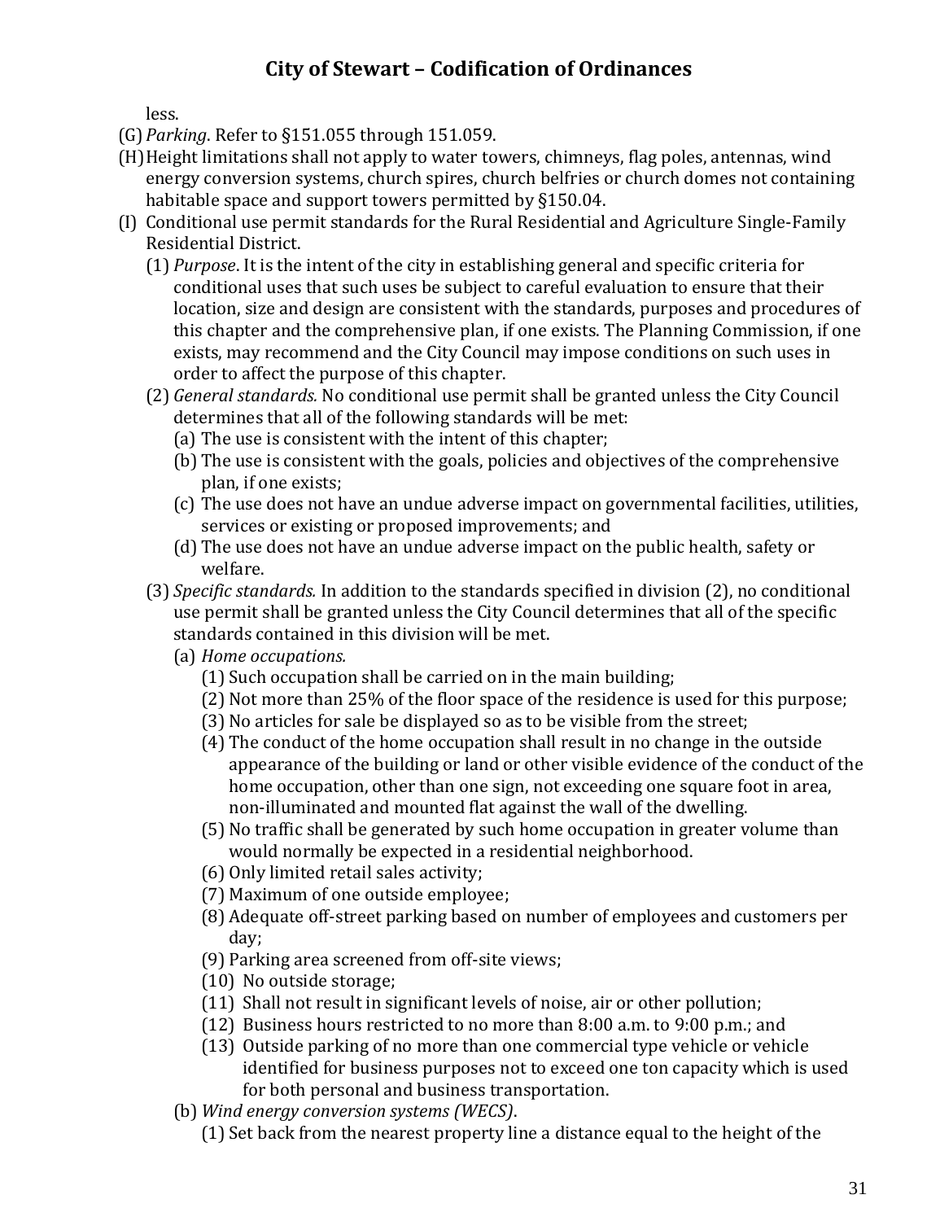less.

(G) *Parking*. Refer to §151.055 through 151.059.

(H) Height limitations shall not apply to water towers, chimneys, flag poles, antennas, wind energy conversion systems, church spires, church belfries or church domes not containing habitable space and support towers permitted by §150.04.

(I) Conditional use permit standards for the Rural Residential and Agriculture Single-Family Residential District.

- (1) *Purpose*. It is the intent of the city in establishing general and specific criteria for conditional uses that such uses be subject to careful evaluation to ensure that their location, size and design are consistent with the standards, purposes and procedures of this chapter and the comprehensive plan, if one exists. The Planning Commission, if one exists, may recommend and the City Council may impose conditions on such uses in order to affect the purpose of this chapter.
- (2) *General standards.* No conditional use permit shall be granted unless the City Council determines that all of the following standards will be met:
  - (a) The use is consistent with the intent of this chapter;
  - (b) The use is consistent with the goals, policies and objectives of the comprehensive plan, if one exists;
  - (c) The use does not have an undue adverse impact on governmental facilities, utilities, services or existing or proposed improvements; and
  - (d) The use does not have an undue adverse impact on the public health, safety or welfare.
- (3) *Specific standards.* In addition to the standards specified in division (2), no conditional use permit shall be granted unless the City Council determines that all of the specific standards contained in this division will be met.
  - (a) *Home occupations.*
    - (1) Such occupation shall be carried on in the main building;
    - (2) Not more than 25% of the floor space of the residence is used for this purpose;
    - (3) No articles for sale be displayed so as to be visible from the street;
    - (4) The conduct of the home occupation shall result in no change in the outside appearance of the building or land or other visible evidence of the conduct of the home occupation, other than one sign, not exceeding one square foot in area, non-illuminated and mounted flat against the wall of the dwelling.
    - (5) No traffic shall be generated by such home occupation in greater volume than would normally be expected in a residential neighborhood.
    - (6) Only limited retail sales activity;
    - (7) Maximum of one outside employee;
    - (8) Adequate off-street parking based on number of employees and customers per day;
    - (9) Parking area screened from off-site views;
    - (10) No outside storage;
    - (11) Shall not result in significant levels of noise, air or other pollution;
    - (12) Business hours restricted to no more than 8:00 a.m. to 9:00 p.m.; and
    - (13) Outside parking of no more than one commercial type vehicle or vehicle identified for business purposes not to exceed one ton capacity which is used for both personal and business transportation.
  - (b) *Wind energy conversion systems (WECS)*.
    - (1) Set back from the nearest property line a distance equal to the height of the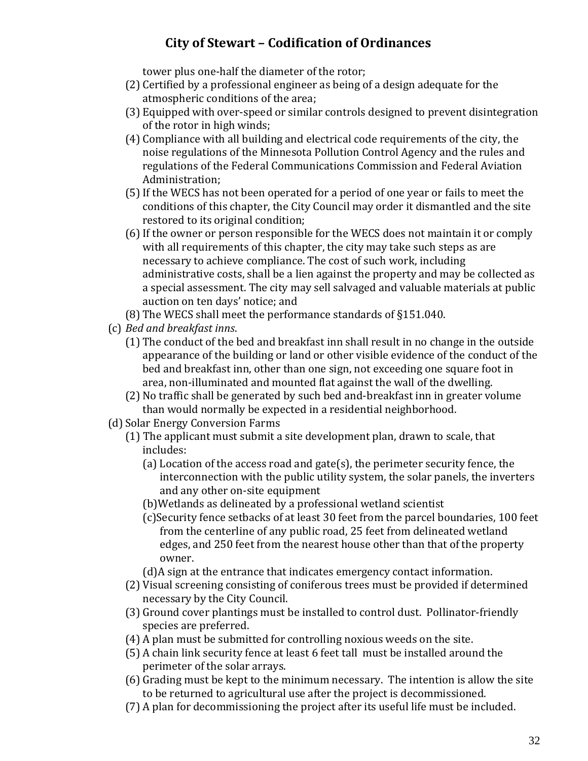tower plus one-half the diameter of the rotor;

(2) Certified by a professional engineer as being of a design adequate for the atmospheric conditions of the area;

(3) Equipped with over-speed or similar controls designed to prevent disintegration of the rotor in high winds;

(4) Compliance with all building and electrical code requirements of the city, the noise regulations of the Minnesota Pollution Control Agency and the rules and regulations of the Federal Communications Commission and Federal Aviation Administration;

(5) If the WECS has not been operated for a period of one year or fails to meet the conditions of this chapter, the City Council may order it dismantled and the site restored to its original condition;

(6) If the owner or person responsible for the WECS does not maintain it or comply with all requirements of this chapter, the city may take such steps as are necessary to achieve compliance. The cost of such work, including administrative costs, shall be a lien against the property and may be collected as a special assessment. The city may sell salvaged and valuable materials at public auction on ten days' notice; and

(8) The WECS shall meet the performance standards of §151.040.

(c) *Bed and breakfast inns*.

(1) The conduct of the bed and breakfast inn shall result in no change in the outside appearance of the building or land or other visible evidence of the conduct of the bed and breakfast inn, other than one sign, not exceeding one square foot in area, non-illuminated and mounted flat against the wall of the dwelling.

(2) No traffic shall be generated by such bed and-breakfast inn in greater volume than would normally be expected in a residential neighborhood.

(d) Solar Energy Conversion Farms

(1) The applicant must submit a site development plan, drawn to scale, that includes:

(a) Location of the access road and gate(s), the perimeter security fence, the interconnection with the public utility system, the solar panels, the inverters and any other on-site equipment

(b)Wetlands as delineated by a professional wetland scientist

(c)Security fence setbacks of at least 30 feet from the parcel boundaries, 100 feet from the centerline of any public road, 25 feet from delineated wetland edges, and 250 feet from the nearest house other than that of the property owner.

(d)A sign at the entrance that indicates emergency contact information.

(2) Visual screening consisting of coniferous trees must be provided if determined necessary by the City Council.

(3) Ground cover plantings must be installed to control dust. Pollinator-friendly species are preferred.

(4) A plan must be submitted for controlling noxious weeds on the site.

(5) A chain link security fence at least 6 feet tall must be installed around the perimeter of the solar arrays.

(6) Grading must be kept to the minimum necessary. The intention is allow the site to be returned to agricultural use after the project is decommissioned.

(7) A plan for decommissioning the project after its useful life must be included.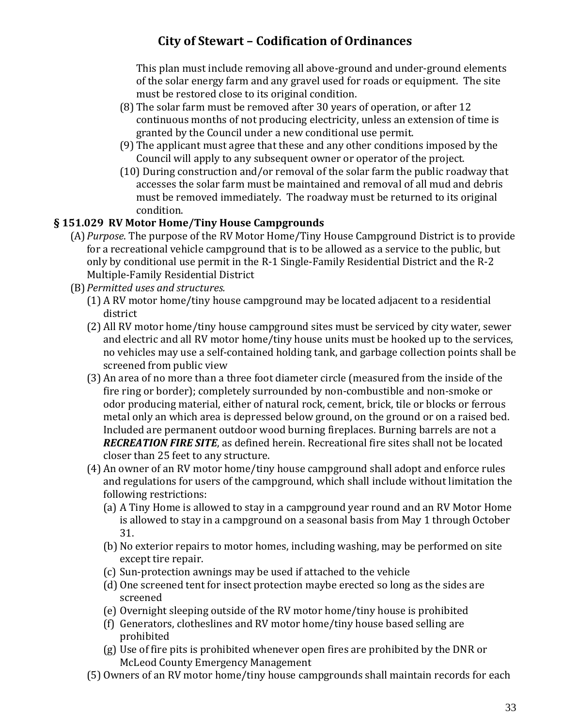This plan must include removing all above-ground and under-ground elements of the solar energy farm and any gravel used for roads or equipment. The site must be restored close to its original condition.

(8) The solar farm must be removed after 30 years of operation, or after 12 continuous months of not producing electricity, unless an extension of time is granted by the Council under a new conditional use permit.

(9) The applicant must agree that these and any other conditions imposed by the Council will apply to any subsequent owner or operator of the project.

(10) During construction and/or removal of the solar farm the public roadway that accesses the solar farm must be maintained and removal of all mud and debris must be removed immediately. The roadway must be returned to its original condition.

### § 151.029 RV Motor Home/Tiny House Campgrounds

(A) *Purpose*. The purpose of the RV Motor Home/Tiny House Campground District is to provide for a recreational vehicle campground that is to be allowed as a service to the public, but only by conditional use permit in the R-1 Single-Family Residential District and the R-2 Multiple-Family Residential District

(B) *Permitted uses and structures.*

(1) A RV motor home/tiny house campground may be located adjacent to a residential district

(2) All RV motor home/tiny house campground sites must be serviced by city water, sewer and electric and all RV motor home/tiny house units must be hooked up to the services, no vehicles may use a self-contained holding tank, and garbage collection points shall be screened from public view

(3) An area of no more than a three foot diameter circle (measured from the inside of the fire ring or border); completely surrounded by non-combustible and non-smoke or odor producing material, either of natural rock, cement, brick, tile or blocks or ferrous metal only an which area is depressed below ground, on the ground or on a raised bed. Included are permanent outdoor wood burning fireplaces. Burning barrels are not a ***RECREATION FIRE SITE***, as defined herein. Recreational fire sites shall not be located closer than 25 feet to any structure.

(4) An owner of an RV motor home/tiny house campground shall adopt and enforce rules and regulations for users of the campground, which shall include without limitation the following restrictions:

(a) A Tiny Home is allowed to stay in a campground year round and an RV Motor Home is allowed to stay in a campground on a seasonal basis from May 1 through October 31.

(b) No exterior repairs to motor homes, including washing, may be performed on site except tire repair.

(c) Sun-protection awnings may be used if attached to the vehicle

(d) One screened tent for insect protection maybe erected so long as the sides are screened

(e) Overnight sleeping outside of the RV motor home/tiny house is prohibited

(f) Generators, clotheslines and RV motor home/tiny house based selling are prohibited

(g) Use of fire pits is prohibited whenever open fires are prohibited by the DNR or McLeod County Emergency Management

(5) Owners of an RV motor home/tiny house campgrounds shall maintain records for each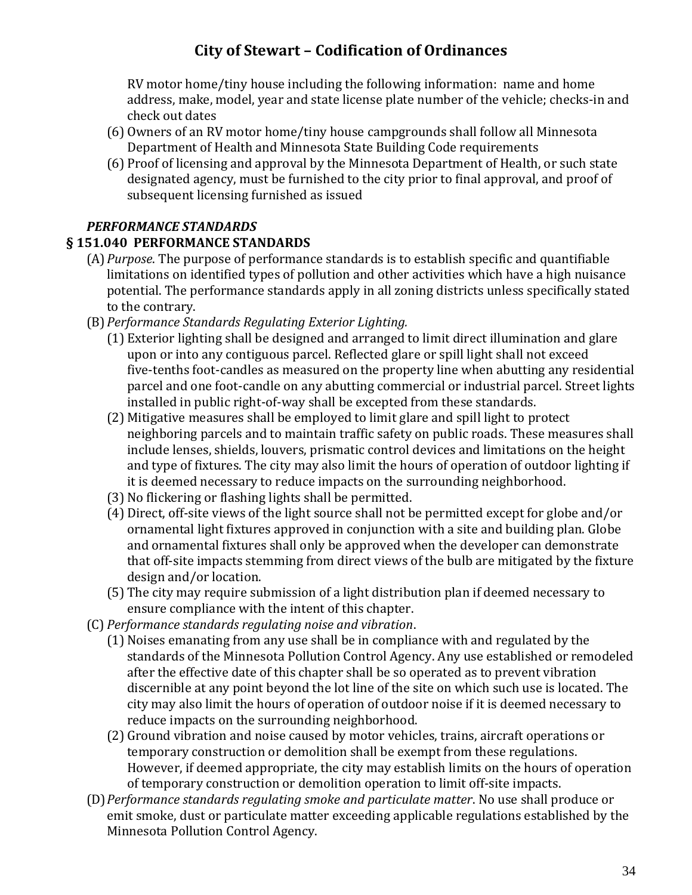RV motor home/tiny house including the following information: name and home address, make, model, year and state license plate number of the vehicle; checks-in and check out dates

(6) Owners of an RV motor home/tiny house campgrounds shall follow all Minnesota Department of Health and Minnesota State Building Code requirements

(6) Proof of licensing and approval by the Minnesota Department of Health, or such state designated agency, must be furnished to the city prior to final approval, and proof of subsequent licensing furnished as issued

***PERFORMANCE STANDARDS***

### § 151.040 PERFORMANCE STANDARDS

(A) *Purpose*. The purpose of performance standards is to establish specific and quantifiable limitations on identified types of pollution and other activities which have a high nuisance potential. The performance standards apply in all zoning districts unless specifically stated to the contrary.

(B) *Performance Standards Regulating Exterior Lighting.*

(1) Exterior lighting shall be designed and arranged to limit direct illumination and glare upon or into any contiguous parcel. Reflected glare or spill light shall not exceed five-tenths foot-candles as measured on the property line when abutting any residential parcel and one foot-candle on any abutting commercial or industrial parcel. Street lights installed in public right-of-way shall be excepted from these standards.

(2) Mitigative measures shall be employed to limit glare and spill light to protect neighboring parcels and to maintain traffic safety on public roads. These measures shall include lenses, shields, louvers, prismatic control devices and limitations on the height and type of fixtures. The city may also limit the hours of operation of outdoor lighting if it is deemed necessary to reduce impacts on the surrounding neighborhood.

(3) No flickering or flashing lights shall be permitted.

(4) Direct, off-site views of the light source shall not be permitted except for globe and/or ornamental light fixtures approved in conjunction with a site and building plan. Globe and ornamental fixtures shall only be approved when the developer can demonstrate that off-site impacts stemming from direct views of the bulb are mitigated by the fixture design and/or location.

(5) The city may require submission of a light distribution plan if deemed necessary to ensure compliance with the intent of this chapter.

(C) *Performance standards regulating noise and vibration*.

(1) Noises emanating from any use shall be in compliance with and regulated by the standards of the Minnesota Pollution Control Agency. Any use established or remodeled after the effective date of this chapter shall be so operated as to prevent vibration discernible at any point beyond the lot line of the site on which such use is located. The city may also limit the hours of operation of outdoor noise if it is deemed necessary to reduce impacts on the surrounding neighborhood.

(2) Ground vibration and noise caused by motor vehicles, trains, aircraft operations or temporary construction or demolition shall be exempt from these regulations. However, if deemed appropriate, the city may establish limits on the hours of operation of temporary construction or demolition operation to limit off-site impacts.

(D) *Performance standards regulating smoke and particulate matter*. No use shall produce or emit smoke, dust or particulate matter exceeding applicable regulations established by the Minnesota Pollution Control Agency.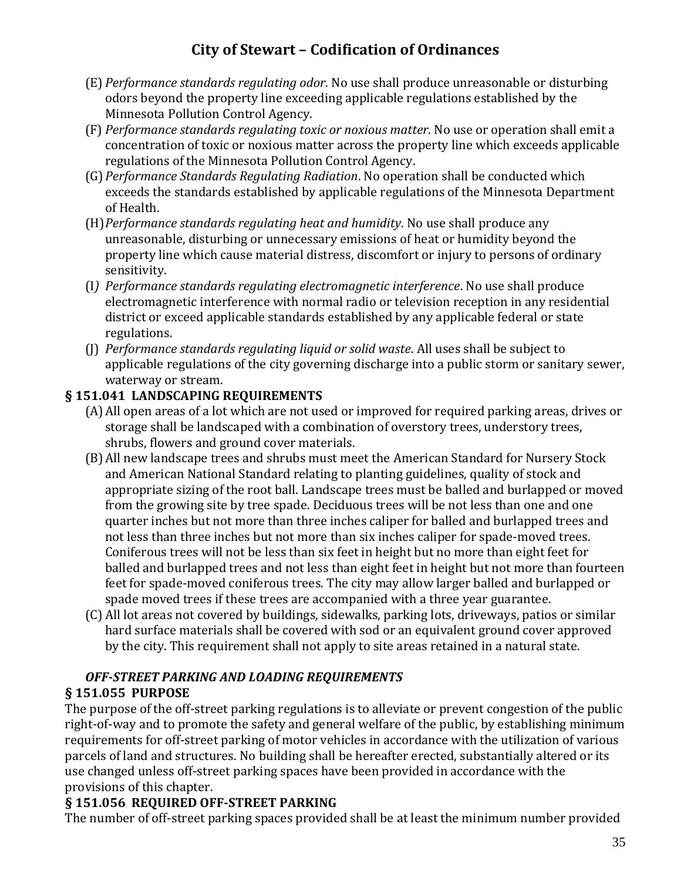(E) *Performance standards regulating odor*. No use shall produce unreasonable or disturbing odors beyond the property line exceeding applicable regulations established by the Minnesota Pollution Control Agency.

(F) *Performance standards regulating toxic or noxious matter*. No use or operation shall emit a concentration of toxic or noxious matter across the property line which exceeds applicable regulations of the Minnesota Pollution Control Agency.

(G) *Performance Standards Regulating Radiation*. No operation shall be conducted which exceeds the standards established by applicable regulations of the Minnesota Department of Health.

(H) *Performance standards regulating heat and humidity*. No use shall produce any unreasonable, disturbing or unnecessary emissions of heat or humidity beyond the property line which cause material distress, discomfort or injury to persons of ordinary sensitivity.

(I) *Performance standards regulating electromagnetic interference*. No use shall produce electromagnetic interference with normal radio or television reception in any residential district or exceed applicable standards established by any applicable federal or state regulations.

(J) *Performance standards regulating liquid or solid waste*. All uses shall be subject to applicable regulations of the city governing discharge into a public storm or sanitary sewer, waterway or stream.

### § 151.041 LANDSCAPING REQUIREMENTS

(A) All open areas of a lot which are not used or improved for required parking areas, drives or storage shall be landscaped with a combination of overstory trees, understory trees, shrubs, flowers and ground cover materials.

(B) All new landscape trees and shrubs must meet the American Standard for Nursery Stock and American National Standard relating to planting guidelines, quality of stock and appropriate sizing of the root ball. Landscape trees must be balled and burlapped or moved from the growing site by tree spade. Deciduous trees will be not less than one and one quarter inches but not more than three inches caliper for balled and burlapped trees and not less than three inches but not more than six inches caliper for spade-moved trees. Coniferous trees will not be less than six feet in height but no more than eight feet for balled and burlapped trees and not less than eight feet in height but not more than fourteen feet for spade-moved coniferous trees. The city may allow larger balled and burlapped or spade moved trees if these trees are accompanied with a three year guarantee.

(C) All lot areas not covered by buildings, sidewalks, parking lots, driveways, patios or similar hard surface materials shall be covered with sod or an equivalent ground cover approved by the city. This requirement shall not apply to site areas retained in a natural state.

### *OFF-STREET PARKING AND LOADING REQUIREMENTS*

### § 151.055 PURPOSE

The purpose of the off-street parking regulations is to alleviate or prevent congestion of the public right-of-way and to promote the safety and general welfare of the public, by establishing minimum requirements for off-street parking of motor vehicles in accordance with the utilization of various parcels of land and structures. No building shall be hereafter erected, substantially altered or its use changed unless off-street parking spaces have been provided in accordance with the provisions of this chapter.

### § 151.056 REQUIRED OFF-STREET PARKING

The number of off-street parking spaces provided shall be at least the minimum number provided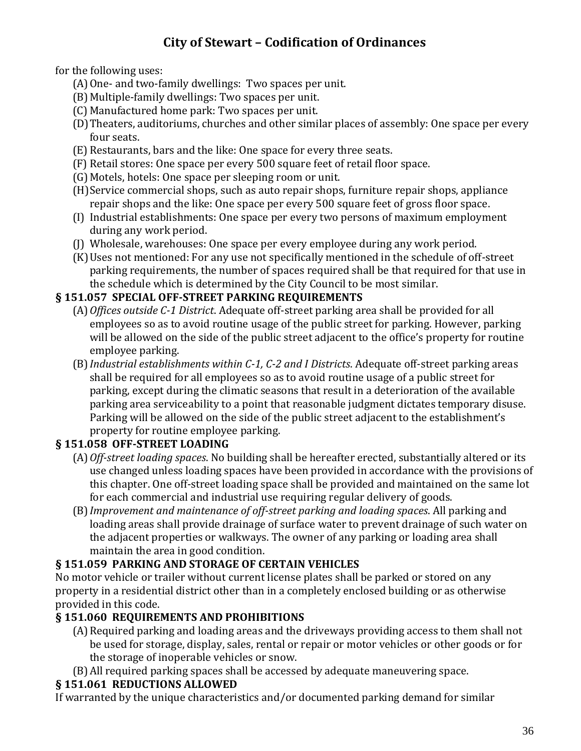for the following uses:

(A) One- and two-family dwellings: Two spaces per unit.
(B) Multiple-family dwellings: Two spaces per unit.
(C) Manufactured home park: Two spaces per unit.
(D) Theaters, auditoriums, churches and other similar places of assembly: One space per every four seats.
(E) Restaurants, bars and the like: One space for every three seats.
(F) Retail stores: One space per every 500 square feet of retail floor space.
(G) Motels, hotels: One space per sleeping room or unit.
(H) Service commercial shops, such as auto repair shops, furniture repair shops, appliance repair shops and the like: One space per every 500 square feet of gross floor space.
(I) Industrial establishments: One space per every two persons of maximum employment during any work period.
(J) Wholesale, warehouses: One space per every employee during any work period.
(K) Uses not mentioned: For any use not specifically mentioned in the schedule of off-street parking requirements, the number of spaces required shall be that required for that use in the schedule which is determined by the City Council to be most similar.

### § 151.057 SPECIAL OFF-STREET PARKING REQUIREMENTS

(A) *Offices outside C-1 District*. Adequate off-street parking area shall be provided for all employees so as to avoid routine usage of the public street for parking. However, parking will be allowed on the side of the public street adjacent to the office's property for routine employee parking.
(B) *Industrial establishments within C-1, C-2 and I Districts*. Adequate off-street parking areas shall be required for all employees so as to avoid routine usage of a public street for parking, except during the climatic seasons that result in a deterioration of the available parking area serviceability to a point that reasonable judgment dictates temporary disuse. Parking will be allowed on the side of the public street adjacent to the establishment's property for routine employee parking.

### § 151.058 OFF-STREET LOADING

(A) *Off-street loading spaces*. No building shall be hereafter erected, substantially altered or its use changed unless loading spaces have been provided in accordance with the provisions of this chapter. One off-street loading space shall be provided and maintained on the same lot for each commercial and industrial use requiring regular delivery of goods.
(B) *Improvement and maintenance of off-street parking and loading spaces*. All parking and loading areas shall provide drainage of surface water to prevent drainage of such water on the adjacent properties or walkways. The owner of any parking or loading area shall maintain the area in good condition.

### § 151.059 PARKING AND STORAGE OF CERTAIN VEHICLES

No motor vehicle or trailer without current license plates shall be parked or stored on any property in a residential district other than in a completely enclosed building or as otherwise provided in this code.

### § 151.060 REQUIREMENTS AND PROHIBITIONS

(A) Required parking and loading areas and the driveways providing access to them shall not be used for storage, display, sales, rental or repair or motor vehicles or other goods or for the storage of inoperable vehicles or snow.
(B) All required parking spaces shall be accessed by adequate maneuvering space.

### § 151.061 REDUCTIONS ALLOWED

If warranted by the unique characteristics and/or documented parking demand for similar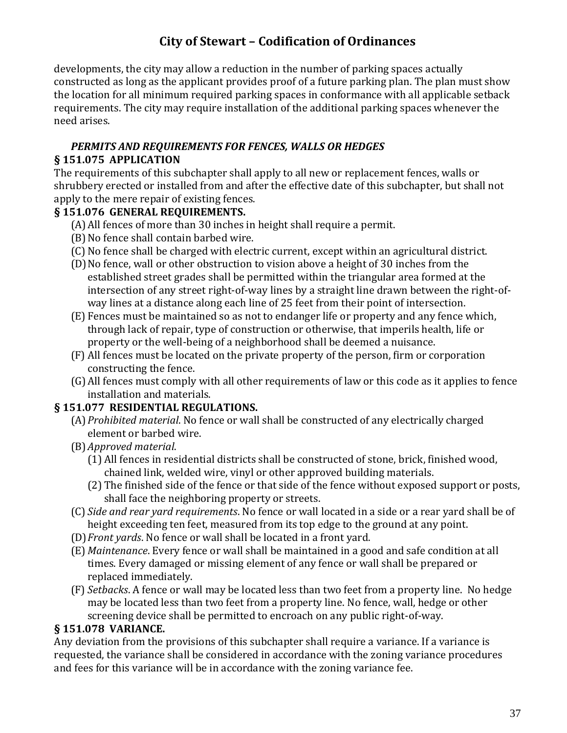developments, the city may allow a reduction in the number of parking spaces actually constructed as long as the applicant provides proof of a future parking plan. The plan must show the location for all minimum required parking spaces in conformance with all applicable setback requirements. The city may require installation of the additional parking spaces whenever the need arises.

### *PERMITS AND REQUIREMENTS FOR FENCES, WALLS OR HEDGES*

### § 151.075 APPLICATION

The requirements of this subchapter shall apply to all new or replacement fences, walls or shrubbery erected or installed from and after the effective date of this subchapter, but shall not apply to the mere repair of existing fences.

### § 151.076 GENERAL REQUIREMENTS.

(A) All fences of more than 30 inches in height shall require a permit.

(B) No fence shall contain barbed wire.

(C) No fence shall be charged with electric current, except within an agricultural district.

(D) No fence, wall or other obstruction to vision above a height of 30 inches from the established street grades shall be permitted within the triangular area formed at the intersection of any street right-of-way lines by a straight line drawn between the right-of-way lines at a distance along each line of 25 feet from their point of intersection.

(E) Fences must be maintained so as not to endanger life or property and any fence which, through lack of repair, type of construction or otherwise, that imperils health, life or property or the well-being of a neighborhood shall be deemed a nuisance.

(F) All fences must be located on the private property of the person, firm or corporation constructing the fence.

(G) All fences must comply with all other requirements of law or this code as it applies to fence installation and materials.

### § 151.077 RESIDENTIAL REGULATIONS.

(A) *Prohibited material*. No fence or wall shall be constructed of any electrically charged element or barbed wire.

(B) *Approved material*.

(1) All fences in residential districts shall be constructed of stone, brick, finished wood, chained link, welded wire, vinyl or other approved building materials.

(2) The finished side of the fence or that side of the fence without exposed support or posts, shall face the neighboring property or streets.

(C) *Side and rear yard requirements*. No fence or wall located in a side or a rear yard shall be of height exceeding ten feet, measured from its top edge to the ground at any point.

(D) *Front yards*. No fence or wall shall be located in a front yard.

(E) *Maintenance*. Every fence or wall shall be maintained in a good and safe condition at all times. Every damaged or missing element of any fence or wall shall be prepared or replaced immediately.

(F) *Setbacks*. A fence or wall may be located less than two feet from a property line. No hedge may be located less than two feet from a property line. No fence, wall, hedge or other screening device shall be permitted to encroach on any public right-of-way.

### § 151.078 VARIANCE.

Any deviation from the provisions of this subchapter shall require a variance. If a variance is requested, the variance shall be considered in accordance with the zoning variance procedures and fees for this variance will be in accordance with the zoning variance fee.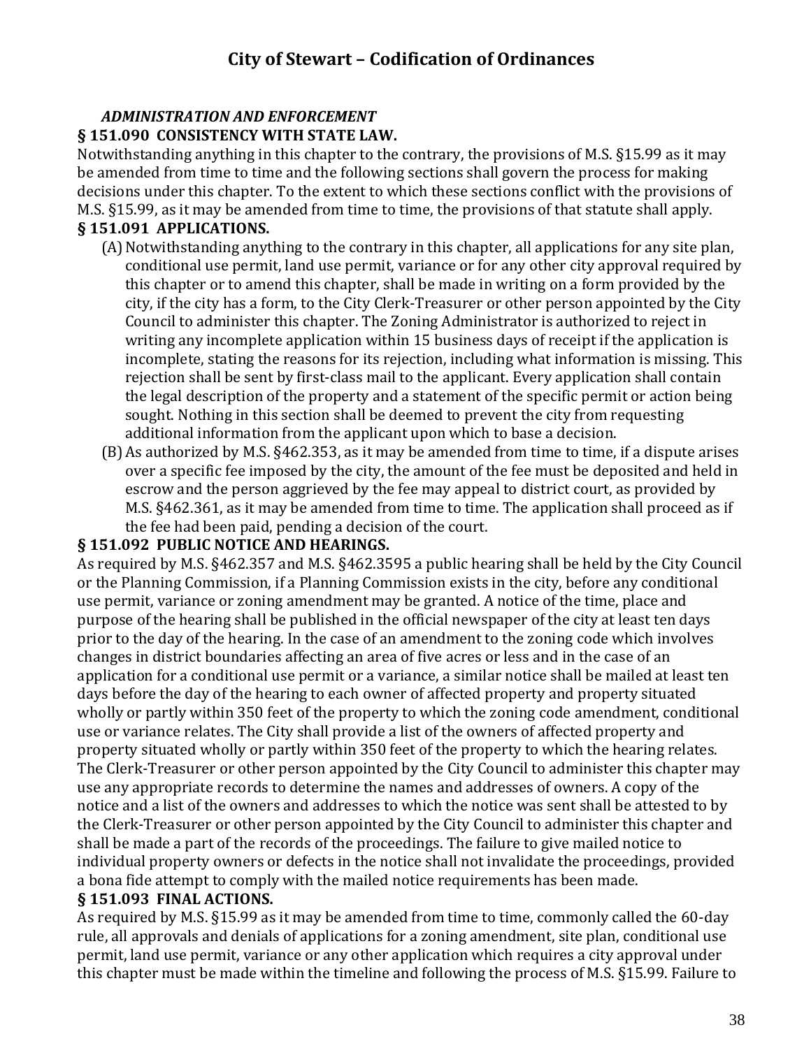### *ADMINISTRATION AND ENFORCEMENT*

### § 151.090 CONSISTENCY WITH STATE LAW.

Notwithstanding anything in this chapter to the contrary, the provisions of M.S. §15.99 as it may be amended from time to time and the following sections shall govern the process for making decisions under this chapter. To the extent to which these sections conflict with the provisions of M.S. §15.99, as it may be amended from time to time, the provisions of that statute shall apply.

### § 151.091 APPLICATIONS.

(A) Notwithstanding anything to the contrary in this chapter, all applications for any site plan, conditional use permit, land use permit, variance or for any other city approval required by this chapter or to amend this chapter, shall be made in writing on a form provided by the city, if the city has a form, to the City Clerk-Treasurer or other person appointed by the City Council to administer this chapter. The Zoning Administrator is authorized to reject in writing any incomplete application within 15 business days of receipt if the application is incomplete, stating the reasons for its rejection, including what information is missing. This rejection shall be sent by first-class mail to the applicant. Every application shall contain the legal description of the property and a statement of the specific permit or action being sought. Nothing in this section shall be deemed to prevent the city from requesting additional information from the applicant upon which to base a decision.

(B) As authorized by M.S. §462.353, as it may be amended from time to time, if a dispute arises over a specific fee imposed by the city, the amount of the fee must be deposited and held in escrow and the person aggrieved by the fee may appeal to district court, as provided by M.S. §462.361, as it may be amended from time to time. The application shall proceed as if the fee had been paid, pending a decision of the court.

### § 151.092 PUBLIC NOTICE AND HEARINGS.

As required by M.S. §462.357 and M.S. §462.3595 a public hearing shall be held by the City Council or the Planning Commission, if a Planning Commission exists in the city, before any conditional use permit, variance or zoning amendment may be granted. A notice of the time, place and purpose of the hearing shall be published in the official newspaper of the city at least ten days prior to the day of the hearing. In the case of an amendment to the zoning code which involves changes in district boundaries affecting an area of five acres or less and in the case of an application for a conditional use permit or a variance, a similar notice shall be mailed at least ten days before the day of the hearing to each owner of affected property and property situated wholly or partly within 350 feet of the property to which the zoning code amendment, conditional use or variance relates. The City shall provide a list of the owners of affected property and property situated wholly or partly within 350 feet of the property to which the hearing relates. The Clerk-Treasurer or other person appointed by the City Council to administer this chapter may use any appropriate records to determine the names and addresses of owners. A copy of the notice and a list of the owners and addresses to which the notice was sent shall be attested to by the Clerk-Treasurer or other person appointed by the City Council to administer this chapter and shall be made a part of the records of the proceedings. The failure to give mailed notice to individual property owners or defects in the notice shall not invalidate the proceedings, provided a bona fide attempt to comply with the mailed notice requirements has been made.

### § 151.093 FINAL ACTIONS.

As required by M.S. §15.99 as it may be amended from time to time, commonly called the 60-day rule, all approvals and denials of applications for a zoning amendment, site plan, conditional use permit, land use permit, variance or any other application which requires a city approval under this chapter must be made within the timeline and following the process of M.S. §15.99. Failure to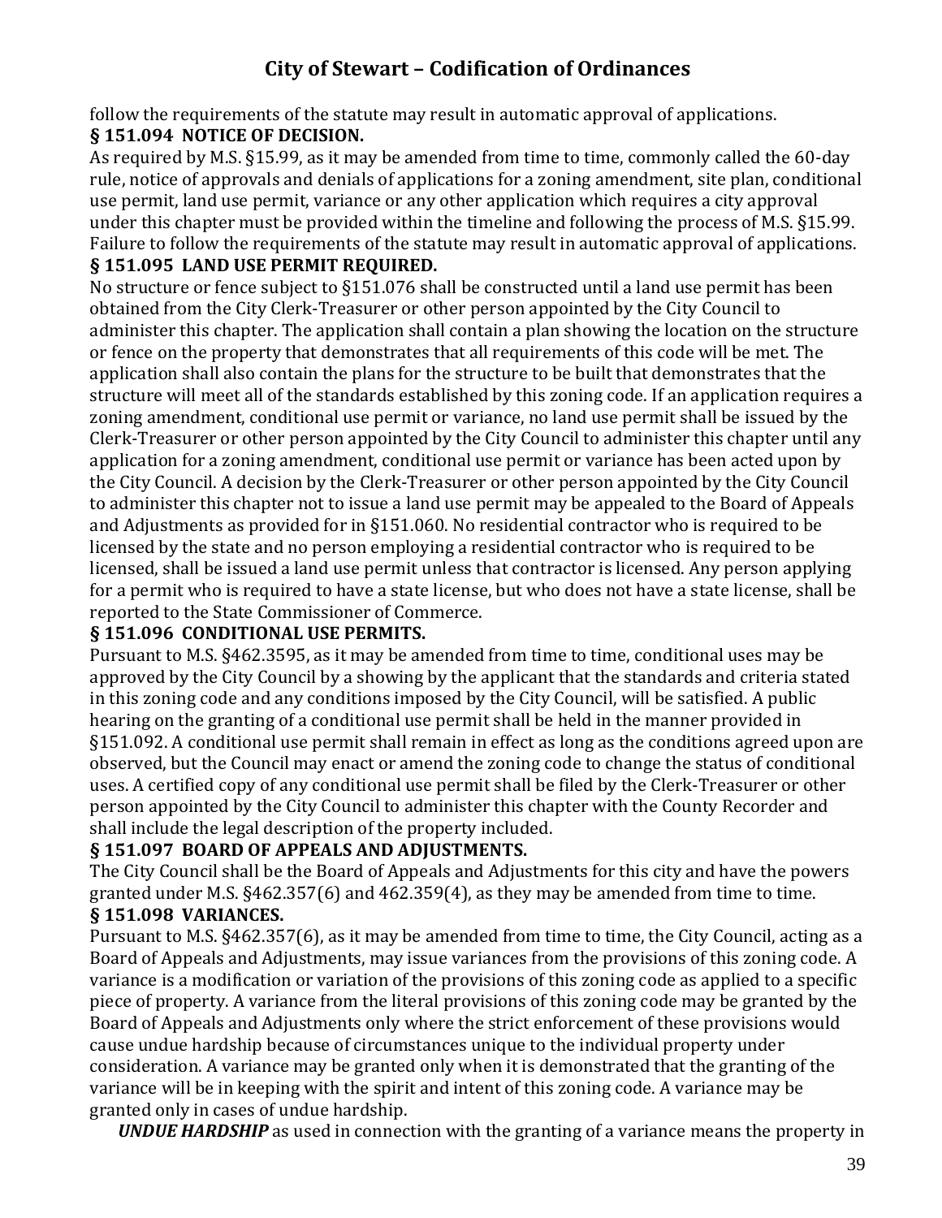follow the requirements of the statute may result in automatic approval of applications.

### § 151.094 NOTICE OF DECISION.

As required by M.S. §15.99, as it may be amended from time to time, commonly called the 60-day rule, notice of approvals and denials of applications for a zoning amendment, site plan, conditional use permit, land use permit, variance or any other application which requires a city approval under this chapter must be provided within the timeline and following the process of M.S. §15.99. Failure to follow the requirements of the statute may result in automatic approval of applications.

### § 151.095 LAND USE PERMIT REQUIRED.

No structure or fence subject to §151.076 shall be constructed until a land use permit has been obtained from the City Clerk-Treasurer or other person appointed by the City Council to administer this chapter. The application shall contain a plan showing the location on the structure or fence on the property that demonstrates that all requirements of this code will be met. The application shall also contain the plans for the structure to be built that demonstrates that the structure will meet all of the standards established by this zoning code. If an application requires a zoning amendment, conditional use permit or variance, no land use permit shall be issued by the Clerk-Treasurer or other person appointed by the City Council to administer this chapter until any application for a zoning amendment, conditional use permit or variance has been acted upon by the City Council. A decision by the Clerk-Treasurer or other person appointed by the City Council to administer this chapter not to issue a land use permit may be appealed to the Board of Appeals and Adjustments as provided for in §151.060. No residential contractor who is required to be licensed by the state and no person employing a residential contractor who is required to be licensed, shall be issued a land use permit unless that contractor is licensed. Any person applying for a permit who is required to have a state license, but who does not have a state license, shall be reported to the State Commissioner of Commerce.

### § 151.096 CONDITIONAL USE PERMITS.

Pursuant to M.S. §462.3595, as it may be amended from time to time, conditional uses may be approved by the City Council by a showing by the applicant that the standards and criteria stated in this zoning code and any conditions imposed by the City Council, will be satisfied. A public hearing on the granting of a conditional use permit shall be held in the manner provided in §151.092. A conditional use permit shall remain in effect as long as the conditions agreed upon are observed, but the Council may enact or amend the zoning code to change the status of conditional uses. A certified copy of any conditional use permit shall be filed by the Clerk-Treasurer or other person appointed by the City Council to administer this chapter with the County Recorder and shall include the legal description of the property included.

### § 151.097 BOARD OF APPEALS AND ADJUSTMENTS.

The City Council shall be the Board of Appeals and Adjustments for this city and have the powers granted under M.S. §462.357(6) and 462.359(4), as they may be amended from time to time.

### § 151.098 VARIANCES.

Pursuant to M.S. §462.357(6), as it may be amended from time to time, the City Council, acting as a Board of Appeals and Adjustments, may issue variances from the provisions of this zoning code. A variance is a modification or variation of the provisions of this zoning code as applied to a specific piece of property. A variance from the literal provisions of this zoning code may be granted by the Board of Appeals and Adjustments only where the strict enforcement of these provisions would cause undue hardship because of circumstances unique to the individual property under consideration. A variance may be granted only when it is demonstrated that the granting of the variance will be in keeping with the spirit and intent of this zoning code. A variance may be granted only in cases of undue hardship.

***UNDUE HARDSHIP*** as used in connection with the granting of a variance means the property in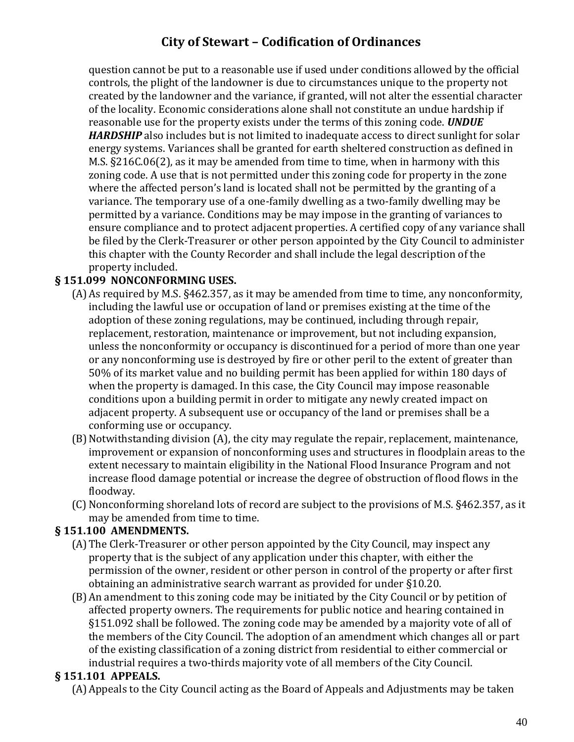question cannot be put to a reasonable use if used under conditions allowed by the official controls, the plight of the landowner is due to circumstances unique to the property not created by the landowner and the variance, if granted, will not alter the essential character of the locality. Economic considerations alone shall not constitute an undue hardship if reasonable use for the property exists under the terms of this zoning code. ***UNDUE HARDSHIP*** also includes but is not limited to inadequate access to direct sunlight for solar energy systems. Variances shall be granted for earth sheltered construction as defined in M.S. §216C.06(2), as it may be amended from time to time, when in harmony with this zoning code. A use that is not permitted under this zoning code for property in the zone where the affected person's land is located shall not be permitted by the granting of a variance. The temporary use of a one-family dwelling as a two-family dwelling may be permitted by a variance. Conditions may be may impose in the granting of variances to ensure compliance and to protect adjacent properties. A certified copy of any variance shall be filed by the Clerk-Treasurer or other person appointed by the City Council to administer this chapter with the County Recorder and shall include the legal description of the property included.

**§ 151.099 NONCONFORMING USES.**

(A) As required by M.S. §462.357, as it may be amended from time to time, any nonconformity, including the lawful use or occupation of land or premises existing at the time of the adoption of these zoning regulations, may be continued, including through repair, replacement, restoration, maintenance or improvement, but not including expansion, unless the nonconformity or occupancy is discontinued for a period of more than one year or any nonconforming use is destroyed by fire or other peril to the extent of greater than 50% of its market value and no building permit has been applied for within 180 days of when the property is damaged. In this case, the City Council may impose reasonable conditions upon a building permit in order to mitigate any newly created impact on adjacent property. A subsequent use or occupancy of the land or premises shall be a conforming use or occupancy.

(B) Notwithstanding division (A), the city may regulate the repair, replacement, maintenance, improvement or expansion of nonconforming uses and structures in floodplain areas to the extent necessary to maintain eligibility in the National Flood Insurance Program and not increase flood damage potential or increase the degree of obstruction of flood flows in the floodway.

(C) Nonconforming shoreland lots of record are subject to the provisions of M.S. §462.357, as it may be amended from time to time.

**§ 151.100 AMENDMENTS.**

(A) The Clerk-Treasurer or other person appointed by the City Council, may inspect any property that is the subject of any application under this chapter, with either the permission of the owner, resident or other person in control of the property or after first obtaining an administrative search warrant as provided for under §10.20.

(B) An amendment to this zoning code may be initiated by the City Council or by petition of affected property owners. The requirements for public notice and hearing contained in §151.092 shall be followed. The zoning code may be amended by a majority vote of all of the members of the City Council. The adoption of an amendment which changes all or part of the existing classification of a zoning district from residential to either commercial or industrial requires a two-thirds majority vote of all members of the City Council.

**§ 151.101 APPEALS.**

(A) Appeals to the City Council acting as the Board of Appeals and Adjustments may be taken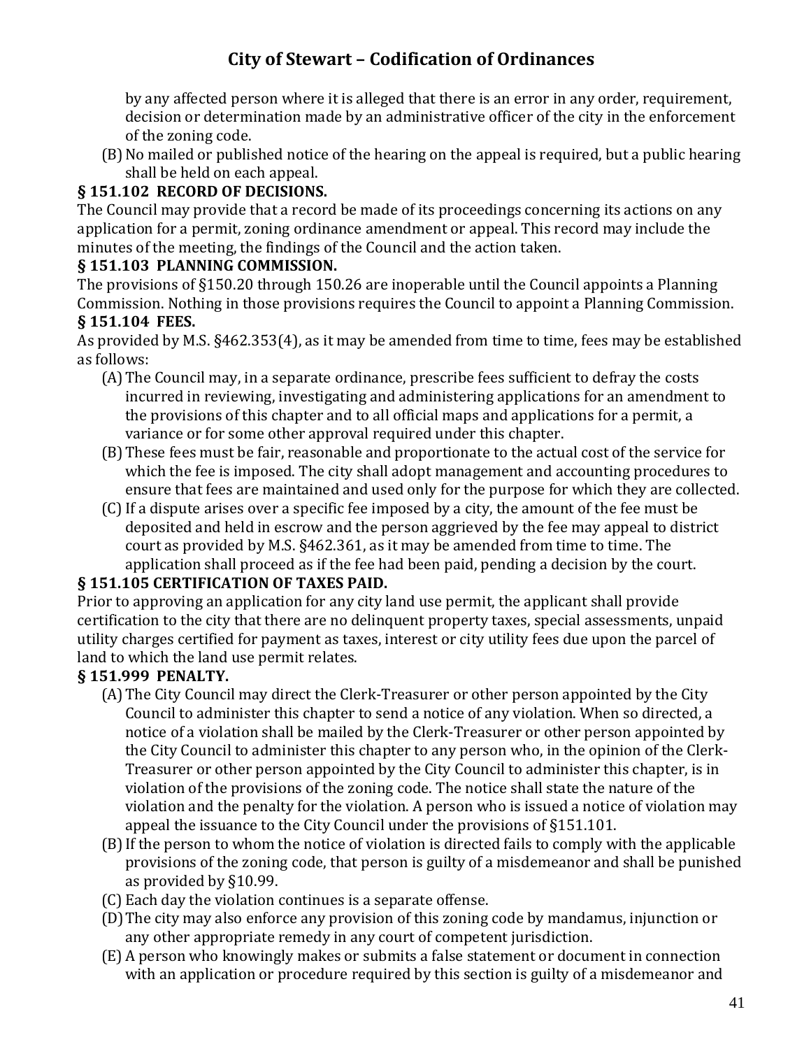by any affected person where it is alleged that there is an error in any order, requirement, decision or determination made by an administrative officer of the city in the enforcement of the zoning code.

(B) No mailed or published notice of the hearing on the appeal is required, but a public hearing shall be held on each appeal.

**§ 151.102 RECORD OF DECISIONS.**

The Council may provide that a record be made of its proceedings concerning its actions on any application for a permit, zoning ordinance amendment or appeal. This record may include the minutes of the meeting, the findings of the Council and the action taken.

**§ 151.103 PLANNING COMMISSION.**

The provisions of §150.20 through 150.26 are inoperable until the Council appoints a Planning Commission. Nothing in those provisions requires the Council to appoint a Planning Commission.

**§ 151.104 FEES.**

As provided by M.S. §462.353(4), as it may be amended from time to time, fees may be established as follows:

(A) The Council may, in a separate ordinance, prescribe fees sufficient to defray the costs incurred in reviewing, investigating and administering applications for an amendment to the provisions of this chapter and to all official maps and applications for a permit, a variance or for some other approval required under this chapter.

(B) These fees must be fair, reasonable and proportionate to the actual cost of the service for which the fee is imposed. The city shall adopt management and accounting procedures to ensure that fees are maintained and used only for the purpose for which they are collected.

(C) If a dispute arises over a specific fee imposed by a city, the amount of the fee must be deposited and held in escrow and the person aggrieved by the fee may appeal to district court as provided by M.S. §462.361, as it may be amended from time to time. The application shall proceed as if the fee had been paid, pending a decision by the court.

**§ 151.105 CERTIFICATION OF TAXES PAID.**

Prior to approving an application for any city land use permit, the applicant shall provide certification to the city that there are no delinquent property taxes, special assessments, unpaid utility charges certified for payment as taxes, interest or city utility fees due upon the parcel of land to which the land use permit relates.

**§ 151.999 PENALTY.**

(A) The City Council may direct the Clerk-Treasurer or other person appointed by the City Council to administer this chapter to send a notice of any violation. When so directed, a notice of a violation shall be mailed by the Clerk-Treasurer or other person appointed by the City Council to administer this chapter to any person who, in the opinion of the Clerk-Treasurer or other person appointed by the City Council to administer this chapter, is in violation of the provisions of the zoning code. The notice shall state the nature of the violation and the penalty for the violation. A person who is issued a notice of violation may appeal the issuance to the City Council under the provisions of §151.101.

(B) If the person to whom the notice of violation is directed fails to comply with the applicable provisions of the zoning code, that person is guilty of a misdemeanor and shall be punished as provided by §10.99.

(C) Each day the violation continues is a separate offense.

(D) The city may also enforce any provision of this zoning code by mandamus, injunction or any other appropriate remedy in any court of competent jurisdiction.

(E) A person who knowingly makes or submits a false statement or document in connection with an application or procedure required by this section is guilty of a misdemeanor and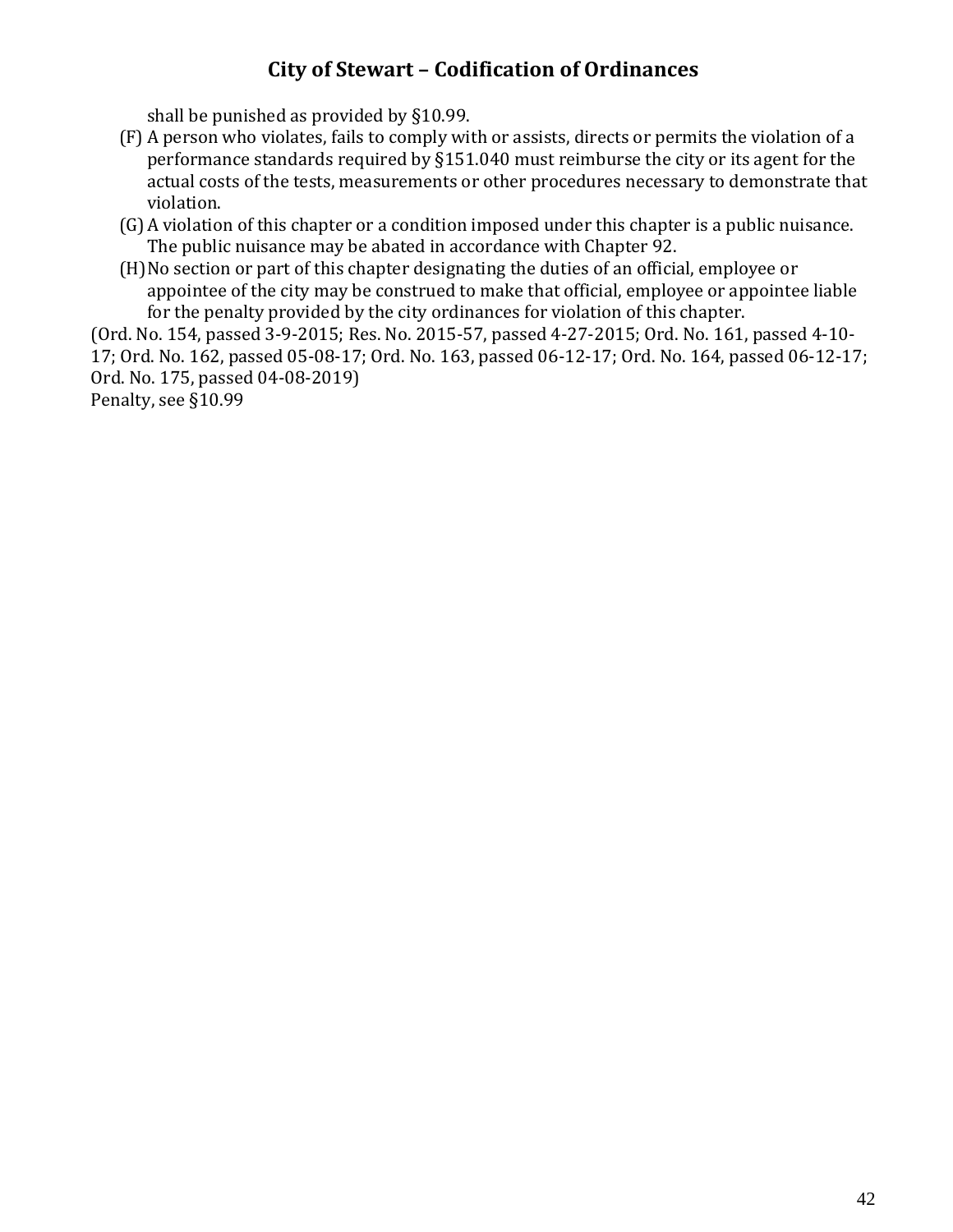shall be punished as provided by §10.99.

(F) A person who violates, fails to comply with or assists, directs or permits the violation of a performance standards required by §151.040 must reimburse the city or its agent for the actual costs of the tests, measurements or other procedures necessary to demonstrate that violation.

(G) A violation of this chapter or a condition imposed under this chapter is a public nuisance. The public nuisance may be abated in accordance with Chapter 92.

(H) No section or part of this chapter designating the duties of an official, employee or appointee of the city may be construed to make that official, employee or appointee liable for the penalty provided by the city ordinances for violation of this chapter.

(Ord. No. 154, passed 3-9-2015; Res. No. 2015-57, passed 4-27-2015; Ord. No. 161, passed 4-10-17; Ord. No. 162, passed 05-08-17; Ord. No. 163, passed 06-12-17; Ord. No. 164, passed 06-12-17; Ord. No. 175, passed 04-08-2019)

Penalty, see §10.99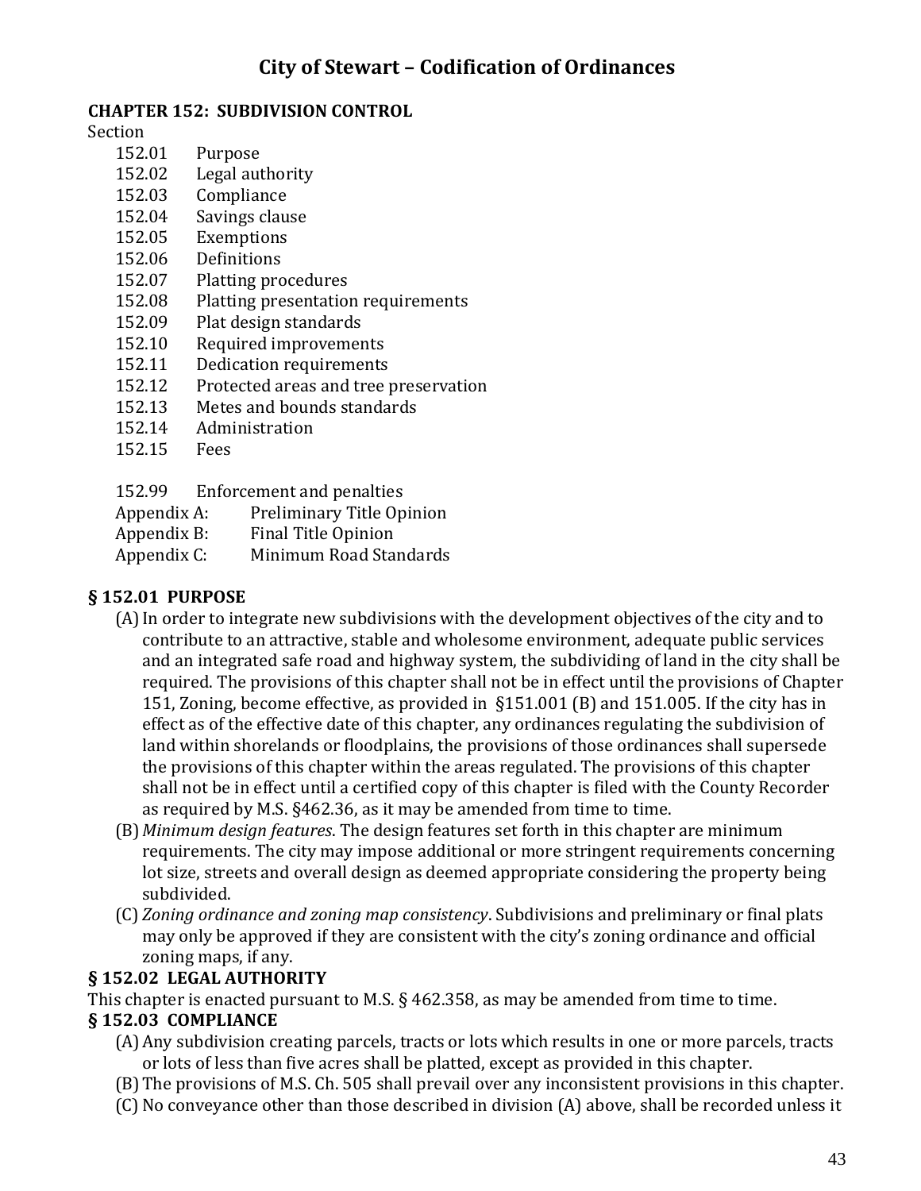# City of Stewart – Codification of Ordinances

## CHAPTER 152: SUBDIVISION CONTROL

Section

- 152.01 Purpose
- 152.02 Legal authority
- 152.03 Compliance
- 152.04 Savings clause
- 152.05 Exemptions
- 152.06 Definitions
- 152.07 Platting procedures
- 152.08 Platting presentation requirements
- 152.09 Plat design standards
- 152.10 Required improvements
- 152.11 Dedication requirements
- 152.12 Protected areas and tree preservation
- 152.13 Metes and bounds standards
- 152.14 Administration
- 152.15 Fees

- 152.99 Enforcement and penalties
- Appendix A: Preliminary Title Opinion
- Appendix B: Final Title Opinion
- Appendix C: Minimum Road Standards

### § 152.01 PURPOSE

(A) In order to integrate new subdivisions with the development objectives of the city and to contribute to an attractive, stable and wholesome environment, adequate public services and an integrated safe road and highway system, the subdividing of land in the city shall be required. The provisions of this chapter shall not be in effect until the provisions of Chapter 151, Zoning, become effective, as provided in §151.001 (B) and 151.005. If the city has in effect as of the effective date of this chapter, any ordinances regulating the subdivision of land within shorelands or floodplains, the provisions of those ordinances shall supersede the provisions of this chapter within the areas regulated. The provisions of this chapter shall not be in effect until a certified copy of this chapter is filed with the County Recorder as required by M.S. §462.36, as it may be amended from time to time.

(B) *Minimum design features.* The design features set forth in this chapter are minimum requirements. The city may impose additional or more stringent requirements concerning lot size, streets and overall design as deemed appropriate considering the property being subdivided.

(C) *Zoning ordinance and zoning map consistency*. Subdivisions and preliminary or final plats may only be approved if they are consistent with the city's zoning ordinance and official zoning maps, if any.

### § 152.02 LEGAL AUTHORITY

This chapter is enacted pursuant to M.S. § 462.358, as may be amended from time to time.

### § 152.03 COMPLIANCE

(A) Any subdivision creating parcels, tracts or lots which results in one or more parcels, tracts or lots of less than five acres shall be platted, except as provided in this chapter.

(B) The provisions of M.S. Ch. 505 shall prevail over any inconsistent provisions in this chapter.

(C) No conveyance other than those described in division (A) above, shall be recorded unless it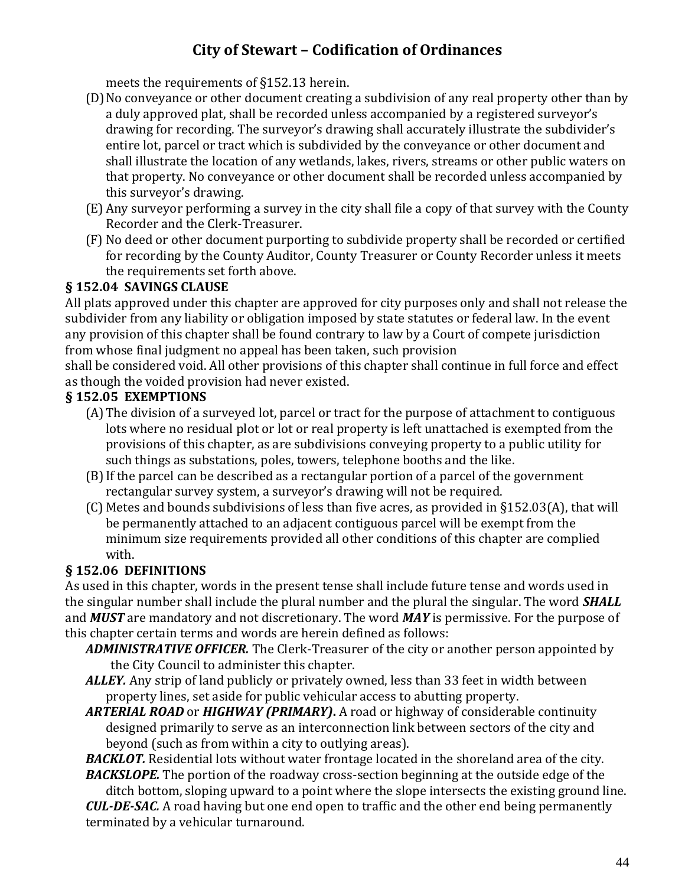meets the requirements of §152.13 herein.

(D) No conveyance or other document creating a subdivision of any real property other than by a duly approved plat, shall be recorded unless accompanied by a registered surveyor's drawing for recording. The surveyor's drawing shall accurately illustrate the subdivider's entire lot, parcel or tract which is subdivided by the conveyance or other document and shall illustrate the location of any wetlands, lakes, rivers, streams or other public waters on that property. No conveyance or other document shall be recorded unless accompanied by this surveyor's drawing.

(E) Any surveyor performing a survey in the city shall file a copy of that survey with the County Recorder and the Clerk-Treasurer.

(F) No deed or other document purporting to subdivide property shall be recorded or certified for recording by the County Auditor, County Treasurer or County Recorder unless it meets the requirements set forth above.

### § 152.04 SAVINGS CLAUSE

All plats approved under this chapter are approved for city purposes only and shall not release the subdivider from any liability or obligation imposed by state statutes or federal law. In the event any provision of this chapter shall be found contrary to law by a Court of compete jurisdiction from whose final judgment no appeal has been taken, such provision shall be considered void. All other provisions of this chapter shall continue in full force and effect as though the voided provision had never existed.

### § 152.05 EXEMPTIONS

(A) The division of a surveyed lot, parcel or tract for the purpose of attachment to contiguous lots where no residual plot or lot or real property is left unattached is exempted from the provisions of this chapter, as are subdivisions conveying property to a public utility for such things as substations, poles, towers, telephone booths and the like.

(B) If the parcel can be described as a rectangular portion of a parcel of the government rectangular survey system, a surveyor's drawing will not be required.

(C) Metes and bounds subdivisions of less than five acres, as provided in §152.03(A), that will be permanently attached to an adjacent contiguous parcel will be exempt from the minimum size requirements provided all other conditions of this chapter are complied with.

### § 152.06 DEFINITIONS

As used in this chapter, words in the present tense shall include future tense and words used in the singular number shall include the plural number and the plural the singular. The word ***SHALL*** and ***MUST*** are mandatory and not discretionary. The word ***MAY*** is permissive. For the purpose of this chapter certain terms and words are herein defined as follows:

***ADMINISTRATIVE OFFICER.*** The Clerk-Treasurer of the city or another person appointed by the City Council to administer this chapter.

***ALLEY.*** Any strip of land publicly or privately owned, less than 33 feet in width between property lines, set aside for public vehicular access to abutting property.

***ARTERIAL ROAD*** or ***HIGHWAY (PRIMARY).*** A road or highway of considerable continuity designed primarily to serve as an interconnection link between sectors of the city and beyond (such as from within a city to outlying areas).

***BACKLOT.*** Residential lots without water frontage located in the shoreland area of the city.

***BACKSLOPE.*** The portion of the roadway cross-section beginning at the outside edge of the ditch bottom, sloping upward to a point where the slope intersects the existing ground line.

***CUL-DE-SAC.*** A road having but one end open to traffic and the other end being permanently terminated by a vehicular turnaround.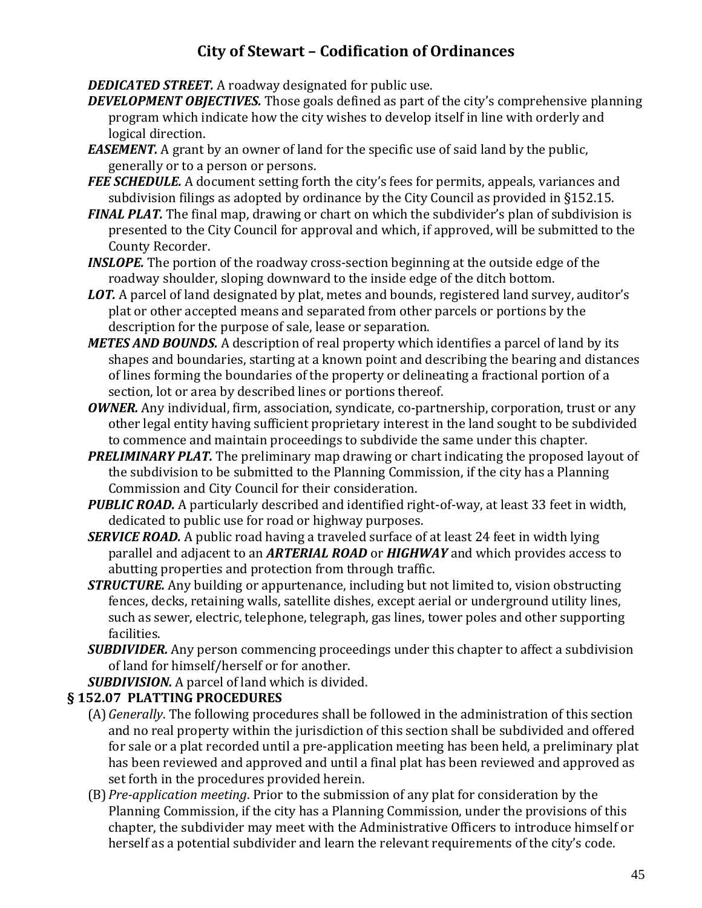***DEDICATED STREET.*** A roadway designated for public use.

***DEVELOPMENT OBJECTIVES.*** Those goals defined as part of the city's comprehensive planning program which indicate how the city wishes to develop itself in line with orderly and logical direction.

***EASEMENT.*** A grant by an owner of land for the specific use of said land by the public, generally or to a person or persons.

***FEE SCHEDULE.*** A document setting forth the city's fees for permits, appeals, variances and subdivision filings as adopted by ordinance by the City Council as provided in §152.15.

***FINAL PLAT.*** The final map, drawing or chart on which the subdivider's plan of subdivision is presented to the City Council for approval and which, if approved, will be submitted to the County Recorder.

***INSLOPE.*** The portion of the roadway cross-section beginning at the outside edge of the roadway shoulder, sloping downward to the inside edge of the ditch bottom.

***LOT.*** A parcel of land designated by plat, metes and bounds, registered land survey, auditor's plat or other accepted means and separated from other parcels or portions by the description for the purpose of sale, lease or separation.

***METES AND BOUNDS.*** A description of real property which identifies a parcel of land by its shapes and boundaries, starting at a known point and describing the bearing and distances of lines forming the boundaries of the property or delineating a fractional portion of a section, lot or area by described lines or portions thereof.

***OWNER.*** Any individual, firm, association, syndicate, co-partnership, corporation, trust or any other legal entity having sufficient proprietary interest in the land sought to be subdivided to commence and maintain proceedings to subdivide the same under this chapter.

***PRELIMINARY PLAT.*** The preliminary map drawing or chart indicating the proposed layout of the subdivision to be submitted to the Planning Commission, if the city has a Planning Commission and City Council for their consideration.

***PUBLIC ROAD.*** A particularly described and identified right-of-way, at least 33 feet in width, dedicated to public use for road or highway purposes.

***SERVICE ROAD.*** A public road having a traveled surface of at least 24 feet in width lying parallel and adjacent to an ***ARTERIAL ROAD*** or ***HIGHWAY*** and which provides access to abutting properties and protection from through traffic.

***STRUCTURE.*** Any building or appurtenance, including but not limited to, vision obstructing fences, decks, retaining walls, satellite dishes, except aerial or underground utility lines, such as sewer, electric, telephone, telegraph, gas lines, tower poles and other supporting facilities.

***SUBDIVIDER.*** Any person commencing proceedings under this chapter to affect a subdivision of land for himself/herself or for another.

***SUBDIVISION.*** A parcel of land which is divided.

### § 152.07 PLATTING PROCEDURES

(A) *Generally*. The following procedures shall be followed in the administration of this section and no real property within the jurisdiction of this section shall be subdivided and offered for sale or a plat recorded until a pre-application meeting has been held, a preliminary plat has been reviewed and approved and until a final plat has been reviewed and approved as set forth in the procedures provided herein.

(B) *Pre-application meeting*. Prior to the submission of any plat for consideration by the Planning Commission, if the city has a Planning Commission, under the provisions of this chapter, the subdivider may meet with the Administrative Officers to introduce himself or herself as a potential subdivider and learn the relevant requirements of the city's code.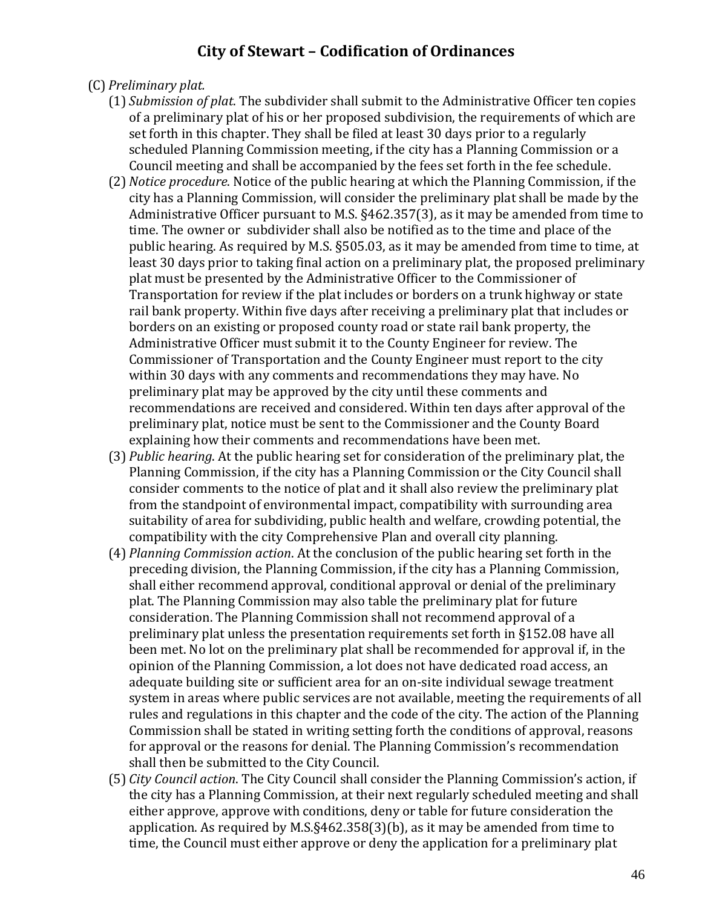(C) *Preliminary plat.*

(1) *Submission of plat*. The subdivider shall submit to the Administrative Officer ten copies of a preliminary plat of his or her proposed subdivision, the requirements of which are set forth in this chapter. They shall be filed at least 30 days prior to a regularly scheduled Planning Commission meeting, if the city has a Planning Commission or a Council meeting and shall be accompanied by the fees set forth in the fee schedule.

(2) *Notice procedure*. Notice of the public hearing at which the Planning Commission, if the city has a Planning Commission, will consider the preliminary plat shall be made by the Administrative Officer pursuant to M.S. §462.357(3), as it may be amended from time to time. The owner or subdivider shall also be notified as to the time and place of the public hearing. As required by M.S. §505.03, as it may be amended from time to time, at least 30 days prior to taking final action on a preliminary plat, the proposed preliminary plat must be presented by the Administrative Officer to the Commissioner of Transportation for review if the plat includes or borders on a trunk highway or state rail bank property. Within five days after receiving a preliminary plat that includes or borders on an existing or proposed county road or state rail bank property, the Administrative Officer must submit it to the County Engineer for review. The Commissioner of Transportation and the County Engineer must report to the city within 30 days with any comments and recommendations they may have. No preliminary plat may be approved by the city until these comments and recommendations are received and considered. Within ten days after approval of the preliminary plat, notice must be sent to the Commissioner and the County Board explaining how their comments and recommendations have been met.

(3) *Public hearing*. At the public hearing set for consideration of the preliminary plat, the Planning Commission, if the city has a Planning Commission or the City Council shall consider comments to the notice of plat and it shall also review the preliminary plat from the standpoint of environmental impact, compatibility with surrounding area suitability of area for subdividing, public health and welfare, crowding potential, the compatibility with the city Comprehensive Plan and overall city planning.

(4) *Planning Commission action*. At the conclusion of the public hearing set forth in the preceding division, the Planning Commission, if the city has a Planning Commission, shall either recommend approval, conditional approval or denial of the preliminary plat. The Planning Commission may also table the preliminary plat for future consideration. The Planning Commission shall not recommend approval of a preliminary plat unless the presentation requirements set forth in §152.08 have all been met. No lot on the preliminary plat shall be recommended for approval if, in the opinion of the Planning Commission, a lot does not have dedicated road access, an adequate building site or sufficient area for an on-site individual sewage treatment system in areas where public services are not available, meeting the requirements of all rules and regulations in this chapter and the code of the city. The action of the Planning Commission shall be stated in writing setting forth the conditions of approval, reasons for approval or the reasons for denial. The Planning Commission's recommendation shall then be submitted to the City Council.

(5) *City Council action*. The City Council shall consider the Planning Commission's action, if the city has a Planning Commission, at their next regularly scheduled meeting and shall either approve, approve with conditions, deny or table for future consideration the application. As required by M.S.§462.358(3)(b), as it may be amended from time to time, the Council must either approve or deny the application for a preliminary plat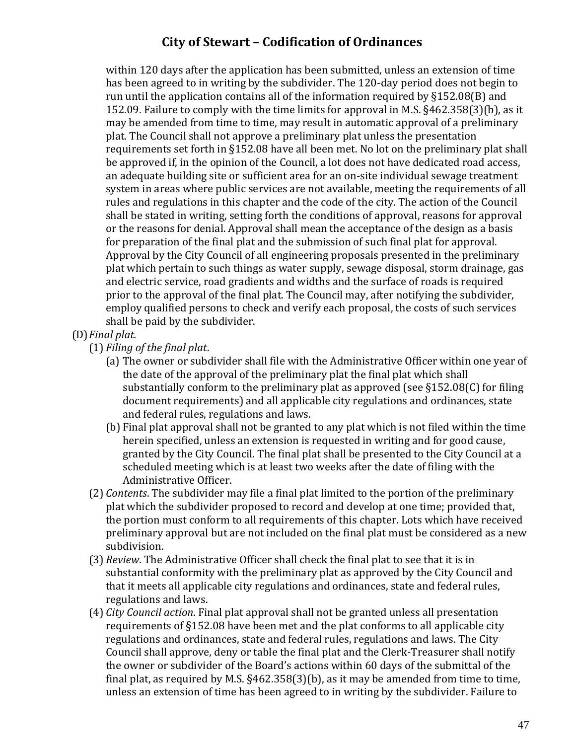within 120 days after the application has been submitted, unless an extension of time has been agreed to in writing by the subdivider. The 120-day period does not begin to run until the application contains all of the information required by §152.08(B) and 152.09. Failure to comply with the time limits for approval in M.S. §462.358(3)(b), as it may be amended from time to time, may result in automatic approval of a preliminary plat. The Council shall not approve a preliminary plat unless the presentation requirements set forth in §152.08 have all been met. No lot on the preliminary plat shall be approved if, in the opinion of the Council, a lot does not have dedicated road access, an adequate building site or sufficient area for an on-site individual sewage treatment system in areas where public services are not available, meeting the requirements of all rules and regulations in this chapter and the code of the city. The action of the Council shall be stated in writing, setting forth the conditions of approval, reasons for approval or the reasons for denial. Approval shall mean the acceptance of the design as a basis for preparation of the final plat and the submission of such final plat for approval. Approval by the City Council of all engineering proposals presented in the preliminary plat which pertain to such things as water supply, sewage disposal, storm drainage, gas and electric service, road gradients and widths and the surface of roads is required prior to the approval of the final plat. The Council may, after notifying the subdivider, employ qualified persons to check and verify each proposal, the costs of such services shall be paid by the subdivider.

(D) *Final plat.*

(1) *Filing of the final plat*.

(a) The owner or subdivider shall file with the Administrative Officer within one year of the date of the approval of the preliminary plat the final plat which shall substantially conform to the preliminary plat as approved (see §152.08(C) for filing document requirements) and all applicable city regulations and ordinances, state and federal rules, regulations and laws.

(b) Final plat approval shall not be granted to any plat which is not filed within the time herein specified, unless an extension is requested in writing and for good cause, granted by the City Council. The final plat shall be presented to the City Council at a scheduled meeting which is at least two weeks after the date of filing with the Administrative Officer.

(2) *Contents*. The subdivider may file a final plat limited to the portion of the preliminary plat which the subdivider proposed to record and develop at one time; provided that, the portion must conform to all requirements of this chapter. Lots which have received preliminary approval but are not included on the final plat must be considered as a new subdivision.

(3) *Review*. The Administrative Officer shall check the final plat to see that it is in substantial conformity with the preliminary plat as approved by the City Council and that it meets all applicable city regulations and ordinances, state and federal rules, regulations and laws.

(4) *City Council action*. Final plat approval shall not be granted unless all presentation requirements of §152.08 have been met and the plat conforms to all applicable city regulations and ordinances, state and federal rules, regulations and laws. The City Council shall approve, deny or table the final plat and the Clerk-Treasurer shall notify the owner or subdivider of the Board's actions within 60 days of the submittal of the final plat, as required by M.S. §462.358(3)(b), as it may be amended from time to time, unless an extension of time has been agreed to in writing by the subdivider. Failure to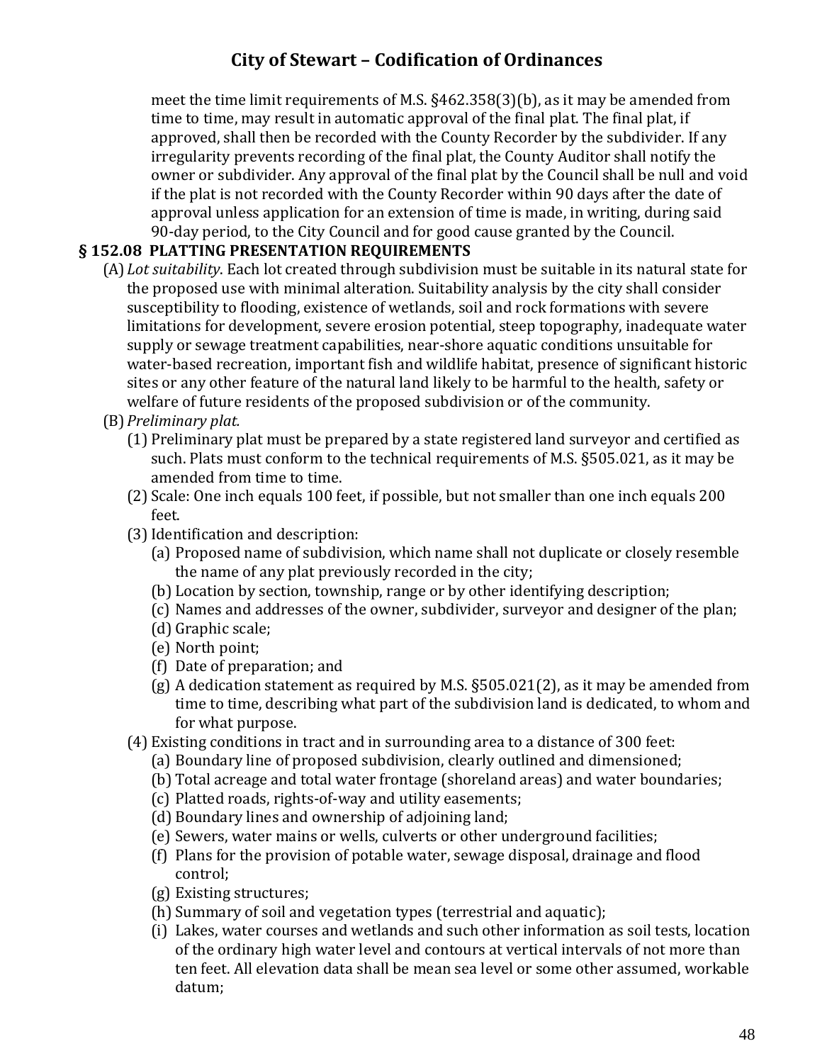meet the time limit requirements of M.S. §462.358(3)(b), as it may be amended from time to time, may result in automatic approval of the final plat. The final plat, if approved, shall then be recorded with the County Recorder by the subdivider. If any irregularity prevents recording of the final plat, the County Auditor shall notify the owner or subdivider. Any approval of the final plat by the Council shall be null and void if the plat is not recorded with the County Recorder within 90 days after the date of approval unless application for an extension of time is made, in writing, during said 90-day period, to the City Council and for good cause granted by the Council.

## § 152.08 PLATTING PRESENTATION REQUIREMENTS

(A) *Lot suitability*. Each lot created through subdivision must be suitable in its natural state for the proposed use with minimal alteration. Suitability analysis by the city shall consider susceptibility to flooding, existence of wetlands, soil and rock formations with severe limitations for development, severe erosion potential, steep topography, inadequate water supply or sewage treatment capabilities, near-shore aquatic conditions unsuitable for water-based recreation, important fish and wildlife habitat, presence of significant historic sites or any other feature of the natural land likely to be harmful to the health, safety or welfare of future residents of the proposed subdivision or of the community.

(B) *Preliminary plat.*

(1) Preliminary plat must be prepared by a state registered land surveyor and certified as such. Plats must conform to the technical requirements of M.S. §505.021, as it may be amended from time to time.

(2) Scale: One inch equals 100 feet, if possible, but not smaller than one inch equals 200 feet.

(3) Identification and description:

(a) Proposed name of subdivision, which name shall not duplicate or closely resemble the name of any plat previously recorded in the city;

(b) Location by section, township, range or by other identifying description;

(c) Names and addresses of the owner, subdivider, surveyor and designer of the plan;

(d) Graphic scale;

(e) North point;

(f) Date of preparation; and

(g) A dedication statement as required by M.S. §505.021(2), as it may be amended from time to time, describing what part of the subdivision land is dedicated, to whom and for what purpose.

(4) Existing conditions in tract and in surrounding area to a distance of 300 feet:

(a) Boundary line of proposed subdivision, clearly outlined and dimensioned;

(b) Total acreage and total water frontage (shoreland areas) and water boundaries;

(c) Platted roads, rights-of-way and utility easements;

(d) Boundary lines and ownership of adjoining land;

(e) Sewers, water mains or wells, culverts or other underground facilities;

(f) Plans for the provision of potable water, sewage disposal, drainage and flood control;

(g) Existing structures;

(h) Summary of soil and vegetation types (terrestrial and aquatic);

(i) Lakes, water courses and wetlands and such other information as soil tests, location of the ordinary high water level and contours at vertical intervals of not more than ten feet. All elevation data shall be mean sea level or some other assumed, workable datum;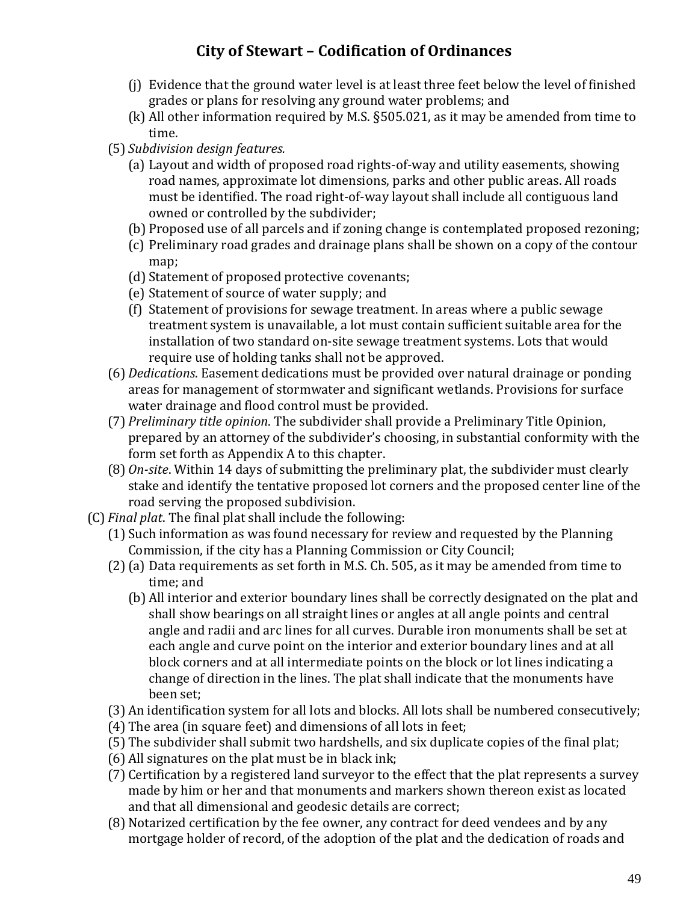(j) Evidence that the ground water level is at least three feet below the level of finished grades or plans for resolving any ground water problems; and

(k) All other information required by M.S. §505.021, as it may be amended from time to time.

(5) *Subdivision design features.*

(a) Layout and width of proposed road rights-of-way and utility easements, showing road names, approximate lot dimensions, parks and other public areas. All roads must be identified. The road right-of-way layout shall include all contiguous land owned or controlled by the subdivider;

(b) Proposed use of all parcels and if zoning change is contemplated proposed rezoning;

(c) Preliminary road grades and drainage plans shall be shown on a copy of the contour map;

(d) Statement of proposed protective covenants;

(e) Statement of source of water supply; and

(f) Statement of provisions for sewage treatment. In areas where a public sewage treatment system is unavailable, a lot must contain sufficient suitable area for the installation of two standard on-site sewage treatment systems. Lots that would require use of holding tanks shall not be approved.

(6) *Dedications*. Easement dedications must be provided over natural drainage or ponding areas for management of stormwater and significant wetlands. Provisions for surface water drainage and flood control must be provided.

(7) *Preliminary title opinion*. The subdivider shall provide a Preliminary Title Opinion, prepared by an attorney of the subdivider's choosing, in substantial conformity with the form set forth as Appendix A to this chapter.

(8) *On-site*. Within 14 days of submitting the preliminary plat, the subdivider must clearly stake and identify the tentative proposed lot corners and the proposed center line of the road serving the proposed subdivision.

(C) *Final plat*. The final plat shall include the following:

(1) Such information as was found necessary for review and requested by the Planning Commission, if the city has a Planning Commission or City Council;

(2) (a) Data requirements as set forth in M.S. Ch. 505, as it may be amended from time to time; and

(b) All interior and exterior boundary lines shall be correctly designated on the plat and shall show bearings on all straight lines or angles at all angle points and central angle and radii and arc lines for all curves. Durable iron monuments shall be set at each angle and curve point on the interior and exterior boundary lines and at all block corners and at all intermediate points on the block or lot lines indicating a change of direction in the lines. The plat shall indicate that the monuments have been set;

(3) An identification system for all lots and blocks. All lots shall be numbered consecutively;

(4) The area (in square feet) and dimensions of all lots in feet;

(5) The subdivider shall submit two hardshells, and six duplicate copies of the final plat;

(6) All signatures on the plat must be in black ink;

(7) Certification by a registered land surveyor to the effect that the plat represents a survey made by him or her and that monuments and markers shown thereon exist as located and that all dimensional and geodesic details are correct;

(8) Notarized certification by the fee owner, any contract for deed vendees and by any mortgage holder of record, of the adoption of the plat and the dedication of roads and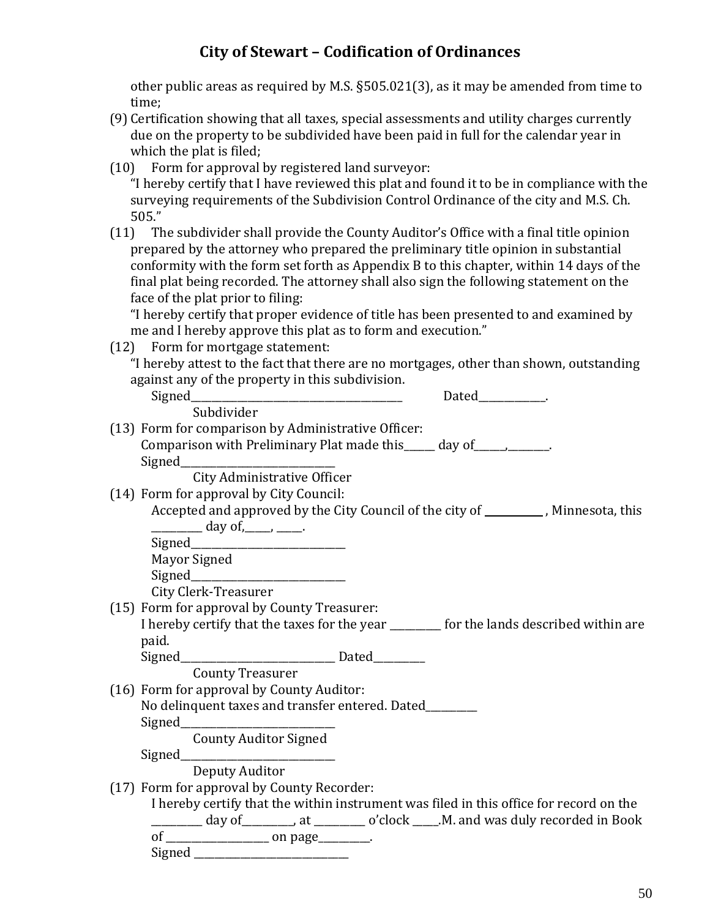other public areas as required by M.S. §505.021(3), as it may be amended from time to time;

(9) Certification showing that all taxes, special assessments and utility charges currently due on the property to be subdivided have been paid in full for the calendar year in which the plat is filed;

(10) Form for approval by registered land surveyor:
"I hereby certify that I have reviewed this plat and found it to be in compliance with the surveying requirements of the Subdivision Control Ordinance of the city and M.S. Ch. 505."

(11) The subdivider shall provide the County Auditor's Office with a final title opinion prepared by the attorney who prepared the preliminary title opinion in substantial conformity with the form set forth as Appendix B to this chapter, within 14 days of the final plat being recorded. The attorney shall also sign the following statement on the face of the plat prior to filing:
"I hereby certify that proper evidence of title has been presented to and examined by me and I hereby approve this plat as to form and execution."

(12) Form for mortgage statement:
"I hereby attest to the fact that there are no mortgages, other than shown, outstanding against any of the property in this subdivision.
Signed_____________________________ Dated__________.
Subdivider

(13) Form for comparison by Administrative Officer:
Comparison with Preliminary Plat made this_____ day of_____,_______.
Signed_______________________
City Administrative Officer

(14) Form for approval by City Council:
Accepted and approved by the City Council of the city of __________ , Minnesota, this ________ day of,_____, _____.
Signed_______________________
Mayor Signed
Signed_______________________
City Clerk-Treasurer

(15) Form for approval by County Treasurer:
I hereby certify that the taxes for the year ________ for the lands described within are paid.
Signed_______________________ Dated________
County Treasurer

(16) Form for approval by County Auditor:
No delinquent taxes and transfer entered. Dated________
Signed_______________________
County Auditor Signed
Signed_______________________
Deputy Auditor

(17) Form for approval by County Recorder:
I hereby certify that the within instrument was filed in this office for record on the ________ day of________, at ________ o'clock _____.M. and was duly recorded in Book of ________________ on page________.
Signed _______________________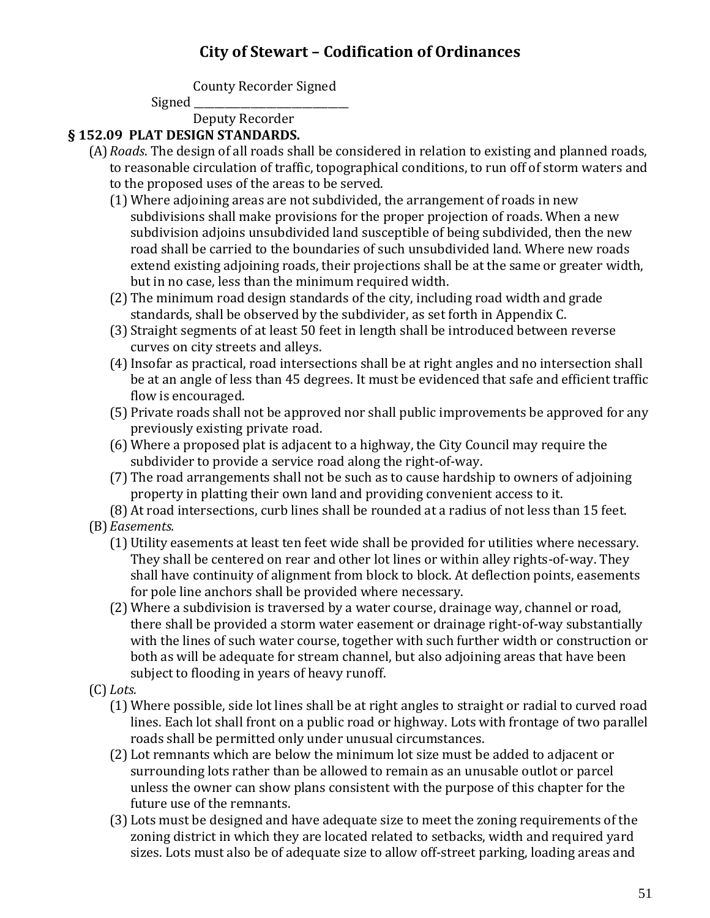County Recorder Signed

Signed ______________________________

Deputy Recorder

### § 152.09 PLAT DESIGN STANDARDS.

(A) *Roads.* The design of all roads shall be considered in relation to existing and planned roads, to reasonable circulation of traffic, topographical conditions, to run off of storm waters and to the proposed uses of the areas to be served.

(1) Where adjoining areas are not subdivided, the arrangement of roads in new subdivisions shall make provisions for the proper projection of roads. When a new subdivision adjoins unsubdivided land susceptible of being subdivided, then the new road shall be carried to the boundaries of such unsubdivided land. Where new roads extend existing adjoining roads, their projections shall be at the same or greater width, but in no case, less than the minimum required width.

(2) The minimum road design standards of the city, including road width and grade standards, shall be observed by the subdivider, as set forth in Appendix C.

(3) Straight segments of at least 50 feet in length shall be introduced between reverse curves on city streets and alleys.

(4) Insofar as practical, road intersections shall be at right angles and no intersection shall be at an angle of less than 45 degrees. It must be evidenced that safe and efficient traffic flow is encouraged.

(5) Private roads shall not be approved nor shall public improvements be approved for any previously existing private road.

(6) Where a proposed plat is adjacent to a highway, the City Council may require the subdivider to provide a service road along the right-of-way.

(7) The road arrangements shall not be such as to cause hardship to owners of adjoining property in platting their own land and providing convenient access to it.

(8) At road intersections, curb lines shall be rounded at a radius of not less than 15 feet.

(B) *Easements.*

(1) Utility easements at least ten feet wide shall be provided for utilities where necessary. They shall be centered on rear and other lot lines or within alley rights-of-ways. They shall have continuity of alignment from block to block. At deflection points, easements for pole line anchors shall be provided where necessary.

(2) Where a subdivision is traversed by a water course, drainage way, channel or road, there shall be provided a storm water easement or drainage right-of-way substantially with the lines of such water course, together with such further width or construction or both as will be adequate for stream channel, but also adjoining areas that have been subject to flooding in years of heavy runoff.

(C) *Lots.*

(1) Where possible, side lot lines shall be at right angles to straight or radial to curved road lines. Each lot shall front on a public road or highway. Lots with frontage of two parallel roads shall be permitted only under unusual circumstances.

(2) Lot remnants which are below the minimum lot size must be added to adjacent or surrounding lots rather than be allowed to remain as an unusable outlot or parcel unless the owner can show plans consistent with the purpose of this chapter for the future use of the remnants.

(3) Lots must be designed and have adequate size to meet the zoning requirements of the zoning district in which they are located related to setbacks, width and required yard sizes. Lots must also be of adequate size to allow off-street parking, loading areas and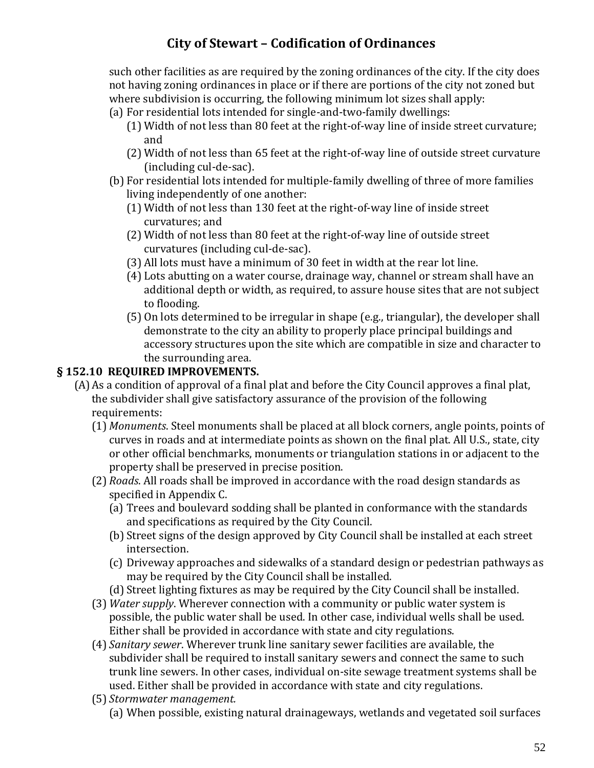such other facilities as are required by the zoning ordinances of the city. If the city does not having zoning ordinances in place or if there are portions of the city not zoned but where subdivision is occurring, the following minimum lot sizes shall apply:

(a) For residential lots intended for single-and-two-family dwellings:
   (1) Width of not less than 80 feet at the right-of-way line of inside street curvature; and
   (2) Width of not less than 65 feet at the right-of-way line of outside street curvature (including cul-de-sac).
(b) For residential lots intended for multiple-family dwelling of three of more families living independently of one another:
   (1) Width of not less than 130 feet at the right-of-way line of inside street curvatures; and
   (2) Width of not less than 80 feet at the right-of-way line of outside street curvatures (including cul-de-sac).
   (3) All lots must have a minimum of 30 feet in width at the rear lot line.
   (4) Lots abutting on a water course, drainage way, channel or stream shall have an additional depth or width, as required, to assure house sites that are not subject to flooding.
   (5) On lots determined to be irregular in shape (e.g., triangular), the developer shall demonstrate to the city an ability to properly place principal buildings and accessory structures upon the site which are compatible in size and character to the surrounding area.

## § 152.10 REQUIRED IMPROVEMENTS.

(A) As a condition of approval of a final plat and before the City Council approves a final plat, the subdivider shall give satisfactory assurance of the provision of the following requirements:
   (1) *Monuments*. Steel monuments shall be placed at all block corners, angle points, points of curves in roads and at intermediate points as shown on the final plat. All U.S., state, city or other official benchmarks, monuments or triangulation stations in or adjacent to the property shall be preserved in precise position.
   (2) *Roads*. All roads shall be improved in accordance with the road design standards as specified in Appendix C.
      (a) Trees and boulevard sodding shall be planted in conformance with the standards and specifications as required by the City Council.
      (b) Street signs of the design approved by City Council shall be installed at each street intersection.
      (c) Driveway approaches and sidewalks of a standard design or pedestrian pathways as may be required by the City Council shall be installed.
      (d) Street lighting fixtures as may be required by the City Council shall be installed.
   (3) *Water supply*. Wherever connection with a community or public water system is possible, the public water shall be used. In other case, individual wells shall be used. Either shall be provided in accordance with state and city regulations.
   (4) *Sanitary sewer*. Wherever trunk line sanitary sewer facilities are available, the subdivider shall be required to install sanitary sewers and connect the same to such trunk line sewers. In other cases, individual on-site sewage treatment systems shall be used. Either shall be provided in accordance with state and city regulations.
   (5) *Stormwater management.*
      (a) When possible, existing natural drainageways, wetlands and vegetated soil surfaces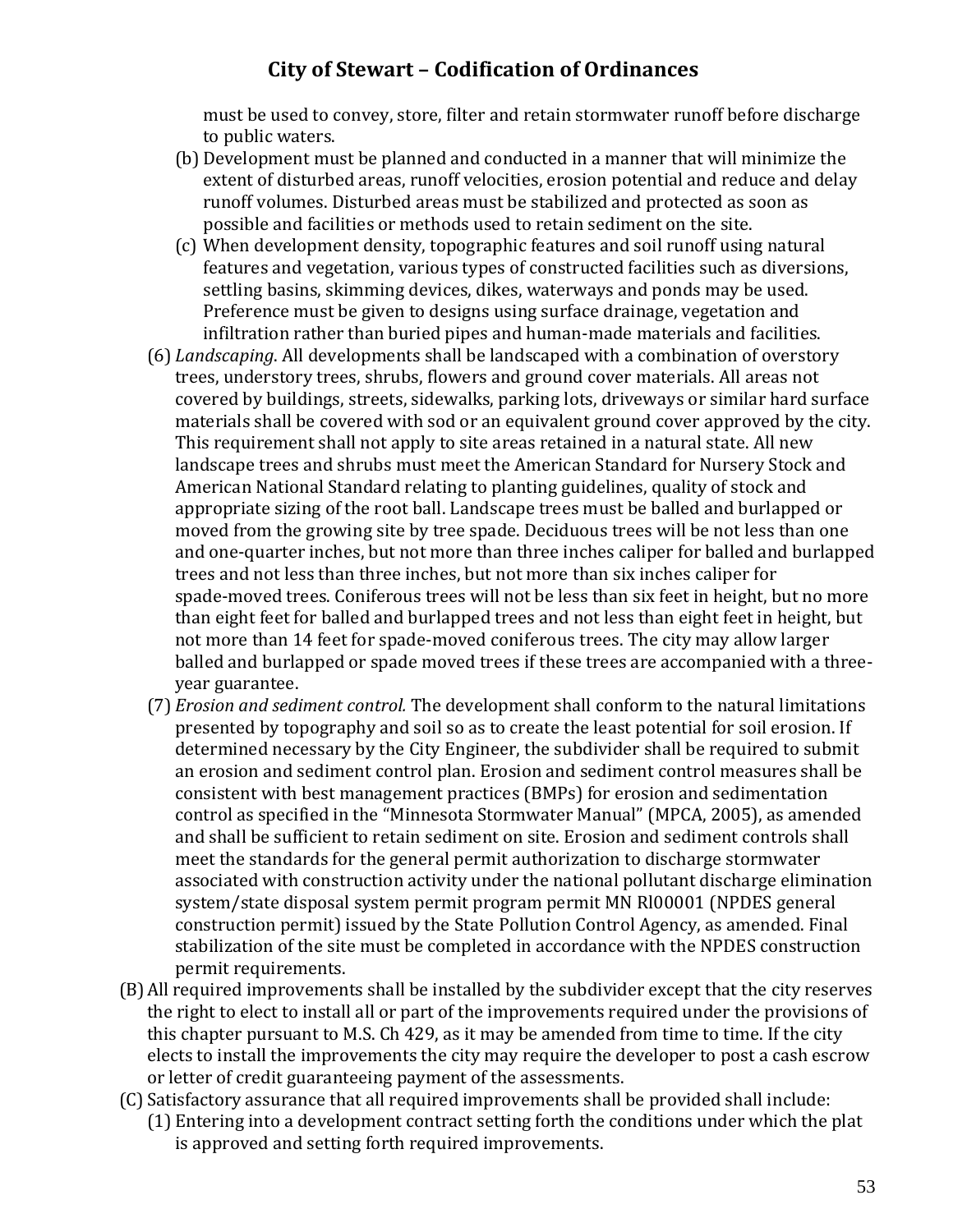must be used to convey, store, filter and retain stormwater runoff before discharge to public waters.

(b) Development must be planned and conducted in a manner that will minimize the extent of disturbed areas, runoff velocities, erosion potential and reduce and delay runoff volumes. Disturbed areas must be stabilized and protected as soon as possible and facilities or methods used to retain sediment on the site.

(c) When development density, topographic features and soil runoff using natural features and vegetation, various types of constructed facilities such as diversions, settling basins, skimming devices, dikes, waterways and ponds may be used. Preference must be given to designs using surface drainage, vegetation and infiltration rather than buried pipes and human-made materials and facilities.

(6) *Landscaping.* All developments shall be landscaped with a combination of overstory trees, understory trees, shrubs, flowers and ground cover materials. All areas not covered by buildings, streets, sidewalks, parking lots, driveways or similar hard surface materials shall be covered with sod or an equivalent ground cover approved by the city. This requirement shall not apply to site areas retained in a natural state. All new landscape trees and shrubs must meet the American Standard for Nursery Stock and American National Standard relating to planting guidelines, quality of stock and appropriate sizing of the root ball. Landscape trees must be balled and burlapped or moved from the growing site by tree spade. Deciduous trees will be not less than one and one-quarter inches, but not more than three inches caliper for balled and burlapped trees and not less than three inches, but not more than six inches caliper for spade-moved trees. Coniferous trees will not be less than six feet in height, but no more than eight feet for balled and burlapped trees and not less than eight feet in height, but not more than 14 feet for spade-moved coniferous trees. The city may allow larger balled and burlapped or spade moved trees if these trees are accompanied with a three-year guarantee.

(7) *Erosion and sediment control.* The development shall conform to the natural limitations presented by topography and soil so as to create the least potential for soil erosion. If determined necessary by the City Engineer, the subdivider shall be required to submit an erosion and sediment control plan. Erosion and sediment control measures shall be consistent with best management practices (BMPs) for erosion and sedimentation control as specified in the "Minnesota Stormwater Manual" (MPCA, 2005), as amended and shall be sufficient to retain sediment on site. Erosion and sediment controls shall meet the standards for the general permit authorization to discharge stormwater associated with construction activity under the national pollutant discharge elimination system/state disposal system permit program permit MN Rl00001 (NPDES general construction permit) issued by the State Pollution Control Agency, as amended. Final stabilization of the site must be completed in accordance with the NPDES construction permit requirements.

(B) All required improvements shall be installed by the subdivider except that the city reserves the right to elect to install all or part of the improvements required under the provisions of this chapter pursuant to M.S. Ch 429, as it may be amended from time to time. If the city elects to install the improvements the city may require the developer to post a cash escrow or letter of credit guaranteeing payment of the assessments.

(C) Satisfactory assurance that all required improvements shall be provided shall include:

(1) Entering into a development contract setting forth the conditions under which the plat is approved and setting forth required improvements.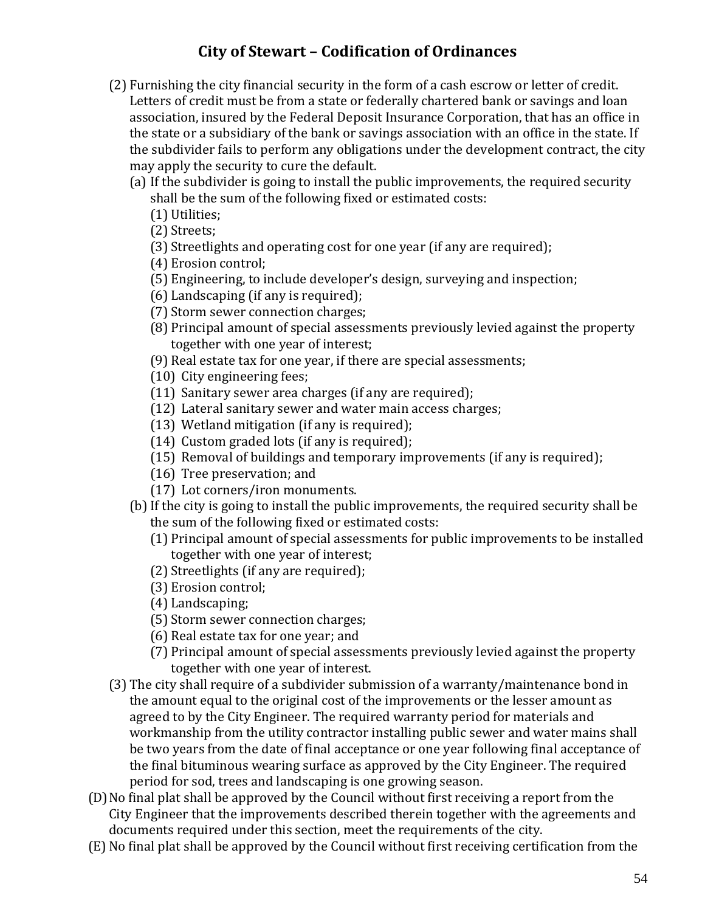(2) Furnishing the city financial security in the form of a cash escrow or letter of credit. Letters of credit must be from a state or federally chartered bank or savings and loan association, insured by the Federal Deposit Insurance Corporation, that has an office in the state or a subsidiary of the bank or savings association with an office in the state. If the subdivider fails to perform any obligations under the development contract, the city may apply the security to cure the default.

(a) If the subdivider is going to install the public improvements, the required security shall be the sum of the following fixed or estimated costs:

(1) Utilities;
(2) Streets;
(3) Streetlights and operating cost for one year (if any are required);
(4) Erosion control;
(5) Engineering, to include developer's design, surveying and inspection;
(6) Landscaping (if any is required);
(7) Storm sewer connection charges;
(8) Principal amount of special assessments previously levied against the property together with one year of interest;
(9) Real estate tax for one year, if there are special assessments;
(10) City engineering fees;
(11) Sanitary sewer area charges (if any are required);
(12) Lateral sanitary sewer and water main access charges;
(13) Wetland mitigation (if any is required);
(14) Custom graded lots (if any is required);
(15) Removal of buildings and temporary improvements (if any is required);
(16) Tree preservation; and
(17) Lot corners/iron monuments.

(b) If the city is going to install the public improvements, the required security shall be the sum of the following fixed or estimated costs:

(1) Principal amount of special assessments for public improvements to be installed together with one year of interest;
(2) Streetlights (if any are required);
(3) Erosion control;
(4) Landscaping;
(5) Storm sewer connection charges;
(6) Real estate tax for one year; and
(7) Principal amount of special assessments previously levied against the property together with one year of interest.

(3) The city shall require of a subdivider submission of a warranty/maintenance bond in the amount equal to the original cost of the improvements or the lesser amount as agreed to by the City Engineer. The required warranty period for materials and workmanship from the utility contractor installing public sewer and water mains shall be two years from the date of final acceptance or one year following final acceptance of the final bituminous wearing surface as approved by the City Engineer. The required period for sod, trees and landscaping is one growing season.

(D) No final plat shall be approved by the Council without first receiving a report from the City Engineer that the improvements described therein together with the agreements and documents required under this section, meet the requirements of the city.

(E) No final plat shall be approved by the Council without first receiving certification from the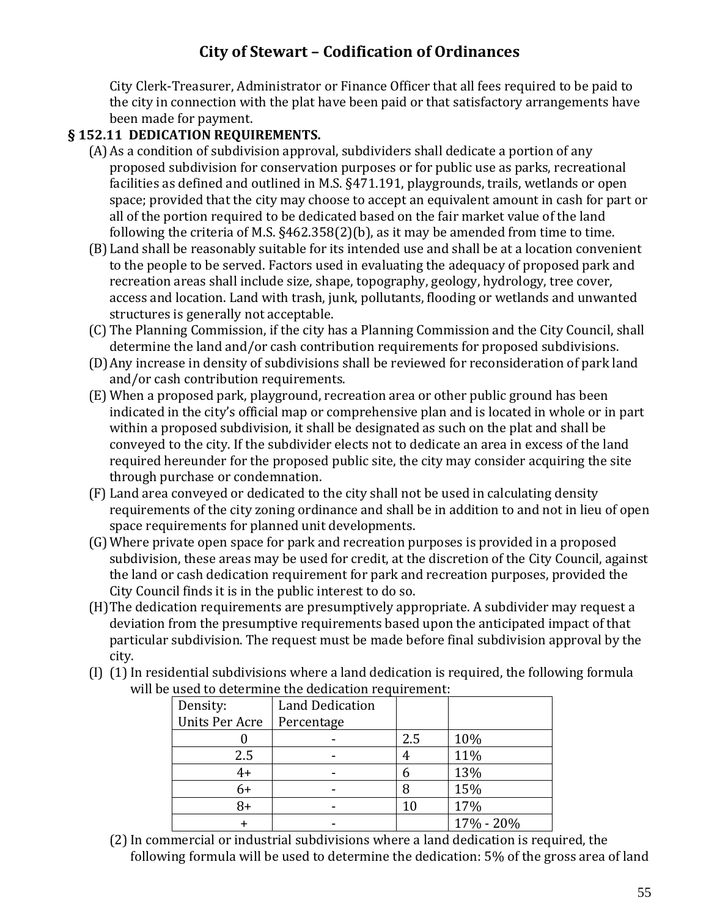City Clerk-Treasurer, Administrator or Finance Officer that all fees required to be paid to the city in connection with the plat have been paid or that satisfactory arrangements have been made for payment.

**§ 152.11 DEDICATION REQUIREMENTS.**

(A) As a condition of subdivision approval, subdividers shall dedicate a portion of any proposed subdivision for conservation purposes or for public use as parks, recreational facilities as defined and outlined in M.S. §471.191, playgrounds, trails, wetlands or open space; provided that the city may choose to accept an equivalent amount in cash for part or all of the portion required to be dedicated based on the fair market value of the land following the criteria of M.S. §462.358(2)(b), as it may be amended from time to time.

(B) Land shall be reasonably suitable for its intended use and shall be at a location convenient to the people to be served. Factors used in evaluating the adequacy of proposed park and recreation areas shall include size, shape, topography, geology, hydrology, tree cover, access and location. Land with trash, junk, pollutants, flooding or wetlands and unwanted structures is generally not acceptable.

(C) The Planning Commission, if the city has a Planning Commission and the City Council, shall determine the land and/or cash contribution requirements for proposed subdivisions.

(D) Any increase in density of subdivisions shall be reviewed for reconsideration of park land and/or cash contribution requirements.

(E) When a proposed park, playground, recreation area or other public ground has been indicated in the city's official map or comprehensive plan and is located in whole or in part within a proposed subdivision, it shall be designated as such on the plat and shall be conveyed to the city. If the subdivider elects not to dedicate an area in excess of the land required hereunder for the proposed public site, the city may consider acquiring the site through purchase or condemnation.

(F) Land area conveyed or dedicated to the city shall not be used in calculating density requirements of the city zoning ordinance and shall be in addition to and not in lieu of open space requirements for planned unit developments.

(G) Where private open space for park and recreation purposes is provided in a proposed subdivision, these areas may be used for credit, at the discretion of the City Council, against the land or cash dedication requirement for park and recreation purposes, provided the City Council finds it is in the public interest to do so.

(H) The dedication requirements are presumptively appropriate. A subdivider may request a deviation from the presumptive requirements based upon the anticipated impact of that particular subdivision. The request must be made before final subdivision approval by the city.

(I) (1) In residential subdivisions where a land dedication is required, the following formula will be used to determine the dedication requirement:

| Density: Units Per Acre | Land Dedication Percentage | | |
|---|---|---|---|
| 0 | - | 2.5 | 10% |
| 2.5 | - | 4 | 11% |
| 4+ | - | 6 | 13% |
| 6+ | - | 8 | 15% |
| 8+ | - | 10 | 17% |
| + | - | | 17% - 20% |

(2) In commercial or industrial subdivisions where a land dedication is required, the following formula will be used to determine the dedication: 5% of the gross area of land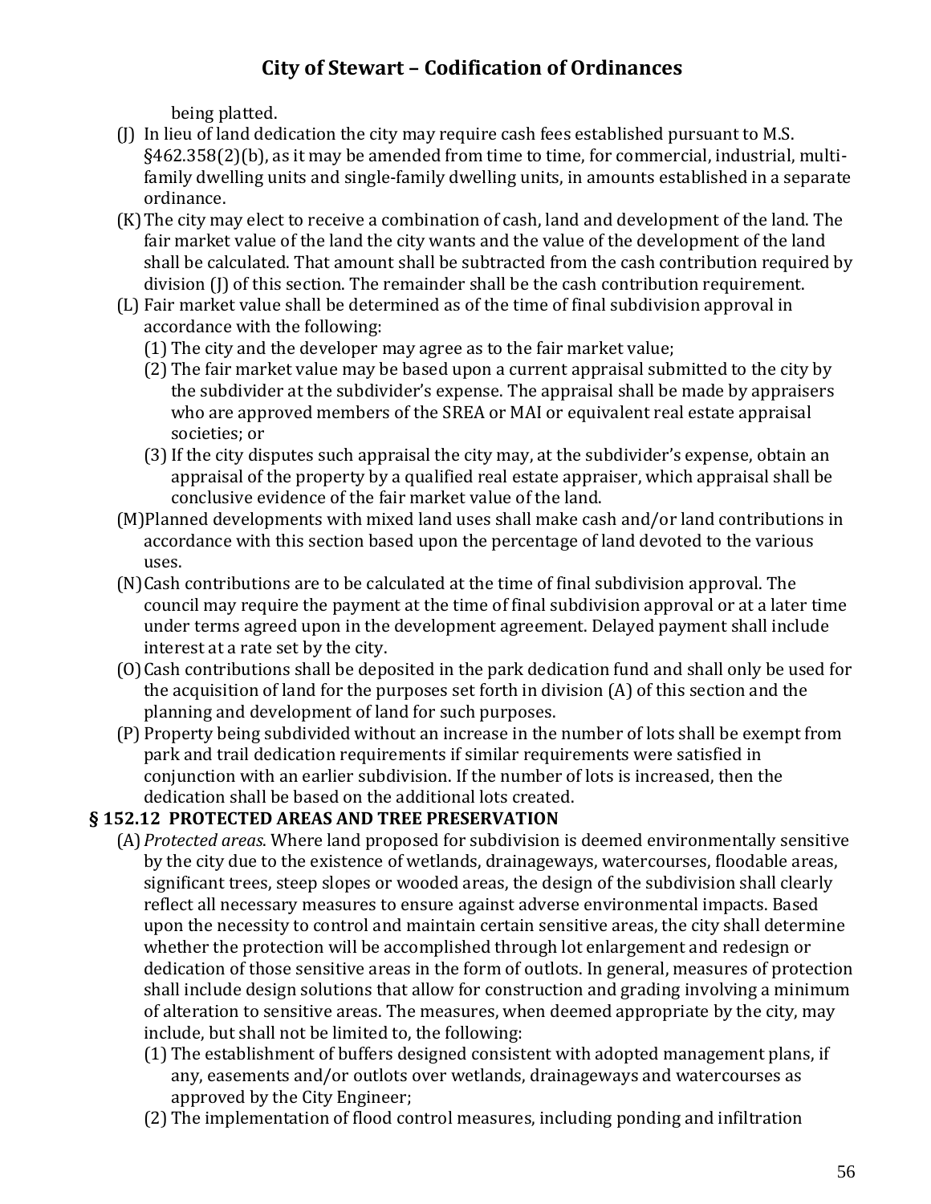being platted.

(J) In lieu of land dedication the city may require cash fees established pursuant to M.S. §462.358(2)(b), as it may be amended from time to time, for commercial, industrial, multi-family dwelling units and single-family dwelling units, in amounts established in a separate ordinance.

(K) The city may elect to receive a combination of cash, land and development of the land. The fair market value of the land the city wants and the value of the development of the land shall be calculated. That amount shall be subtracted from the cash contribution required by division (J) of this section. The remainder shall be the cash contribution requirement.

(L) Fair market value shall be determined as of the time of final subdivision approval in accordance with the following:

(1) The city and the developer may agree as to the fair market value;

(2) The fair market value may be based upon a current appraisal submitted to the city by the subdivider at the subdivider's expense. The appraisal shall be made by appraisers who are approved members of the SREA or MAI or equivalent real estate appraisal societies; or

(3) If the city disputes such appraisal the city may, at the subdivider's expense, obtain an appraisal of the property by a qualified real estate appraiser, which appraisal shall be conclusive evidence of the fair market value of the land.

(M) Planned developments with mixed land uses shall make cash and/or land contributions in accordance with this section based upon the percentage of land devoted to the various uses.

(N) Cash contributions are to be calculated at the time of final subdivision approval. The council may require the payment at the time of final subdivision approval or at a later time under terms agreed upon in the development agreement. Delayed payment shall include interest at a rate set by the city.

(O) Cash contributions shall be deposited in the park dedication fund and shall only be used for the acquisition of land for the purposes set forth in division (A) of this section and the planning and development of land for such purposes.

(P) Property being subdivided without an increase in the number of lots shall be exempt from park and trail dedication requirements if similar requirements were satisfied in conjunction with an earlier subdivision. If the number of lots is increased, then the dedication shall be based on the additional lots created.

### § 152.12 PROTECTED AREAS AND TREE PRESERVATION

(A) *Protected areas*. Where land proposed for subdivision is deemed environmentally sensitive by the city due to the existence of wetlands, drainageways, watercourses, floodable areas, significant trees, steep slopes or wooded areas, the design of the subdivision shall clearly reflect all necessary measures to ensure against adverse environmental impacts. Based upon the necessity to control and maintain certain sensitive areas, the city shall determine whether the protection will be accomplished through lot enlargement and redesign or dedication of those sensitive areas in the form of outlots. In general, measures of protection shall include design solutions that allow for construction and grading involving a minimum of alteration to sensitive areas. The measures, when deemed appropriate by the city, may include, but shall not be limited to, the following:

(1) The establishment of buffers designed consistent with adopted management plans, if any, easements and/or outlots over wetlands, drainageways and watercourses as approved by the City Engineer;

(2) The implementation of flood control measures, including ponding and infiltration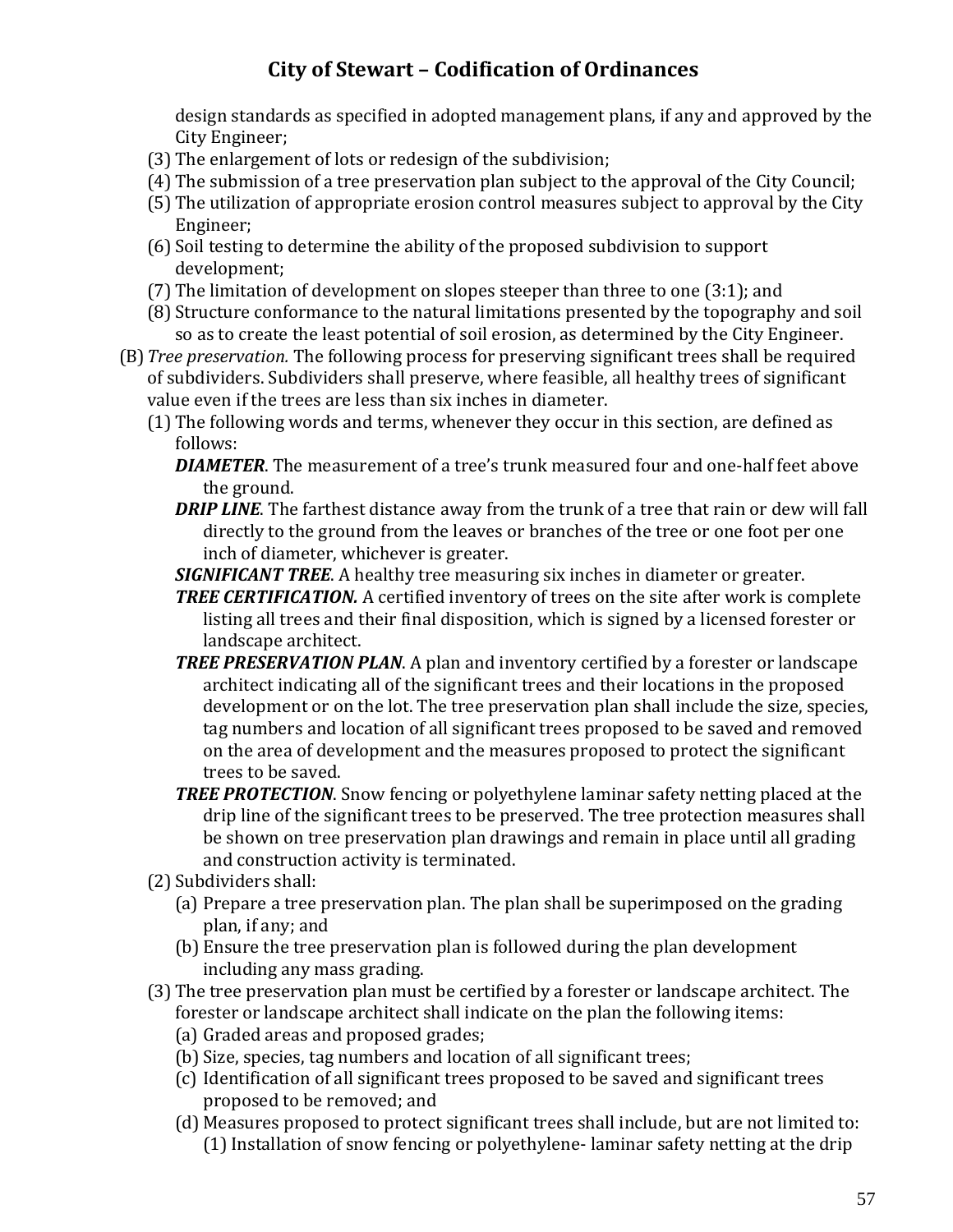design standards as specified in adopted management plans, if any and approved by the City Engineer;

(3) The enlargement of lots or redesign of the subdivision;

(4) The submission of a tree preservation plan subject to the approval of the City Council;

(5) The utilization of appropriate erosion control measures subject to approval by the City Engineer;

(6) Soil testing to determine the ability of the proposed subdivision to support development;

(7) The limitation of development on slopes steeper than three to one (3:1); and

(8) Structure conformance to the natural limitations presented by the topography and soil so as to create the least potential of soil erosion, as determined by the City Engineer.

(B) *Tree preservation.* The following process for preserving significant trees shall be required of subdividers. Subdividers shall preserve, where feasible, all healthy trees of significant value even if the trees are less than six inches in diameter.

(1) The following words and terms, whenever they occur in this section, are defined as follows:

***DIAMETER***. The measurement of a tree's trunk measured four and one-half feet above the ground.

***DRIP LINE***. The farthest distance away from the trunk of a tree that rain or dew will fall directly to the ground from the leaves or branches of the tree or one foot per one inch of diameter, whichever is greater.

***SIGNIFICANT TREE***. A healthy tree measuring six inches in diameter or greater.

***TREE CERTIFICATION.*** A certified inventory of trees on the site after work is complete listing all trees and their final disposition, which is signed by a licensed forester or landscape architect.

***TREE PRESERVATION PLAN***. A plan and inventory certified by a forester or landscape architect indicating all of the significant trees and their locations in the proposed development or on the lot. The tree preservation plan shall include the size, species, tag numbers and location of all significant trees proposed to be saved and removed on the area of development and the measures proposed to protect the significant trees to be saved.

***TREE PROTECTION***. Snow fencing or polyethylene laminar safety netting placed at the drip line of the significant trees to be preserved. The tree protection measures shall be shown on tree preservation plan drawings and remain in place until all grading and construction activity is terminated.

(2) Subdividers shall:

(a) Prepare a tree preservation plan. The plan shall be superimposed on the grading plan, if any; and

(b) Ensure the tree preservation plan is followed during the plan development including any mass grading.

(3) The tree preservation plan must be certified by a forester or landscape architect. The forester or landscape architect shall indicate on the plan the following items:

(a) Graded areas and proposed grades;

(b) Size, species, tag numbers and location of all significant trees;

(c) Identification of all significant trees proposed to be saved and significant trees proposed to be removed; and

(d) Measures proposed to protect significant trees shall include, but are not limited to:

(1) Installation of snow fencing or polyethylene- laminar safety netting at the drip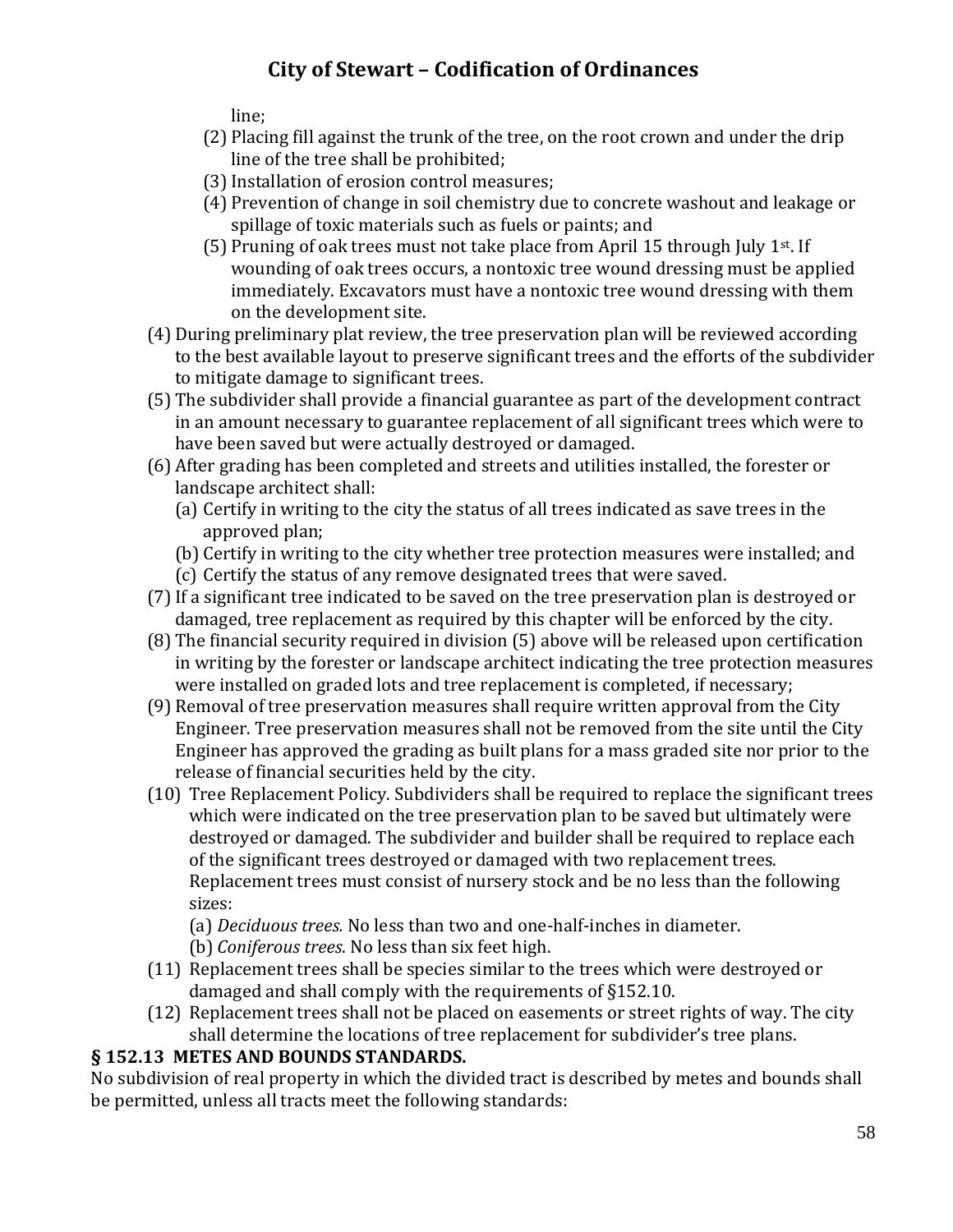line;

(2) Placing fill against the trunk of the tree, on the root crown and under the drip line of the tree shall be prohibited;

(3) Installation of erosion control measures;

(4) Prevention of change in soil chemistry due to concrete washout and leakage or spillage of toxic materials such as fuels or paints; and

(5) Pruning of oak trees must not take place from April 15 through July 1st. If wounding of oak trees occurs, a nontoxic tree wound dressing must be applied immediately. Excavators must have a nontoxic tree wound dressing with them on the development site.

(4) During preliminary plat review, the tree preservation plan will be reviewed according to the best available layout to preserve significant trees and the efforts of the subdivider to mitigate damage to significant trees.

(5) The subdivider shall provide a financial guarantee as part of the development contract in an amount necessary to guarantee replacement of all significant trees which were to have been saved but were actually destroyed or damaged.

(6) After grading has been completed and streets and utilities installed, the forester or landscape architect shall:

(a) Certify in writing to the city the status of all trees indicated as save trees in the approved plan;

(b) Certify in writing to the city whether tree protection measures were installed; and

(c) Certify the status of any remove designated trees that were saved.

(7) If a significant tree indicated to be saved on the tree preservation plan is destroyed or damaged, tree replacement as required by this chapter will be enforced by the city.

(8) The financial security required in division (5) above will be released upon certification in writing by the forester or landscape architect indicating the tree protection measures were installed on graded lots and tree replacement is completed, if necessary;

(9) Removal of tree preservation measures shall require written approval from the City Engineer. Tree preservation measures shall not be removed from the site until the City Engineer has approved the grading as built plans for a mass graded site nor prior to the release of financial securities held by the city.

(10) Tree Replacement Policy. Subdividers shall be required to replace the significant trees which were indicated on the tree preservation plan to be saved but ultimately were destroyed or damaged. The subdivider and builder shall be required to replace each of the significant trees destroyed or damaged with two replacement trees. Replacement trees must consist of nursery stock and be no less than the following sizes:

(a) *Deciduous trees.* No less than two and one-half-inches in diameter.

(b) *Coniferous trees*. No less than six feet high.

(11) Replacement trees shall be species similar to the trees which were destroyed or damaged and shall comply with the requirements of §152.10.

(12) Replacement trees shall not be placed on easements or street rights of way. The city shall determine the locations of tree replacement for subdivider's tree plans.

**§ 152.13 METES AND BOUNDS STANDARDS.**

No subdivision of real property in which the divided tract is described by metes and bounds shall be permitted, unless all tracts meet the following standards: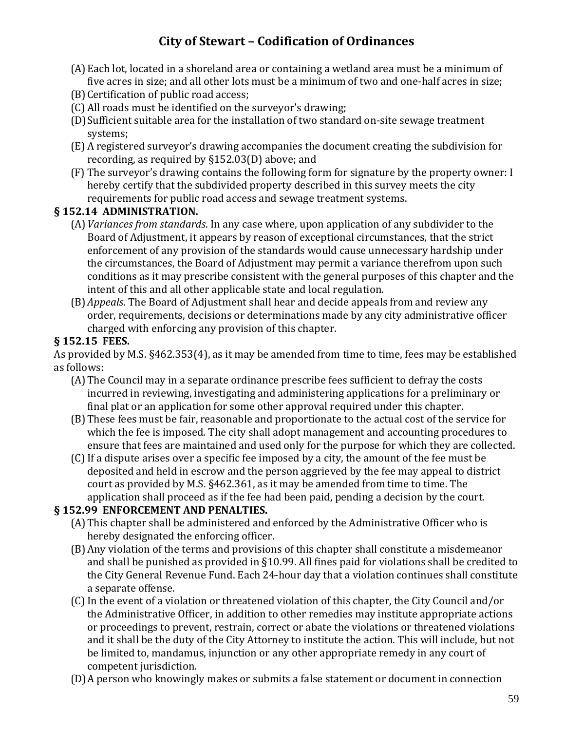(A) Each lot, located in a shoreland area or containing a wetland area must be a minimum of five acres in size; and all other lots must be a minimum of two and one-half acres in size;

(B) Certification of public road access;

(C) All roads must be identified on the surveyor's drawing;

(D) Sufficient suitable area for the installation of two standard on-site sewage treatment systems;

(E) A registered surveyor's drawing accompanies the document creating the subdivision for recording, as required by §152.03(D) above; and

(F) The surveyor's drawing contains the following form for signature by the property owner: I hereby certify that the subdivided property described in this survey meets the city requirements for public road access and sewage treatment systems.

### § 152.14 ADMINISTRATION.

(A) *Variances from standards*. In any case where, upon application of any subdivider to the Board of Adjustment, it appears by reason of exceptional circumstances, that the strict enforcement of any provision of the standards would cause unnecessary hardship under the circumstances, the Board of Adjustment may permit a variance therefrom upon such conditions as it may prescribe consistent with the general purposes of this chapter and the intent of this and all other applicable state and local regulation.

(B) *Appeals*. The Board of Adjustment shall hear and decide appeals from and review any order, requirements, decisions or determinations made by any city administrative officer charged with enforcing any provision of this chapter.

### § 152.15 FEES.

As provided by M.S. §462.353(4), as it may be amended from time to time, fees may be established as follows:

(A) The Council may in a separate ordinance prescribe fees sufficient to defray the costs incurred in reviewing, investigating and administering applications for a preliminary or final plat or an application for some other approval required under this chapter.

(B) These fees must be fair, reasonable and proportionate to the actual cost of the service for which the fee is imposed. The city shall adopt management and accounting procedures to ensure that fees are maintained and used only for the purpose for which they are collected.

(C) If a dispute arises over a specific fee imposed by a city, the amount of the fee must be deposited and held in escrow and the person aggrieved by the fee may appeal to district court as provided by M.S. §462.361, as it may be amended from time to time. The application shall proceed as if the fee had been paid, pending a decision by the court.

### § 152.99 ENFORCEMENT AND PENALTIES.

(A) This chapter shall be administered and enforced by the Administrative Officer who is hereby designated the enforcing officer.

(B) Any violation of the terms and provisions of this chapter shall constitute a misdemeanor and shall be punished as provided in §10.99. All fines paid for violations shall be credited to the City General Revenue Fund. Each 24-hour day that a violation continues shall constitute a separate offense.

(C) In the event of a violation or threatened violation of this chapter, the City Council and/or the Administrative Officer, in addition to other remedies may institute appropriate actions or proceedings to prevent, restrain, correct or abate the violations or threatened violations and it shall be the duty of the City Attorney to institute the action. This will include, but not be limited to, mandamus, injunction or any other appropriate remedy in any court of competent jurisdiction.

(D) A person who knowingly makes or submits a false statement or document in connection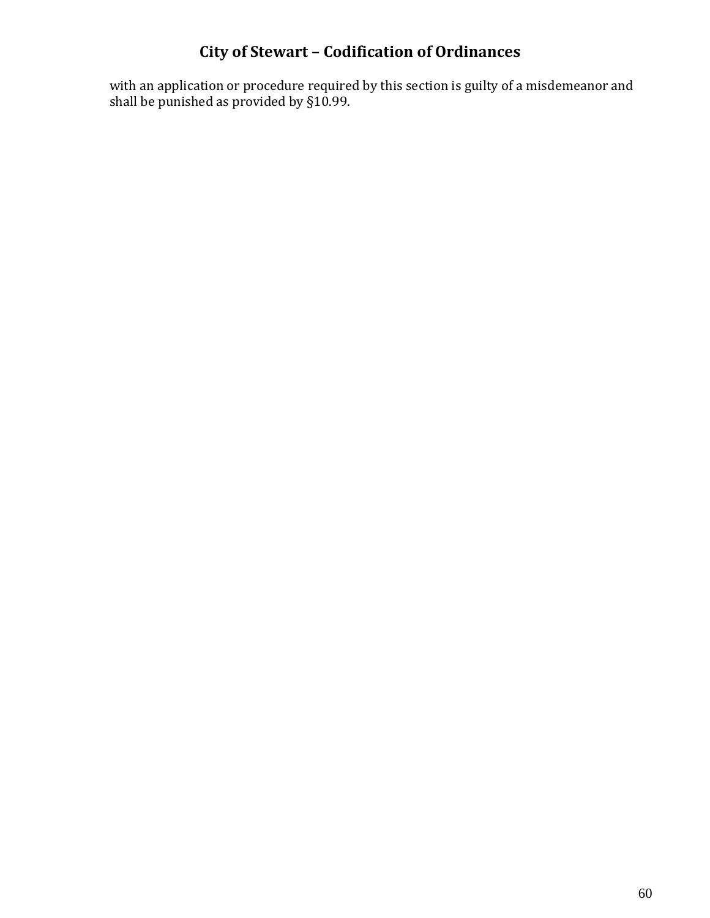with an application or procedure required by this section is guilty of a misdemeanor and shall be punished as provided by §10.99.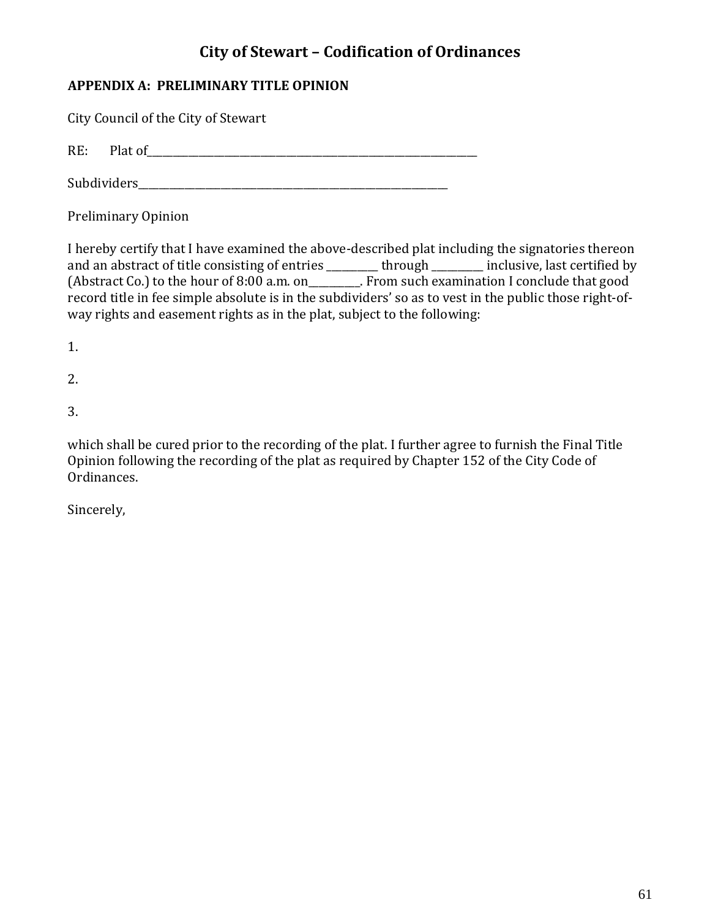# City of Stewart – Codification of Ordinances

**APPENDIX A: PRELIMINARY TITLE OPINION**

City Council of the City of Stewart

RE: Plat of_______________________________________________________________

Subdividers___________________________________________________________

Preliminary Opinion

I hereby certify that I have examined the above-described plat including the signatories thereon and an abstract of title consisting of entries _________ through _________ inclusive, last certified by (Abstract Co.) to the hour of 8:00 a.m. on_________. From such examination I conclude that good record title in fee simple absolute is in the subdividers' so as to vest in the public those right-of-way rights and easement rights as in the plat, subject to the following:

1.

2.

3.

which shall be cured prior to the recording of the plat. I further agree to furnish the Final Title Opinion following the recording of the plat as required by Chapter 152 of the City Code of Ordinances.

Sincerely,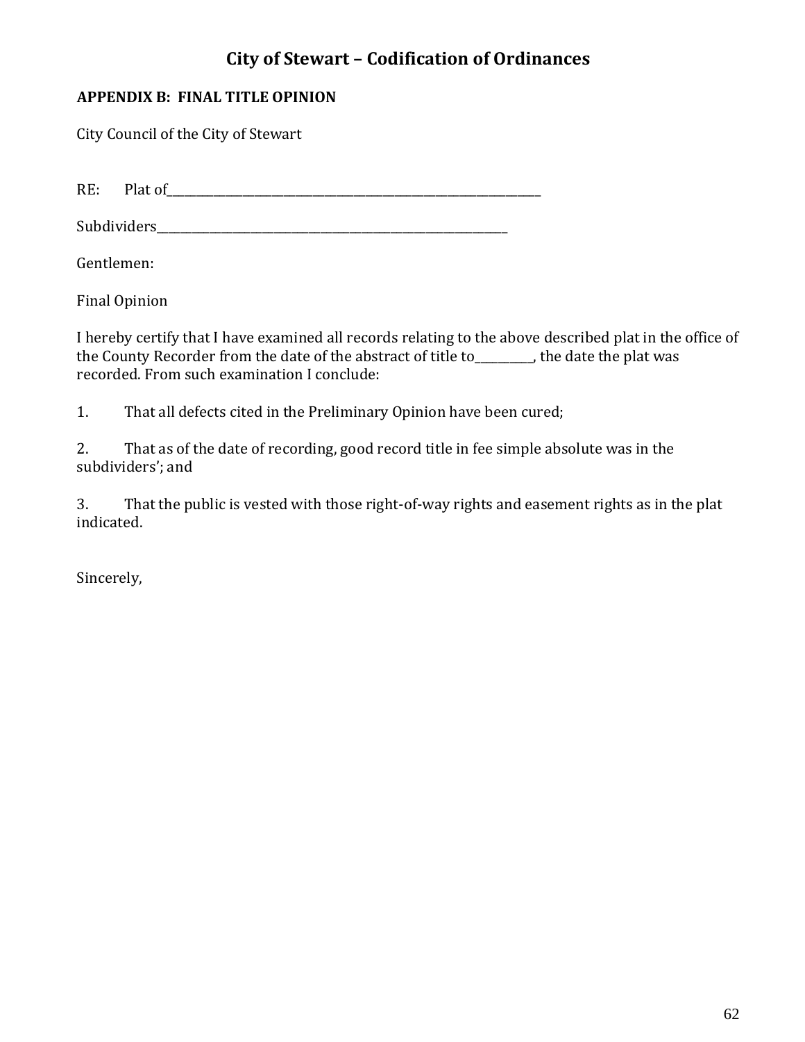# City of Stewart – Codification of Ordinances

**APPENDIX B: FINAL TITLE OPINION**

City Council of the City of Stewart

RE: Plat of_______________________________________________________________

Subdividers___________________________________________________________

Gentlemen:

Final Opinion

I hereby certify that I have examined all records relating to the above described plat in the office of the County Recorder from the date of the abstract of title to__________, the date the plat was recorded. From such examination I conclude:

1. That all defects cited in the Preliminary Opinion have been cured;

2. That as of the date of recording, good record title in fee simple absolute was in the subdividers'; and

3. That the public is vested with those right-of-way rights and easement rights as in the plat indicated.

Sincerely,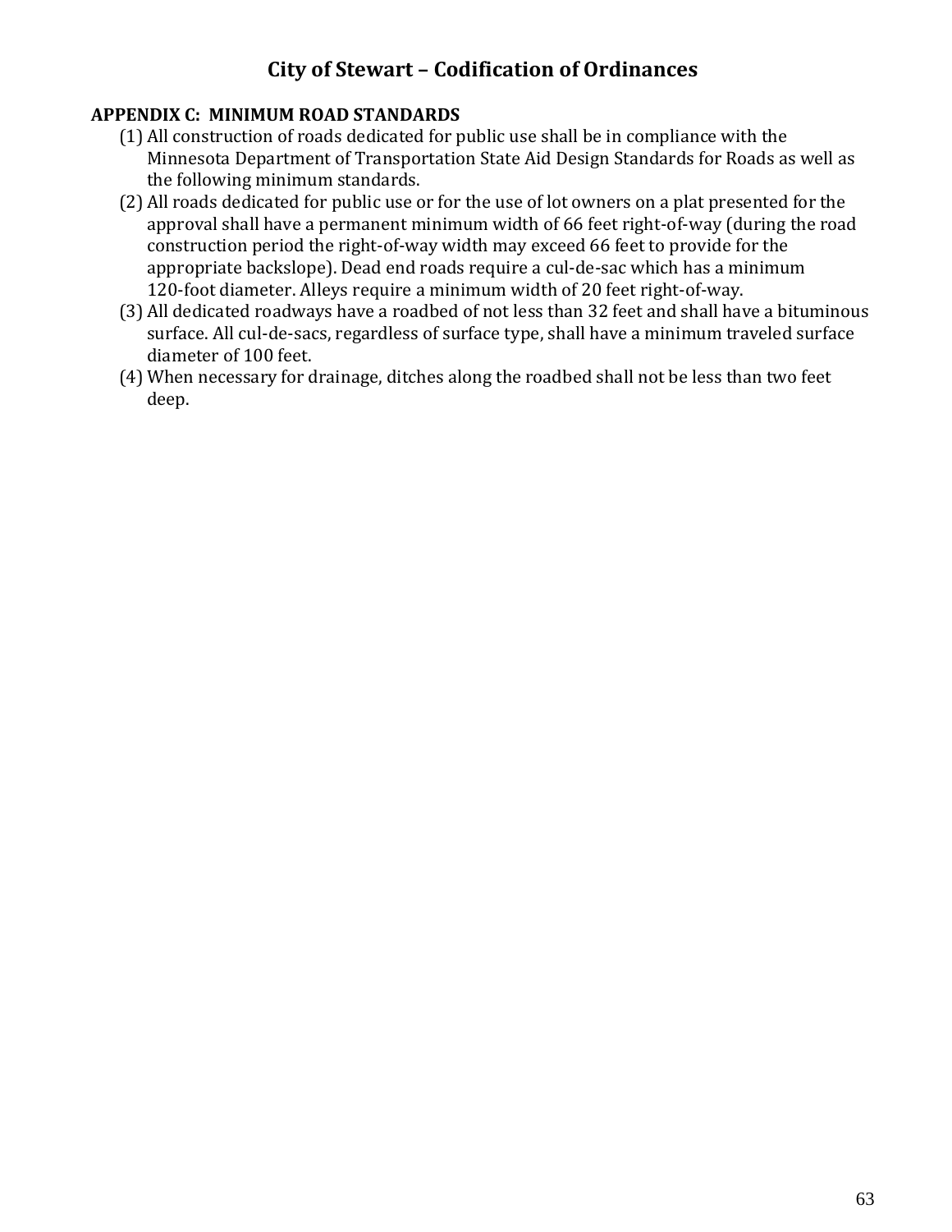## APPENDIX C: MINIMUM ROAD STANDARDS

(1) All construction of roads dedicated for public use shall be in compliance with the Minnesota Department of Transportation State Aid Design Standards for Roads as well as the following minimum standards.

(2) All roads dedicated for public use or for the use of lot owners on a plat presented for the approval shall have a permanent minimum width of 66 feet right-of-way (during the road construction period the right-of-way width may exceed 66 feet to provide for the appropriate backslope). Dead end roads require a cul-de-sac which has a minimum 120-foot diameter. Alleys require a minimum width of 20 feet right-of-way.

(3) All dedicated roadways have a roadbed of not less than 32 feet and shall have a bituminous surface. All cul-de-sacs, regardless of surface type, shall have a minimum traveled surface diameter of 100 feet.

(4) When necessary for drainage, ditches along the roadbed shall not be less than two feet deep.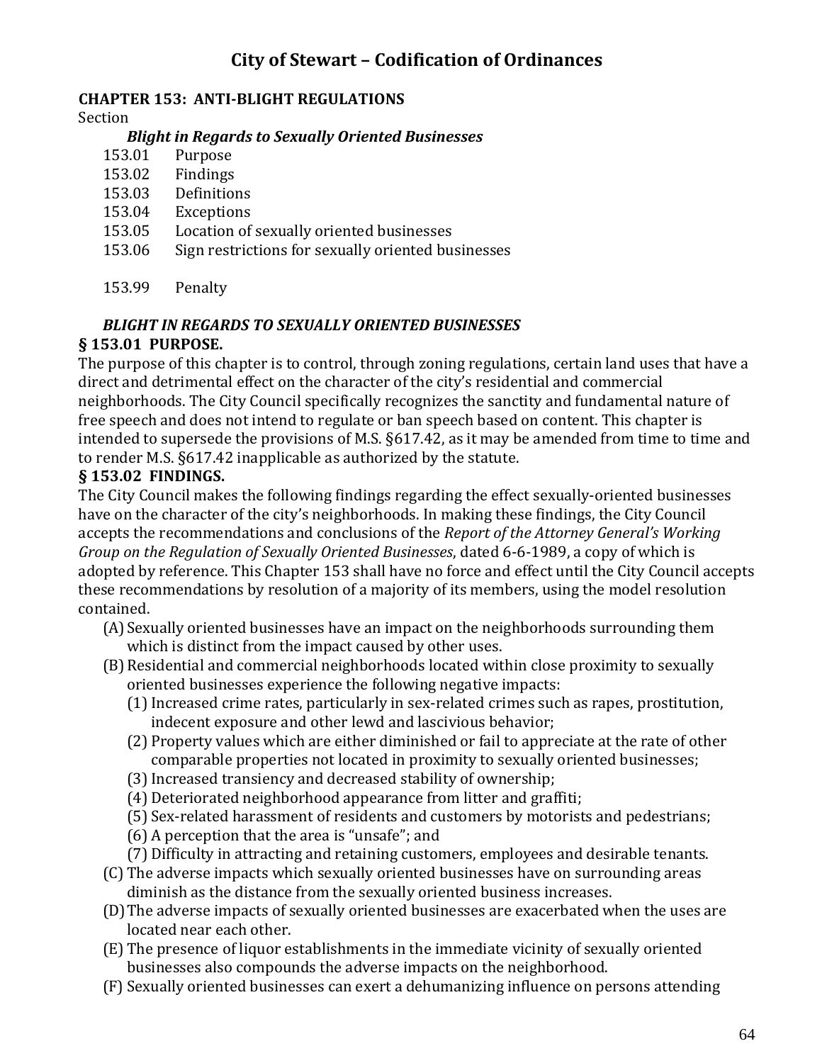# City of Stewart – Codification of Ordinances

## CHAPTER 153: ANTI-BLIGHT REGULATIONS

Section

***Blight in Regards to Sexually Oriented Businesses***

153.01 Purpose
153.02 Findings
153.03 Definitions
153.04 Exceptions
153.05 Location of sexually oriented businesses
153.06 Sign restrictions for sexually oriented businesses

153.99 Penalty

***BLIGHT IN REGARDS TO SEXUALLY ORIENTED BUSINESSES***

### § 153.01 PURPOSE.

The purpose of this chapter is to control, through zoning regulations, certain land uses that have a direct and detrimental effect on the character of the city's residential and commercial neighborhoods. The City Council specifically recognizes the sanctity and fundamental nature of free speech and does not intend to regulate or ban speech based on content. This chapter is intended to supersede the provisions of M.S. §617.42, as it may be amended from time to time and to render M.S. §617.42 inapplicable as authorized by the statute.

### § 153.02 FINDINGS.

The City Council makes the following findings regarding the effect sexually-oriented businesses have on the character of the city's neighborhoods. In making these findings, the City Council accepts the recommendations and conclusions of the *Report of the Attorney General's Working Group on the Regulation of Sexually Oriented Businesses*, dated 6-6-1989, a copy of which is adopted by reference. This Chapter 153 shall have no force and effect until the City Council accepts these recommendations by resolution of a majority of its members, using the model resolution contained.

(A) Sexually oriented businesses have an impact on the neighborhoods surrounding them which is distinct from the impact caused by other uses.

(B) Residential and commercial neighborhoods located within close proximity to sexually oriented businesses experience the following negative impacts:

(1) Increased crime rates, particularly in sex-related crimes such as rapes, prostitution, indecent exposure and other lewd and lascivious behavior;

(2) Property values which are either diminished or fail to appreciate at the rate of other comparable properties not located in proximity to sexually oriented businesses;

(3) Increased transiency and decreased stability of ownership;

(4) Deteriorated neighborhood appearance from litter and graffiti;

(5) Sex-related harassment of residents and customers by motorists and pedestrians;

(6) A perception that the area is "unsafe"; and

(7) Difficulty in attracting and retaining customers, employees and desirable tenants.

(C) The adverse impacts which sexually oriented businesses have on surrounding areas diminish as the distance from the sexually oriented business increases.

(D) The adverse impacts of sexually oriented businesses are exacerbated when the uses are located near each other.

(E) The presence of liquor establishments in the immediate vicinity of sexually oriented businesses also compounds the adverse impacts on the neighborhood.

(F) Sexually oriented businesses can exert a dehumanizing influence on persons attending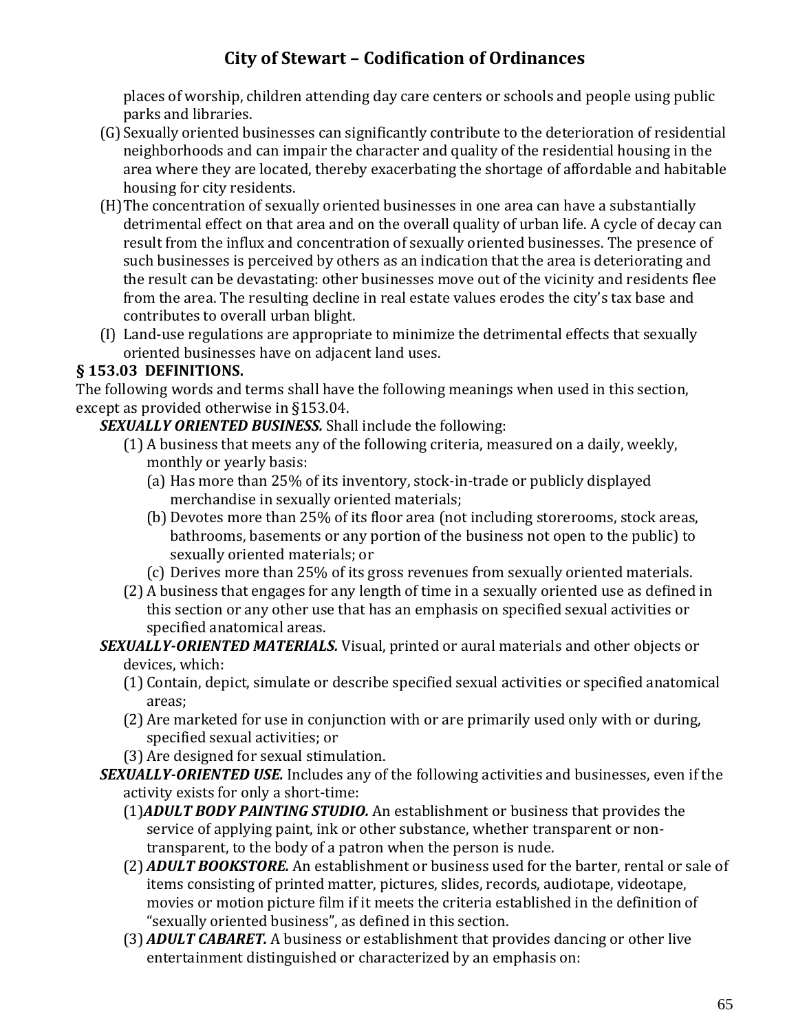places of worship, children attending day care centers or schools and people using public parks and libraries.

(G) Sexually oriented businesses can significantly contribute to the deterioration of residential neighborhoods and can impair the character and quality of the residential housing in the area where they are located, thereby exacerbating the shortage of affordable and habitable housing for city residents.

(H) The concentration of sexually oriented businesses in one area can have a substantially detrimental effect on that area and on the overall quality of urban life. A cycle of decay can result from the influx and concentration of sexually oriented businesses. The presence of such businesses is perceived by others as an indication that the area is deteriorating and the result can be devastating: other businesses move out of the vicinity and residents flee from the area. The resulting decline in real estate values erodes the city's tax base and contributes to overall urban blight.

(I) Land-use regulations are appropriate to minimize the detrimental effects that sexually oriented businesses have on adjacent land uses.

**§ 153.03 DEFINITIONS.**

The following words and terms shall have the following meanings when used in this section, except as provided otherwise in §153.04.

***SEXUALLY ORIENTED BUSINESS.*** Shall include the following:

(1) A business that meets any of the following criteria, measured on a daily, weekly, monthly or yearly basis:

(a) Has more than 25% of its inventory, stock-in-trade or publicly displayed merchandise in sexually oriented materials;

(b) Devotes more than 25% of its floor area (not including storerooms, stock areas, bathrooms, basements or any portion of the business not open to the public) to sexually oriented materials; or

(c) Derives more than 25% of its gross revenues from sexually oriented materials.

(2) A business that engages for any length of time in a sexually oriented use as defined in this section or any other use that has an emphasis on specified sexual activities or specified anatomical areas.

***SEXUALLY-ORIENTED MATERIALS.*** Visual, printed or aural materials and other objects or devices, which:

(1) Contain, depict, simulate or describe specified sexual activities or specified anatomical areas;

(2) Are marketed for use in conjunction with or are primarily used only with or during, specified sexual activities; or

(3) Are designed for sexual stimulation.

***SEXUALLY-ORIENTED USE.*** Includes any of the following activities and businesses, even if the activity exists for only a short-time:

(1) ***ADULT BODY PAINTING STUDIO.*** An establishment or business that provides the service of applying paint, ink or other substance, whether transparent or non-transparent, to the body of a patron when the person is nude.

(2) ***ADULT BOOKSTORE.*** An establishment or business used for the barter, rental or sale of items consisting of printed matter, pictures, slides, records, audiotape, videotape, movies or motion picture film if it meets the criteria established in the definition of "sexually oriented business", as defined in this section.

(3) ***ADULT CABARET.*** A business or establishment that provides dancing or other live entertainment distinguished or characterized by an emphasis on: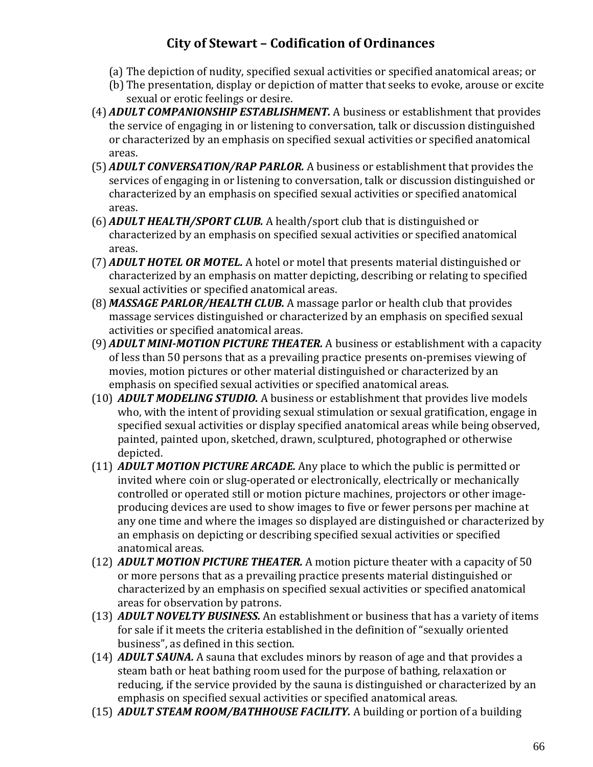(a) The depiction of nudity, specified sexual activities or specified anatomical areas; or

(b) The presentation, display or depiction of matter that seeks to evoke, arouse or excite sexual or erotic feelings or desire.

(4) ***ADULT COMPANIONSHIP ESTABLISHMENT.*** A business or establishment that provides the service of engaging in or listening to conversation, talk or discussion distinguished or characterized by an emphasis on specified sexual activities or specified anatomical areas.

(5) ***ADULT CONVERSATION/RAP PARLOR.*** A business or establishment that provides the services of engaging in or listening to conversation, talk or discussion distinguished or characterized by an emphasis on specified sexual activities or specified anatomical areas.

(6) ***ADULT HEALTH/SPORT CLUB.*** A health/sport club that is distinguished or characterized by an emphasis on specified sexual activities or specified anatomical areas.

(7) ***ADULT HOTEL OR MOTEL.*** A hotel or motel that presents material distinguished or characterized by an emphasis on matter depicting, describing or relating to specified sexual activities or specified anatomical areas.

(8) ***MASSAGE PARLOR/HEALTH CLUB.*** A massage parlor or health club that provides massage services distinguished or characterized by an emphasis on specified sexual activities or specified anatomical areas.

(9) ***ADULT MINI-MOTION PICTURE THEATER.*** A business or establishment with a capacity of less than 50 persons that as a prevailing practice presents on-premises viewing of movies, motion pictures or other material distinguished or characterized by an emphasis on specified sexual activities or specified anatomical areas.

(10) ***ADULT MODELING STUDIO.*** A business or establishment that provides live models who, with the intent of providing sexual stimulation or sexual gratification, engage in specified sexual activities or display specified anatomical areas while being observed, painted, painted upon, sketched, drawn, sculptured, photographed or otherwise depicted.

(11) ***ADULT MOTION PICTURE ARCADE.*** Any place to which the public is permitted or invited where coin or slug-operated or electronically, electrically or mechanically controlled or operated still or motion picture machines, projectors or other image-producing devices are used to show images to five or fewer persons per machine at any one time and where the images so displayed are distinguished or characterized by an emphasis on depicting or describing specified sexual activities or specified anatomical areas.

(12) ***ADULT MOTION PICTURE THEATER.*** A motion picture theater with a capacity of 50 or more persons that as a prevailing practice presents material distinguished or characterized by an emphasis on specified sexual activities or specified anatomical areas for observation by patrons.

(13) ***ADULT NOVELTY BUSINESS.*** An establishment or business that has a variety of items for sale if it meets the criteria established in the definition of "sexually oriented business", as defined in this section.

(14) ***ADULT SAUNA.*** A sauna that excludes minors by reason of age and that provides a steam bath or heat bathing room used for the purpose of bathing, relaxation or reducing, if the service provided by the sauna is distinguished or characterized by an emphasis on specified sexual activities or specified anatomical areas.

(15) ***ADULT STEAM ROOM/BATHHOUSE FACILITY.*** A building or portion of a building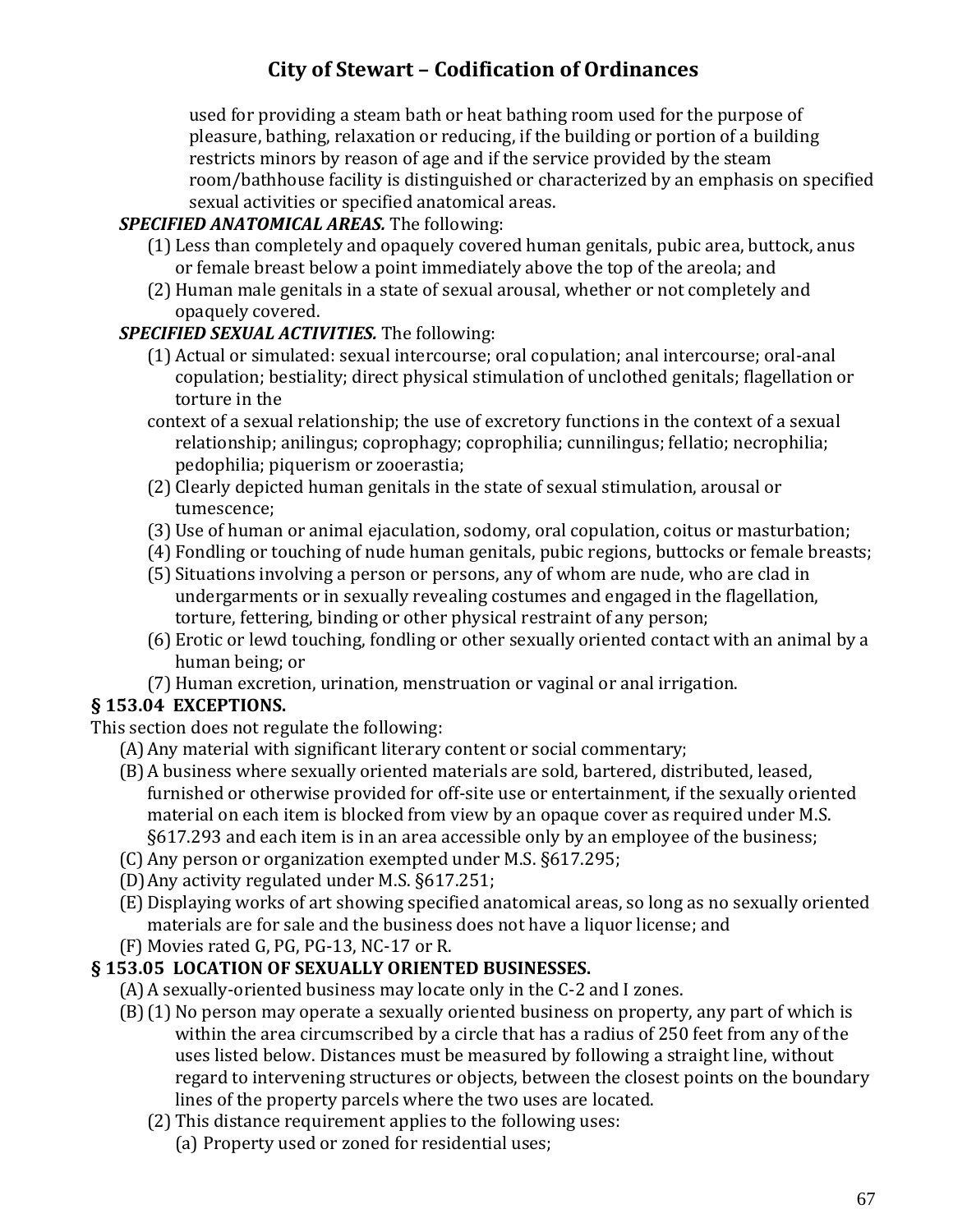used for providing a steam bath or heat bathing room used for the purpose of pleasure, bathing, relaxation or reducing, if the building or portion of a building restricts minors by reason of age and if the service provided by the steam room/bathhouse facility is distinguished or characterized by an emphasis on specified sexual activities or specified anatomical areas.

***SPECIFIED ANATOMICAL AREAS.*** The following:

(1) Less than completely and opaquely covered human genitals, pubic area, buttock, anus or female breast below a point immediately above the top of the areola; and

(2) Human male genitals in a state of sexual arousal, whether or not completely and opaquely covered.

***SPECIFIED SEXUAL ACTIVITIES.*** The following:

(1) Actual or simulated: sexual intercourse; oral copulation; anal intercourse; oral-anal copulation; bestiality; direct physical stimulation of unclothed genitals; flagellation or torture in the

context of a sexual relationship; the use of excretory functions in the context of a sexual relationship; anilingus; coprophagy; coprophilia; cunnilingus; fellatio; necrophilia; pedophilia; piquerism or zooerastia;

(2) Clearly depicted human genitals in the state of sexual stimulation, arousal or tumescence;

(3) Use of human or animal ejaculation, sodomy, oral copulation, coitus or masturbation;

(4) Fondling or touching of nude human genitals, pubic regions, buttocks or female breasts;

(5) Situations involving a person or persons, any of whom are nude, who are clad in undergarments or in sexually revealing costumes and engaged in the flagellation, torture, fettering, binding or other physical restraint of any person;

(6) Erotic or lewd touching, fondling or other sexually oriented contact with an animal by a human being; or

(7) Human excretion, urination, menstruation or vaginal or anal irrigation.

### § 153.04 EXCEPTIONS.

This section does not regulate the following:

(A) Any material with significant literary content or social commentary;

(B) A business where sexually oriented materials are sold, bartered, distributed, leased, furnished or otherwise provided for off-site use or entertainment, if the sexually oriented material on each item is blocked from view by an opaque cover as required under M.S. §617.293 and each item is in an area accessible only by an employee of the business;

(C) Any person or organization exempted under M.S. §617.295;

(D) Any activity regulated under M.S. §617.251;

(E) Displaying works of art showing specified anatomical areas, so long as no sexually oriented materials are for sale and the business does not have a liquor license; and

(F) Movies rated G, PG, PG-13, NC-17 or R.

### § 153.05 LOCATION OF SEXUALLY ORIENTED BUSINESSES.

(A) A sexually-oriented business may locate only in the C-2 and I zones.

(B) (1) No person may operate a sexually oriented business on property, any part of which is within the area circumscribed by a circle that has a radius of 250 feet from any of the uses listed below. Distances must be measured by following a straight line, without regard to intervening structures or objects, between the closest points on the boundary lines of the property parcels where the two uses are located.

(2) This distance requirement applies to the following uses:

(a) Property used or zoned for residential uses;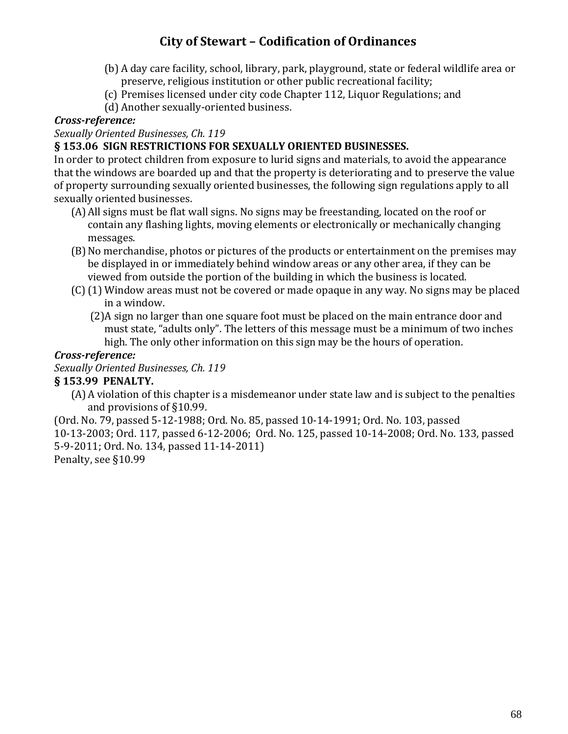(b) A day care facility, school, library, park, playground, state or federal wildlife area or preserve, religious institution or other public recreational facility;

(c) Premises licensed under city code Chapter 112, Liquor Regulations; and

(d) Another sexually-oriented business.

***Cross-reference:***

*Sexually Oriented Businesses, Ch. 119*

**§ 153.06 SIGN RESTRICTIONS FOR SEXUALLY ORIENTED BUSINESSES.**

In order to protect children from exposure to lurid signs and materials, to avoid the appearance that the windows are boarded up and that the property is deteriorating and to preserve the value of property surrounding sexually oriented businesses, the following sign regulations apply to all sexually oriented businesses.

(A) All signs must be flat wall signs. No signs may be freestanding, located on the roof or contain any flashing lights, moving elements or electronically or mechanically changing messages.

(B) No merchandise, photos or pictures of the products or entertainment on the premises may be displayed in or immediately behind window areas or any other area, if they can be viewed from outside the portion of the building in which the business is located.

(C) (1) Window areas must not be covered or made opaque in any way. No signs may be placed in a window.

(2)A sign no larger than one square foot must be placed on the main entrance door and must state, "adults only". The letters of this message must be a minimum of two inches high. The only other information on this sign may be the hours of operation.

***Cross-reference:***

*Sexually Oriented Businesses, Ch. 119*

**§ 153.99 PENALTY.**

(A) A violation of this chapter is a misdemeanor under state law and is subject to the penalties and provisions of §10.99.

(Ord. No. 79, passed 5-12-1988; Ord. No. 85, passed 10-14-1991; Ord. No. 103, passed 10-13-2003; Ord. 117, passed 6-12-2006; Ord. No. 125, passed 10-14-2008; Ord. No. 133, passed 5-9-2011; Ord. No. 134, passed 11-14-2011)

Penalty, see §10.99